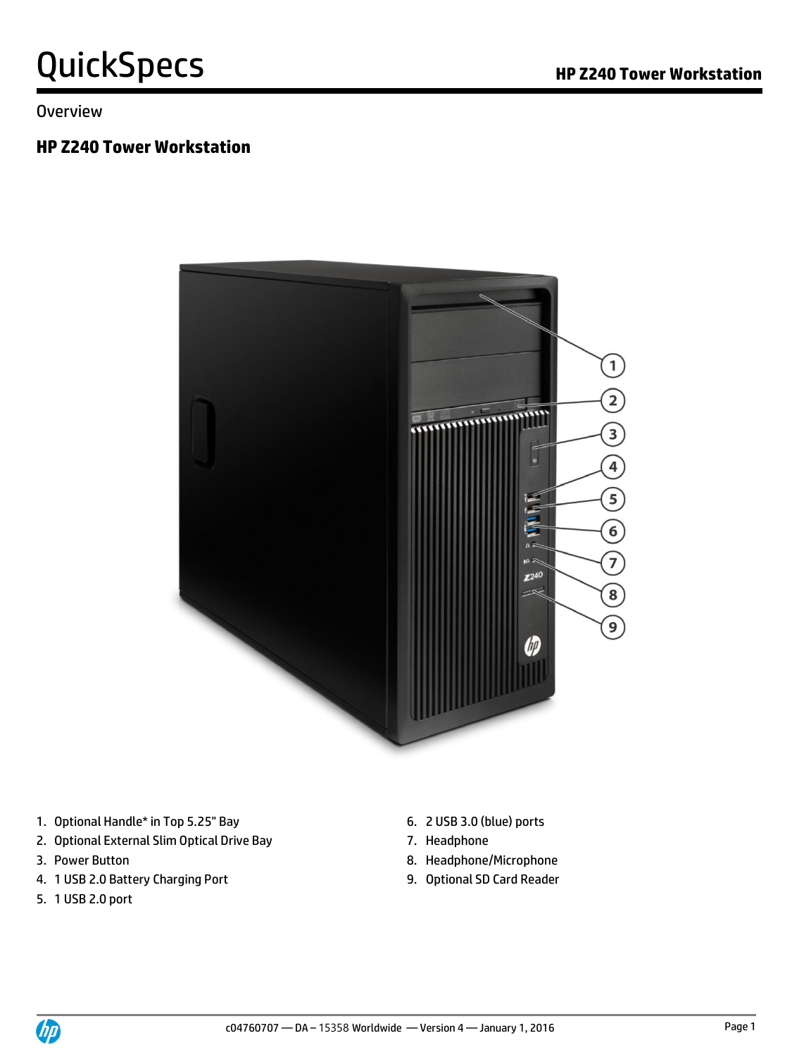# QuickSpecs

Overview

## HP Z240 Tower Workstation

1. Optional Handle* in Top 5.25" Bay
2. Optional External Slim Optical Drive Bay
3. Power Button
4. 1 USB 2.0 Battery Charging Port
5. 1 USB 2.0 port
6. 2 USB 3.0 (blue) ports
7. Headphone
8. Headphone/Microphone
9. Optional SD Card Reader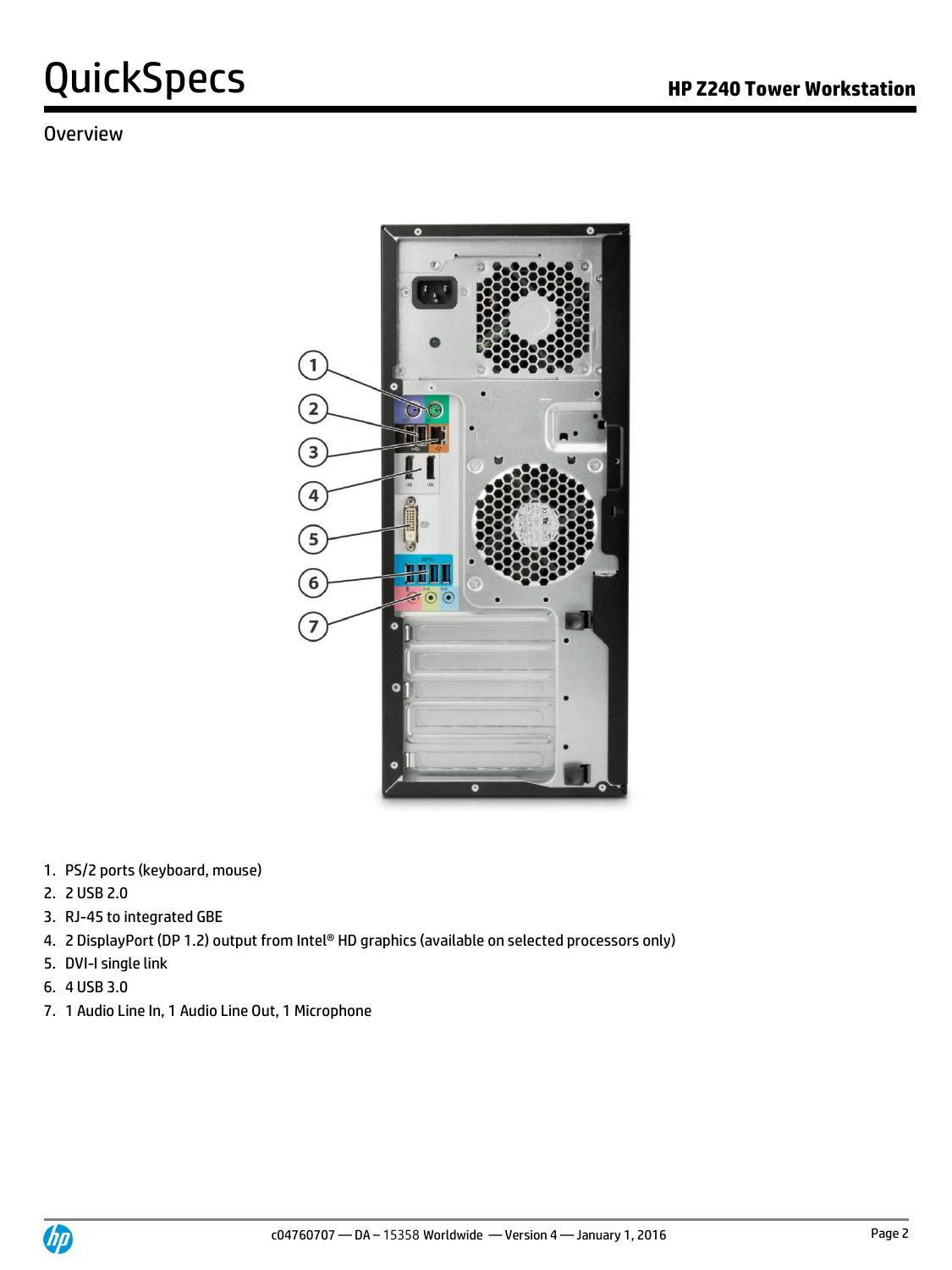## Overview

1. PS/2 ports (keyboard, mouse)
2. 2 USB 2.0
3. RJ-45 to integrated GBE
4. 2 DisplayPort (DP 1.2) output from Intel® HD graphics (available on selected processors only)
5. DVI-I single link
6. 4 USB 3.0
7. 1 Audio Line In, 1 Audio Line Out, 1 Microphone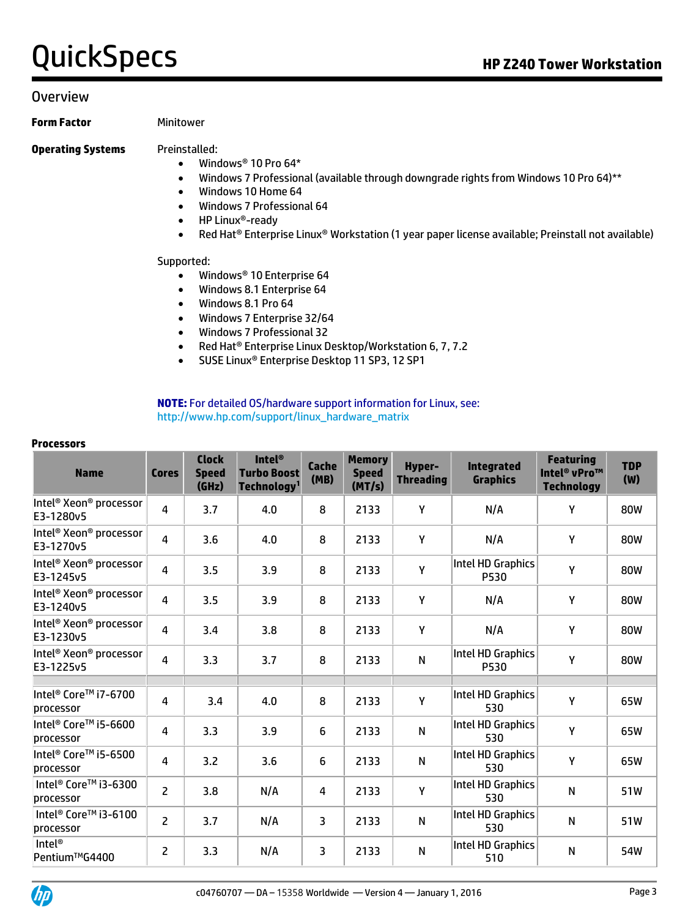## Overview

**Form Factor** Minitower

**Operating Systems**

Preinstalled:

- Windows® 10 Pro 64*
- Windows 7 Professional (available through downgrade rights from Windows 10 Pro 64)**
- Windows 10 Home 64
- Windows 7 Professional 64
- HP Linux®-ready
- Red Hat® Enterprise Linux® Workstation (1 year paper license available; Preinstall not available)

Supported:

- Windows® 10 Enterprise 64
- Windows 8.1 Enterprise 64
- Windows 8.1 Pro 64
- Windows 7 Enterprise 32/64
- Windows 7 Professional 32
- Red Hat® Enterprise Linux Desktop/Workstation 6, 7, 7.2
- SUSE Linux® Enterprise Desktop 11 SP3, 12 SP1

**NOTE:** For detailed OS/hardware support information for Linux, see: http://www.hp.com/support/linux_hardware_matrix

**Processors**

| Name | Cores | Clock Speed (GHz) | Intel® Turbo Boost Technology[1] | Cache (MB) | Memory Speed (MT/s) | Hyper-Threading | Integrated Graphics | Featuring Intel® vPro™ Technology | TDP (W) |
|---|---|---|---|---|---|---|---|---|---|
| Intel® Xeon® processor E3-1280v5 | 4 | 3.7 | 4.0 | 8 | 2133 | Y | N/A | Y | 80W |
| Intel® Xeon® processor E3-1270v5 | 4 | 3.6 | 4.0 | 8 | 2133 | Y | N/A | Y | 80W |
| Intel® Xeon® processor E3-1245v5 | 4 | 3.5 | 3.9 | 8 | 2133 | Y | Intel HD Graphics P530 | Y | 80W |
| Intel® Xeon® processor E3-1240v5 | 4 | 3.5 | 3.9 | 8 | 2133 | Y | N/A | Y | 80W |
| Intel® Xeon® processor E3-1230v5 | 4 | 3.4 | 3.8 | 8 | 2133 | Y | N/A | Y | 80W |
| Intel® Xeon® processor E3-1225v5 | 4 | 3.3 | 3.7 | 8 | 2133 | N | Intel HD Graphics P530 | Y | 80W |
| | | | | | | | | | |
| Intel® Core™ i7-6700 processor | 4 | 3.4 | 4.0 | 8 | 2133 | Y | Intel HD Graphics 530 | Y | 65W |
| Intel® Core™ i5-6600 processor | 4 | 3.3 | 3.9 | 6 | 2133 | N | Intel HD Graphics 530 | Y | 65W |
| Intel® Core™ i5-6500 processor | 4 | 3.2 | 3.6 | 6 | 2133 | N | Intel HD Graphics 530 | Y | 65W |
| Intel® Core™ i3-6300 processor | 2 | 3.8 | N/A | 4 | 2133 | Y | Intel HD Graphics 530 | N | 51W |
| Intel® Core™ i3-6100 processor | 2 | 3.7 | N/A | 3 | 2133 | N | Intel HD Graphics 530 | N | 51W |
| Intel® Pentium™G4400 | 2 | 3.3 | N/A | 3 | 2133 | N | Intel HD Graphics 510 | N | 54W |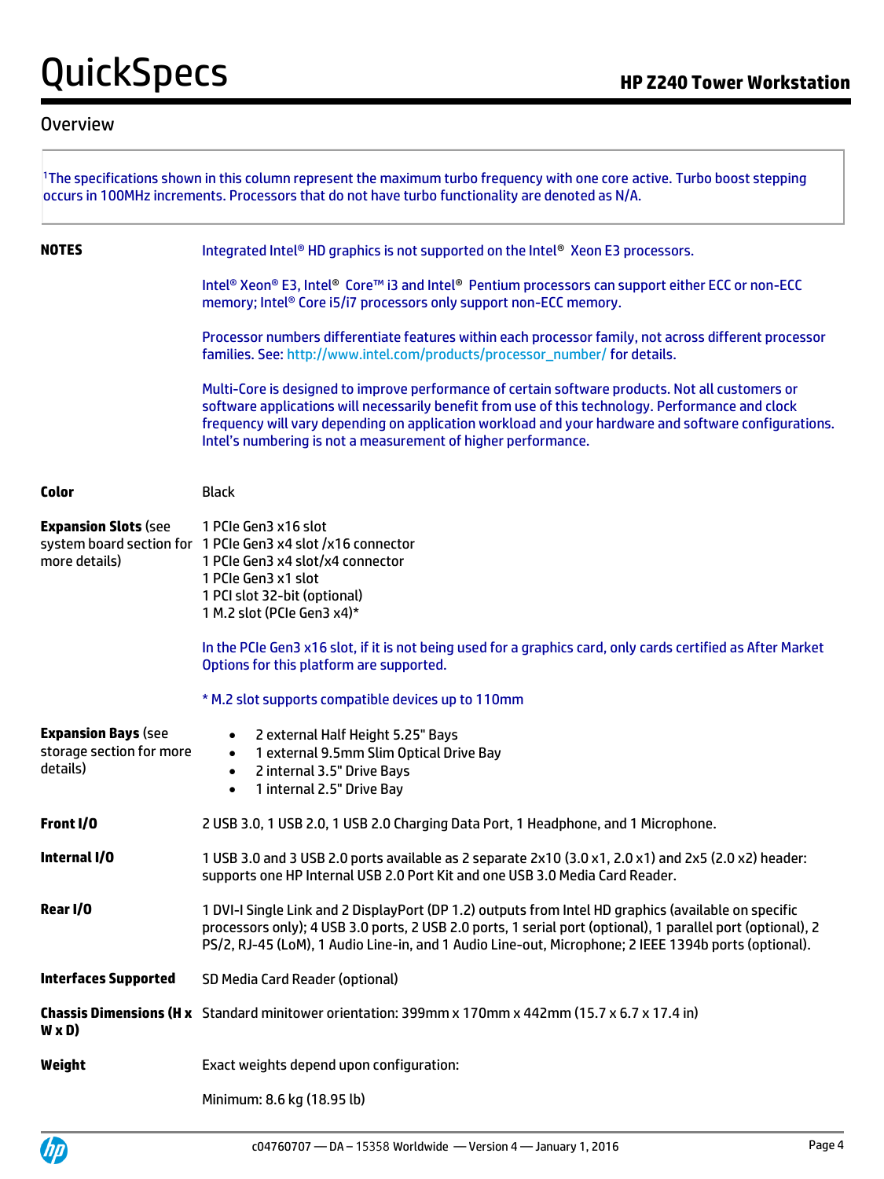## Overview

[1]The specifications shown in this column represent the maximum turbo frequency with one core active. Turbo boost stepping occurs in 100MHz increments. Processors that do not have turbo functionality are denoted as N/A.

**NOTES**

Integrated Intel® HD graphics is not supported on the Intel® Xeon E3 processors.

Intel® Xeon® E3, Intel® Core™ i3 and Intel® Pentium processors can support either ECC or non-ECC memory; Intel® Core i5/i7 processors only support non-ECC memory.

Processor numbers differentiate features within each processor family, not across different processor families. See: http://www.intel.com/products/processor_number/ for details.

Multi-Core is designed to improve performance of certain software products. Not all customers or software applications will necessarily benefit from use of this technology. Performance and clock frequency will vary depending on application workload and your hardware and software configurations. Intel's numbering is not a measurement of higher performance.

**Color**

Black

**Expansion Slots** (see system board section for more details)

1 PCIe Gen3 x16 slot
1 PCIe Gen3 x4 slot /x16 connector
1 PCIe Gen3 x4 slot/x4 connector
1 PCIe Gen3 x1 slot
1 PCI slot 32-bit (optional)
1 M.2 slot (PCIe Gen3 x4)*

In the PCIe Gen3 x16 slot, if it is not being used for a graphics card, only cards certified as After Market Options for this platform are supported.

* M.2 slot supports compatible devices up to 110mm

**Expansion Bays** (see storage section for more details)

- 2 external Half Height 5.25" Bays
- 1 external 9.5mm Slim Optical Drive Bay
- 2 internal 3.5" Drive Bays
- 1 internal 2.5" Drive Bay

**Front I/O**

2 USB 3.0, 1 USB 2.0, 1 USB 2.0 Charging Data Port, 1 Headphone, and 1 Microphone.

**Internal I/O**

1 USB 3.0 and 3 USB 2.0 ports available as 2 separate 2x10 (3.0 x1, 2.0 x1) and 2x5 (2.0 x2) header: supports one HP Internal USB 2.0 Port Kit and one USB 3.0 Media Card Reader.

**Rear I/O**

1 DVI-I Single Link and 2 DisplayPort (DP 1.2) outputs from Intel HD graphics (available on specific processors only); 4 USB 3.0 ports, 2 USB 2.0 ports, 1 serial port (optional), 1 parallel port (optional), 2 PS/2, RJ-45 (LoM), 1 Audio Line-in, and 1 Audio Line-out, Microphone; 2 IEEE 1394b ports (optional).

**Interfaces Supported**

SD Media Card Reader (optional)

**Chassis Dimensions (H x W x D)**

Standard minitower orientation: 399mm x 170mm x 442mm (15.7 x 6.7 x 17.4 in)

**Weight**

Exact weights depend upon configuration:

Minimum: 8.6 kg (18.95 lb)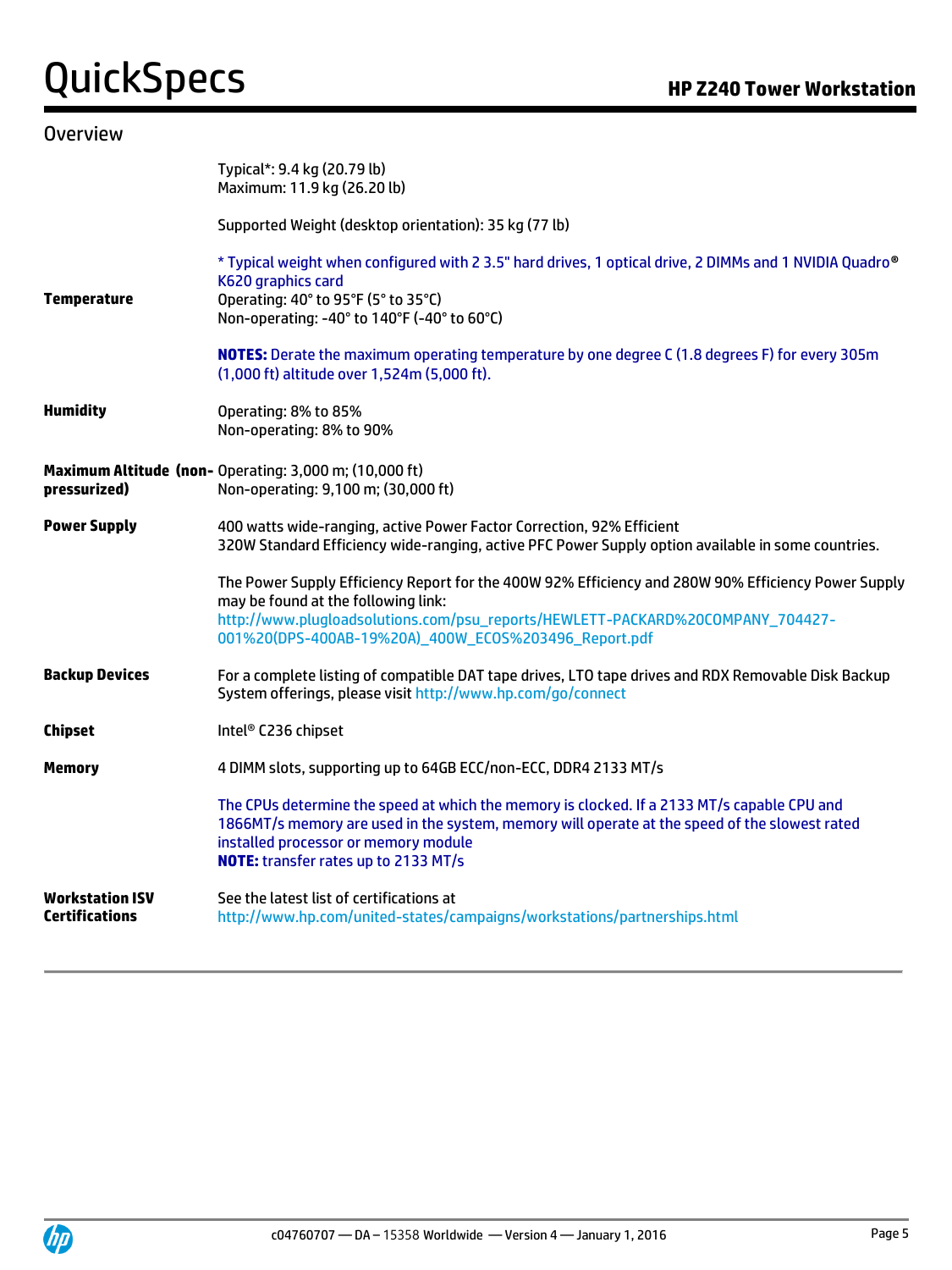## Overview

| | |
|---|---|
| | Typical*: 9.4 kg (20.79 lb)<br>Maximum: 11.9 kg (26.20 lb)<br><br>Supported Weight (desktop orientation): 35 kg (77 lb)<br><br>* Typical weight when configured with 2 3.5" hard drives, 1 optical drive, 2 DIMMs and 1 NVIDIA Quadro® K620 graphics card |
| **Temperature** | Operating: 40° to 95°F (5° to 35°C)<br>Non-operating: -40° to 140°F (-40° to 60°C)<br><br>**NOTES:** Derate the maximum operating temperature by one degree C (1.8 degrees F) for every 305m (1,000 ft) altitude over 1,524m (5,000 ft). |
| **Humidity** | Operating: 8% to 85%<br>Non-operating: 8% to 90% |
| **Maximum Altitude (non-pressurized)** | Operating: 3,000 m; (10,000 ft)<br>Non-operating: 9,100 m; (30,000 ft) |
| **Power Supply** | 400 watts wide-ranging, active Power Factor Correction, 92% Efficient<br>320W Standard Efficiency wide-ranging, active PFC Power Supply option available in some countries.<br><br>The Power Supply Efficiency Report for the 400W 92% Efficiency and 280W 90% Efficiency Power Supply may be found at the following link:<br>http://www.plugloadsolutions.com/psu_reports/HEWLETT-PACKARD%20COMPANY_704427-001%20(DPS-400AB-19%20A)_400W_ECOS%203496_Report.pdf |
| **Backup Devices** | For a complete listing of compatible DAT tape drives, LTO tape drives and RDX Removable Disk Backup System offerings, please visit http://www.hp.com/go/connect |
| **Chipset** | Intel® C236 chipset |
| **Memory** | 4 DIMM slots, supporting up to 64GB ECC/non-ECC, DDR4 2133 MT/s<br><br>The CPUs determine the speed at which the memory is clocked. If a 2133 MT/s capable CPU and 1866MT/s memory are used in the system, memory will operate at the speed of the slowest rated installed processor or memory module<br>**NOTE:** transfer rates up to 2133 MT/s |
| **Workstation ISV Certifications** | See the latest list of certifications at<br>http://www.hp.com/united-states/campaigns/workstations/partnerships.html |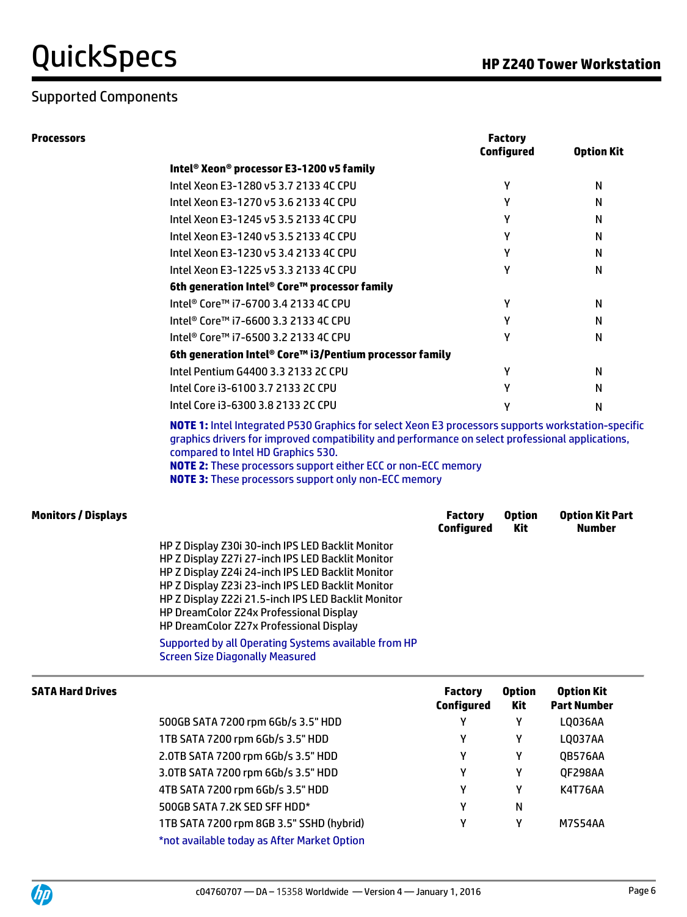## Supported Components

**Processors**

| | Factory Configured | Option Kit |
|---|---|---|
| **Intel® Xeon® processor E3-1200 v5 family** | | |
| Intel Xeon E3-1280 v5 3.7 2133 4C CPU | Y | N |
| Intel Xeon E3-1270 v5 3.6 2133 4C CPU | Y | N |
| Intel Xeon E3-1245 v5 3.5 2133 4C CPU | Y | N |
| Intel Xeon E3-1240 v5 3.5 2133 4C CPU | Y | N |
| Intel Xeon E3-1230 v5 3.4 2133 4C CPU | Y | N |
| Intel Xeon E3-1225 v5 3.3 2133 4C CPU | Y | N |
| **6th generation Intel® Core™ processor family** | | |
| Intel® Core™ i7-6700 3.4 2133 4C CPU | Y | N |
| Intel® Core™ i7-6600 3.3 2133 4C CPU | Y | N |
| Intel® Core™ i7-6500 3.2 2133 4C CPU | Y | N |
| **6th generation Intel® Core™ i3/Pentium processor family** | | |
| Intel Pentium G4400 3.3 2133 2C CPU | Y | N |
| Intel Core i3-6100 3.7 2133 2C CPU | Y | N |
| Intel Core i3-6300 3.8 2133 2C CPU | Y | N |

**NOTE 1:** Intel Integrated P530 Graphics for select Xeon E3 processors supports workstation-specific graphics drivers for improved compatibility and performance on select professional applications, compared to Intel HD Graphics 530.
**NOTE 2:** These processors support either ECC or non-ECC memory
**NOTE 3:** These processors support only non-ECC memory

**Monitors / Displays**

| | Factory Configured | Option Kit | Option Kit Part Number |
|---|---|---|---|
| HP Z Display Z30i 30-inch IPS LED Backlit Monitor | | | |
| HP Z Display Z27i 27-inch IPS LED Backlit Monitor | | | |
| HP Z Display Z24i 24-inch IPS LED Backlit Monitor | | | |
| HP Z Display Z23i 23-inch IPS LED Backlit Monitor | | | |
| HP Z Display Z22i 21.5-inch IPS LED Backlit Monitor | | | |
| HP DreamColor Z24x Professional Display | | | |
| HP DreamColor Z27x Professional Display | | | |

Supported by all Operating Systems available from HP
Screen Size Diagonally Measured

**SATA Hard Drives**

| | Factory Configured | Option Kit | Option Kit Part Number |
|---|---|---|---|
| 500GB SATA 7200 rpm 6Gb/s 3.5" HDD | Y | Y | LQ036AA |
| 1TB SATA 7200 rpm 6Gb/s 3.5" HDD | Y | Y | LQ037AA |
| 2.0TB SATA 7200 rpm 6Gb/s 3.5" HDD | Y | Y | QB576AA |
| 3.0TB SATA 7200 rpm 6Gb/s 3.5" HDD | Y | Y | QF298AA |
| 4TB SATA 7200 rpm 6Gb/s 3.5" HDD | Y | Y | K4T76AA |
| 500GB SATA 7.2K SED SFF HDD* | Y | N | |
| 1TB SATA 7200 rpm 8GB 3.5" SSHD (hybrid) | Y | Y | M7S54AA |

*not available today as After Market Option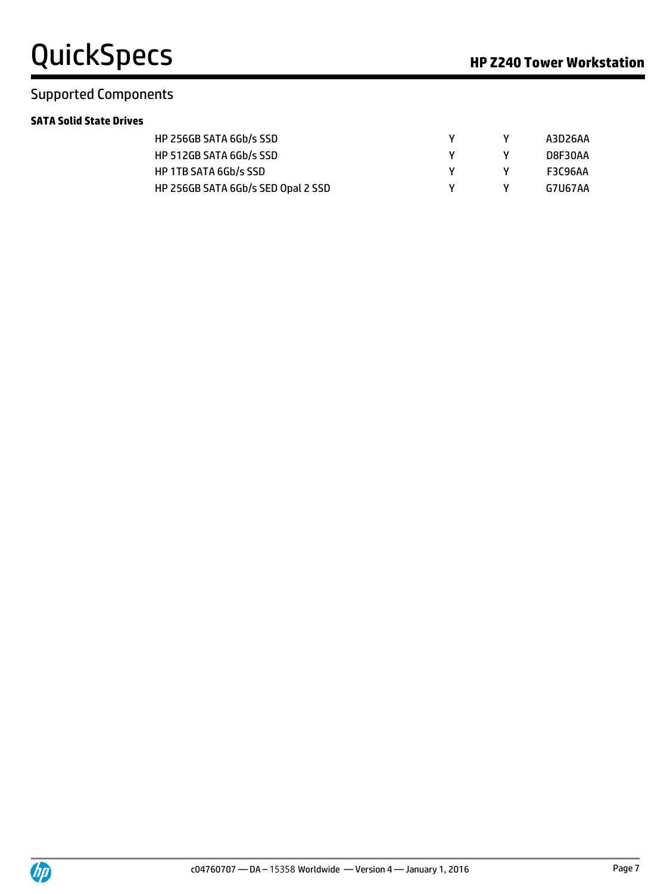## Supported Components

**SATA Solid State Drives**

| | | | | |
|---|---|---|---|---|
| | HP 256GB SATA 6Gb/s SSD | Y | Y | A3D26AA |
| | HP 512GB SATA 6Gb/s SSD | Y | Y | D8F30AA |
| | HP 1TB SATA 6Gb/s SSD | Y | Y | F3C96AA |
| | HP 256GB SATA 6Gb/s SED Opal 2 SSD | Y | Y | G7U67AA |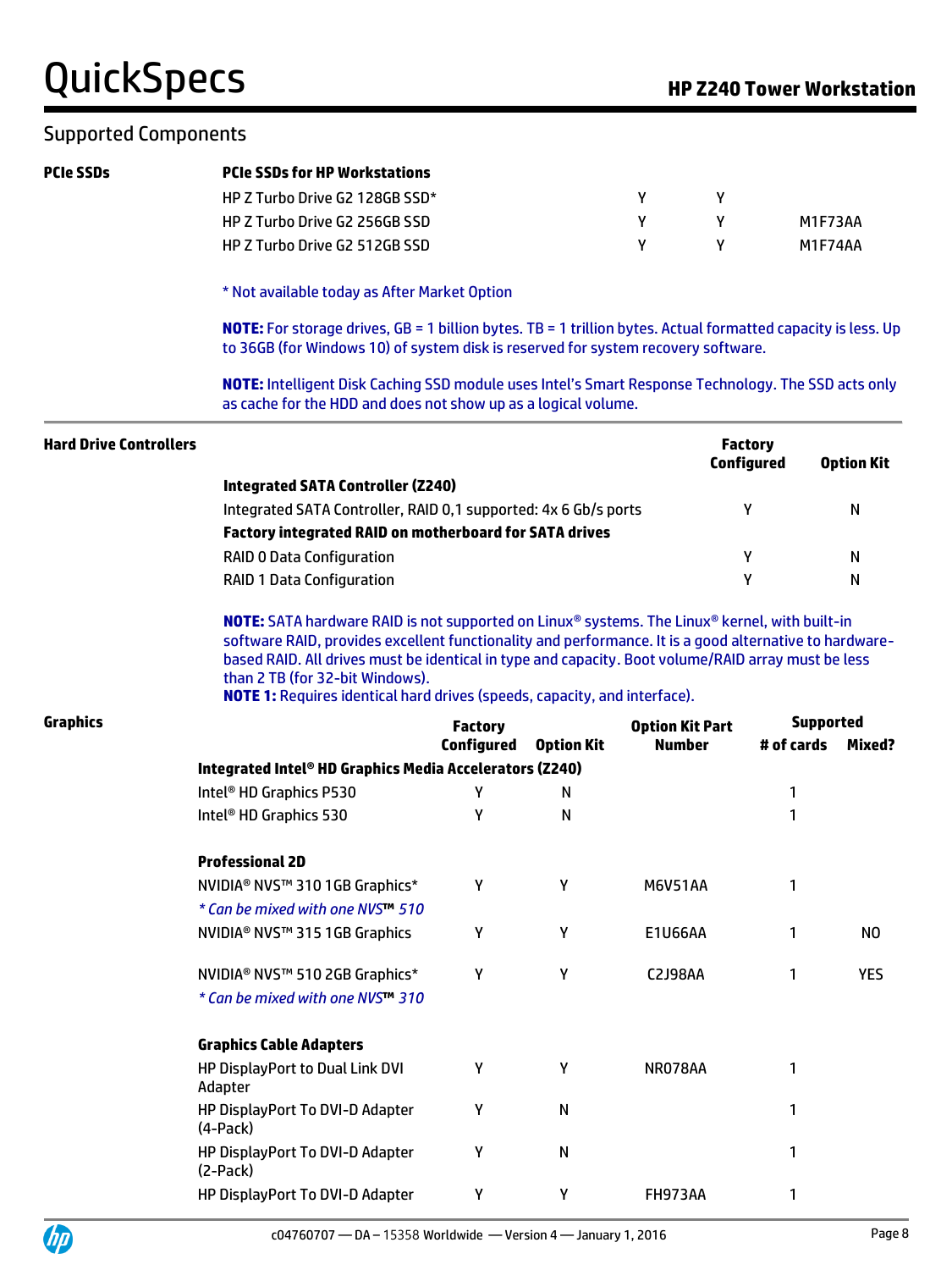## Supported Components

**PCIe SSDs**

| PCIe SSDs for HP Workstations | | | |
|---|---|---|---|
| HP Z Turbo Drive G2 128GB SSD* | Y | Y | |
| HP Z Turbo Drive G2 256GB SSD | Y | Y | M1F73AA |
| HP Z Turbo Drive G2 512GB SSD | Y | Y | M1F74AA |

* Not available today as After Market Option

**NOTE:** For storage drives, GB = 1 billion bytes. TB = 1 trillion bytes. Actual formatted capacity is less. Up to 36GB (for Windows 10) of system disk is reserved for system recovery software.

**NOTE:** Intelligent Disk Caching SSD module uses Intel's Smart Response Technology. The SSD acts only as cache for the HDD and does not show up as a logical volume.

**Hard Drive Controllers**

| | Factory Configured | Option Kit |
|---|---|---|
| **Integrated SATA Controller (Z240)** | | |
| Integrated SATA Controller, RAID 0,1 supported: 4x 6 Gb/s ports | Y | N |
| **Factory integrated RAID on motherboard for SATA drives** | | |
| RAID 0 Data Configuration | Y | N |
| RAID 1 Data Configuration | Y | N |

**NOTE:** SATA hardware RAID is not supported on Linux® systems. The Linux® kernel, with built-in software RAID, provides excellent functionality and performance. It is a good alternative to hardware-based RAID. All drives must be identical in type and capacity. Boot volume/RAID array must be less than 2 TB (for 32-bit Windows).
**NOTE 1:** Requires identical hard drives (speeds, capacity, and interface).

**Graphics**

| | Factory Configured | Option Kit | Option Kit Part Number | Supported # of cards | Supported Mixed? |
|---|---|---|---|---|---|
| **Integrated Intel® HD Graphics Media Accelerators (Z240)** | | | | | |
| Intel® HD Graphics P530 | Y | N | | 1 | |
| Intel® HD Graphics 530 | Y | N | | 1 | |
| **Professional 2D** | | | | | |
| NVIDIA® NVS™ 310 1GB Graphics* | Y | Y | M6V51AA | 1 | |
| *\* Can be mixed with one NVS™ 510* | | | | | |
| NVIDIA® NVS™ 315 1GB Graphics | Y | Y | E1U66AA | 1 | NO |
| NVIDIA® NVS™ 510 2GB Graphics* | Y | Y | C2J98AA | 1 | YES |
| *\* Can be mixed with one NVS™ 310* | | | | | |
| **Graphics Cable Adapters** | | | | | |
| HP DisplayPort to Dual Link DVI Adapter | Y | Y | NR078AA | 1 | |
| HP DisplayPort To DVI-D Adapter (4-Pack) | Y | N | | 1 | |
| HP DisplayPort To DVI-D Adapter (2-Pack) | Y | N | | 1 | |
| HP DisplayPort To DVI-D Adapter | Y | Y | FH973AA | 1 | |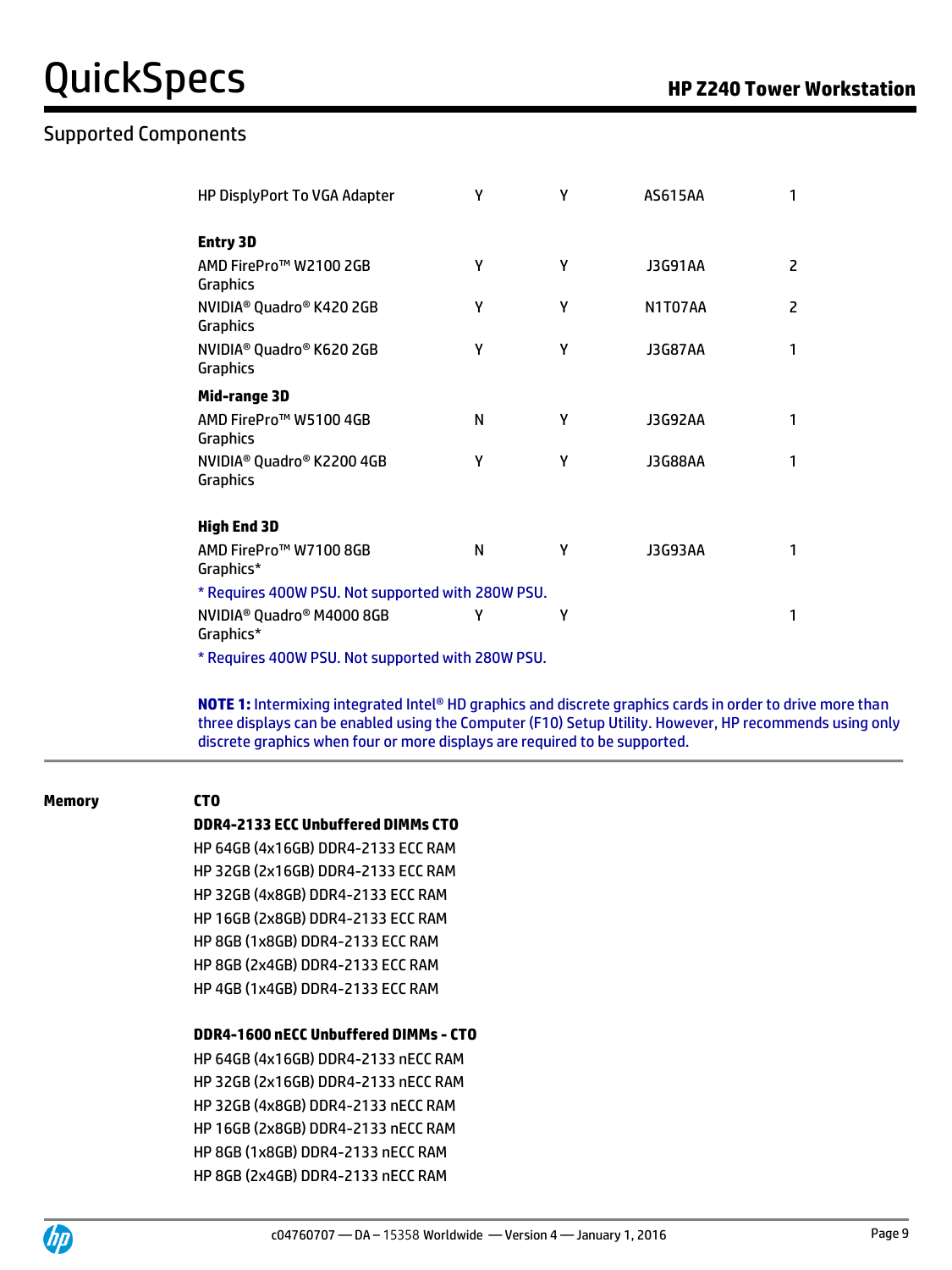## Supported Components

| | | | | |
|---|---|---|---|---|
| HP DisplyPort To VGA Adapter | Y | Y | AS615AA | 1 |
| **Entry 3D** | | | | |
| AMD FirePro™ W2100 2GB Graphics | Y | Y | J3G91AA | 2 |
| NVIDIA® Quadro® K420 2GB Graphics | Y | Y | N1T07AA | 2 |
| NVIDIA® Quadro® K620 2GB Graphics | Y | Y | J3G87AA | 1 |
| **Mid-range 3D** | | | | |
| AMD FirePro™ W5100 4GB Graphics | N | Y | J3G92AA | 1 |
| NVIDIA® Quadro® K2200 4GB Graphics | Y | Y | J3G88AA | 1 |
| **High End 3D** | | | | |
| AMD FirePro™ W7100 8GB Graphics* | N | Y | J3G93AA | 1 |
| * Requires 400W PSU. Not supported with 280W PSU. | | | | |
| NVIDIA® Quadro® M4000 8GB Graphics* | Y | Y | | 1 |
| * Requires 400W PSU. Not supported with 280W PSU. | | | | |

**NOTE 1:** Intermixing integrated Intel® HD graphics and discrete graphics cards in order to drive more than three displays can be enabled using the Computer (F10) Setup Utility. However, HP recommends using only discrete graphics when four or more displays are required to be supported.

**Memory**

**CTO**

**DDR4-2133 ECC Unbuffered DIMMs CTO**

HP 64GB (4x16GB) DDR4-2133 ECC RAM
HP 32GB (2x16GB) DDR4-2133 ECC RAM
HP 32GB (4x8GB) DDR4-2133 ECC RAM
HP 16GB (2x8GB) DDR4-2133 ECC RAM
HP 8GB (1x8GB) DDR4-2133 ECC RAM
HP 8GB (2x4GB) DDR4-2133 ECC RAM
HP 4GB (1x4GB) DDR4-2133 ECC RAM

**DDR4-1600 nECC Unbuffered DIMMs - CTO**

HP 64GB (4x16GB) DDR4-2133 nECC RAM
HP 32GB (2x16GB) DDR4-2133 nECC RAM
HP 32GB (4x8GB) DDR4-2133 nECC RAM
HP 16GB (2x8GB) DDR4-2133 nECC RAM
HP 8GB (1x8GB) DDR4-2133 nECC RAM
HP 8GB (2x4GB) DDR4-2133 nECC RAM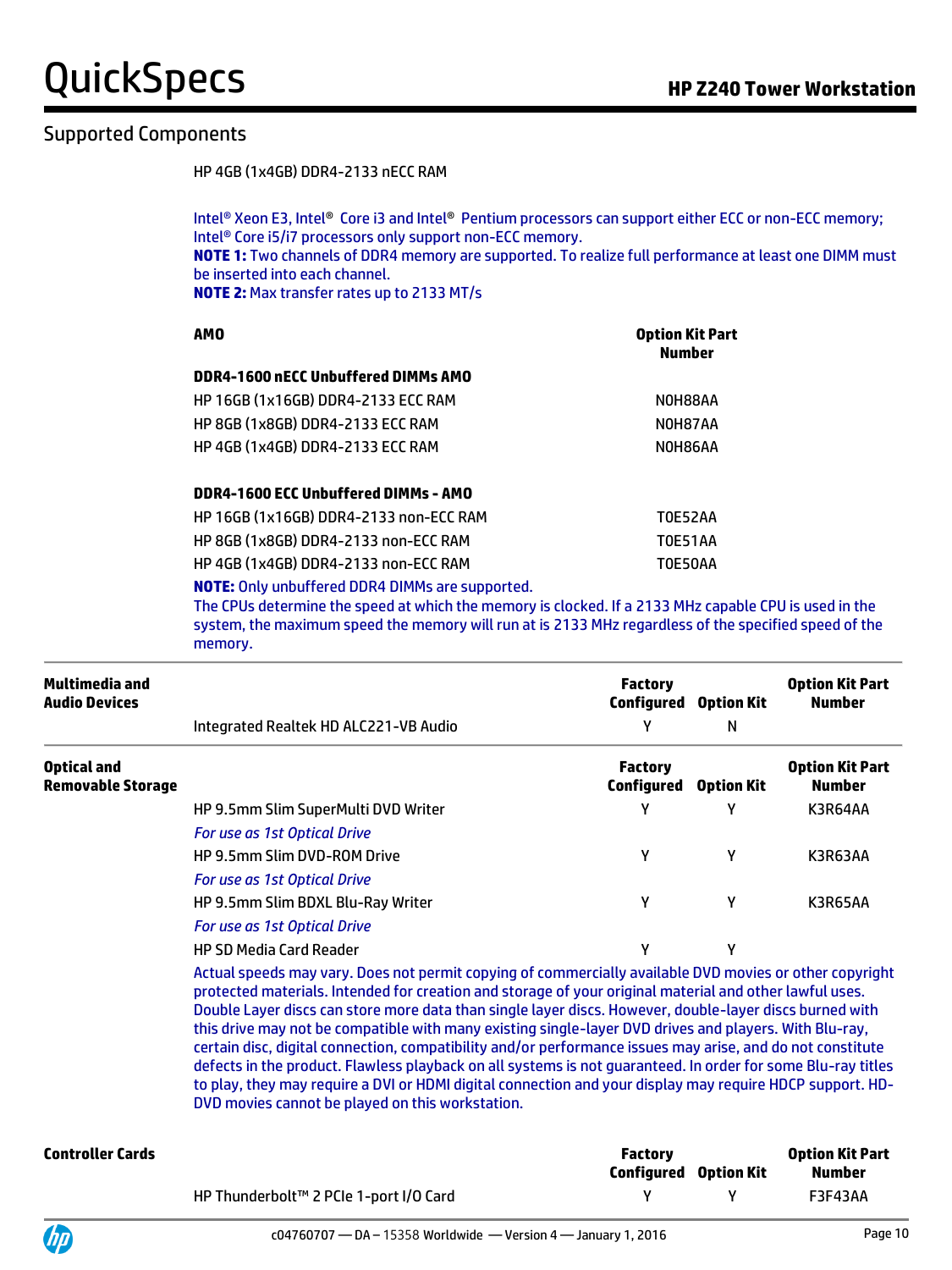## Supported Components

HP 4GB (1x4GB) DDR4-2133 nECC RAM

Intel® Xeon E3, Intel® Core i3 and Intel® Pentium processors can support either ECC or non-ECC memory; Intel® Core i5/i7 processors only support non-ECC memory.
**NOTE 1:** Two channels of DDR4 memory are supported. To realize full performance at least one DIMM must be inserted into each channel.
**NOTE 2:** Max transfer rates up to 2133 MT/s

| AMO | Option Kit Part Number |
|---|---|
| **DDR4-1600 nECC Unbuffered DIMMs AMO** | |
| HP 16GB (1x16GB) DDR4-2133 ECC RAM | N0H88AA |
| HP 8GB (1x8GB) DDR4-2133 ECC RAM | N0H87AA |
| HP 4GB (1x4GB) DDR4-2133 ECC RAM | N0H86AA |
| **DDR4-1600 ECC Unbuffered DIMMs - AMO** | |
| HP 16GB (1x16GB) DDR4-2133 non-ECC RAM | T0E52AA |
| HP 8GB (1x8GB) DDR4-2133 non-ECC RAM | T0E51AA |
| HP 4GB (1x4GB) DDR4-2133 non-ECC RAM | T0E50AA |

**NOTE:** Only unbuffered DDR4 DIMMs are supported.
The CPUs determine the speed at which the memory is clocked. If a 2133 MHz capable CPU is used in the system, the maximum speed the memory will run at is 2133 MHz regardless of the specified speed of the memory.

| Multimedia and Audio Devices | | Factory Configured | Option Kit | Option Kit Part Number |
|---|---|---|---|---|
| | Integrated Realtek HD ALC221-VB Audio | Y | N | |

| Optical and Removable Storage | | Factory Configured | Option Kit | Option Kit Part Number |
|---|---|---|---|---|
| | HP 9.5mm Slim SuperMulti DVD Writer<br>*For use as 1st Optical Drive* | Y | Y | K3R64AA |
| | HP 9.5mm Slim DVD-ROM Drive<br>*For use as 1st Optical Drive* | Y | Y | K3R63AA |
| | HP 9.5mm Slim BDXL Blu-Ray Writer<br>*For use as 1st Optical Drive* | Y | Y | K3R65AA |
| | HP SD Media Card Reader | Y | Y | |

Actual speeds may vary. Does not permit copying of commercially available DVD movies or other copyright protected materials. Intended for creation and storage of your original material and other lawful uses. Double Layer discs can store more data than single layer discs. However, double-layer discs burned with this drive may not be compatible with many existing single-layer DVD drives and players. With Blu-ray, certain disc, digital connection, compatibility and/or performance issues may arise, and do not constitute defects in the product. Flawless playback on all systems is not guaranteed. In order for some Blu-ray titles to play, they may require a DVI or HDMI digital connection and your display may require HDCP support. HD-DVD movies cannot be played on this workstation.

| Controller Cards | | Factory Configured | Option Kit | Option Kit Part Number |
|---|---|---|---|---|
| | HP Thunderbolt™ 2 PCIe 1-port I/O Card | Y | Y | F3F43AA |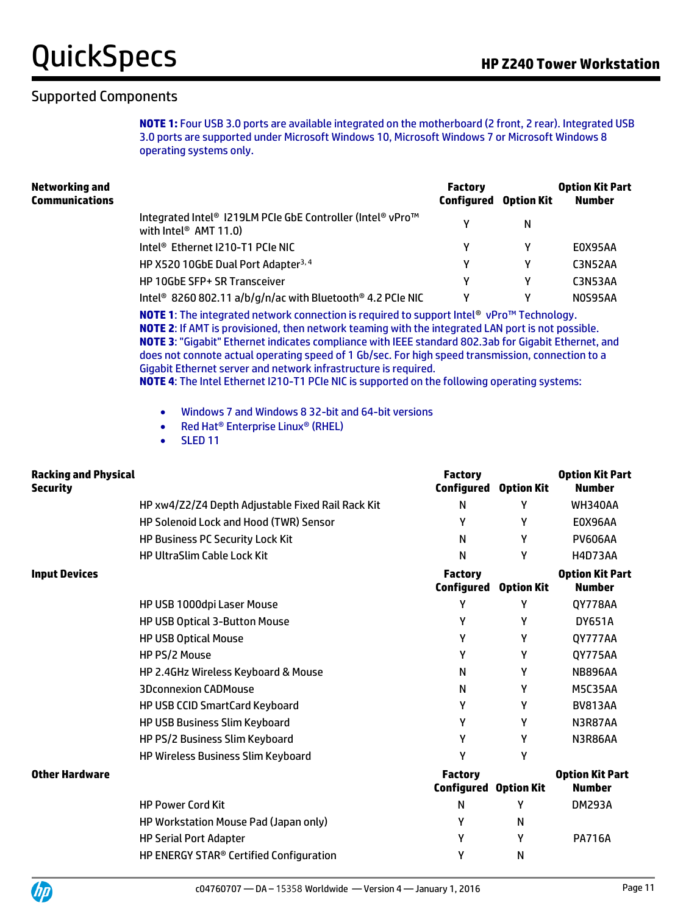## Supported Components

**NOTE 1:** Four USB 3.0 ports are available integrated on the motherboard (2 front, 2 rear). Integrated USB 3.0 ports are supported under Microsoft Windows 10, Microsoft Windows 7 or Microsoft Windows 8 operating systems only.

| Networking and Communications | | Factory Configured | Option Kit | Option Kit Part Number |
|---|---|---|---|---|
| | Integrated Intel® I219LM PCIe GbE Controller (Intel® vPro™ with Intel® AMT 11.0) | Y | N | |
| | Intel® Ethernet I210-T1 PCIe NIC | Y | Y | E0X95AA |
| | HP X520 10GbE Dual Port Adapter[3, 4] | Y | Y | C3N52AA |
| | HP 10GbE SFP+ SR Transceiver | Y | Y | C3N53AA |
| | Intel® 8260 802.11 a/b/g/n/ac with Bluetooth® 4.2 PCIe NIC | Y | Y | N0S95AA |

**NOTE 1**: The integrated network connection is required to support Intel® vPro™ Technology.
**NOTE 2**: If AMT is provisioned, then network teaming with the integrated LAN port is not possible.
**NOTE 3**: "Gigabit" Ethernet indicates compliance with IEEE standard 802.3ab for Gigabit Ethernet, and does not connote actual operating speed of 1 Gb/sec. For high speed transmission, connection to a Gigabit Ethernet server and network infrastructure is required.
**NOTE 4**: The Intel Ethernet I210-T1 PCIe NIC is supported on the following operating systems:

- Windows 7 and Windows 8 32-bit and 64-bit versions
- Red Hat® Enterprise Linux® (RHEL)
- SLED 11

| Racking and Physical Security | | Factory Configured | Option Kit | Option Kit Part Number |
|---|---|---|---|---|
| | HP xw4/Z2/Z4 Depth Adjustable Fixed Rail Rack Kit | N | Y | WH340AA |
| | HP Solenoid Lock and Hood (TWR) Sensor | Y | Y | E0X96AA |
| | HP Business PC Security Lock Kit | N | Y | PV606AA |
| | HP UltraSlim Cable Lock Kit | N | Y | H4D73AA |

| Input Devices | | Factory Configured | Option Kit | Option Kit Part Number |
|---|---|---|---|---|
| | HP USB 1000dpi Laser Mouse | Y | Y | QY778AA |
| | HP USB Optical 3-Button Mouse | Y | Y | DY651A |
| | HP USB Optical Mouse | Y | Y | QY777AA |
| | HP PS/2 Mouse | Y | Y | QY775AA |
| | HP 2.4GHz Wireless Keyboard & Mouse | N | Y | NB896AA |
| | 3Dconnexion CADMouse | N | Y | M5C35AA |
| | HP USB CCID SmartCard Keyboard | Y | Y | BV813AA |
| | HP USB Business Slim Keyboard | Y | Y | N3R87AA |
| | HP PS/2 Business Slim Keyboard | Y | Y | N3R86AA |
| | HP Wireless Business Slim Keyboard | Y | Y | |

| Other Hardware | | Factory Configured | Option Kit | Option Kit Part Number |
|---|---|---|---|---|
| | HP Power Cord Kit | N | Y | DM293A |
| | HP Workstation Mouse Pad (Japan only) | Y | N | |
| | HP Serial Port Adapter | Y | Y | PA716A |
| | HP ENERGY STAR® Certified Configuration | Y | N | |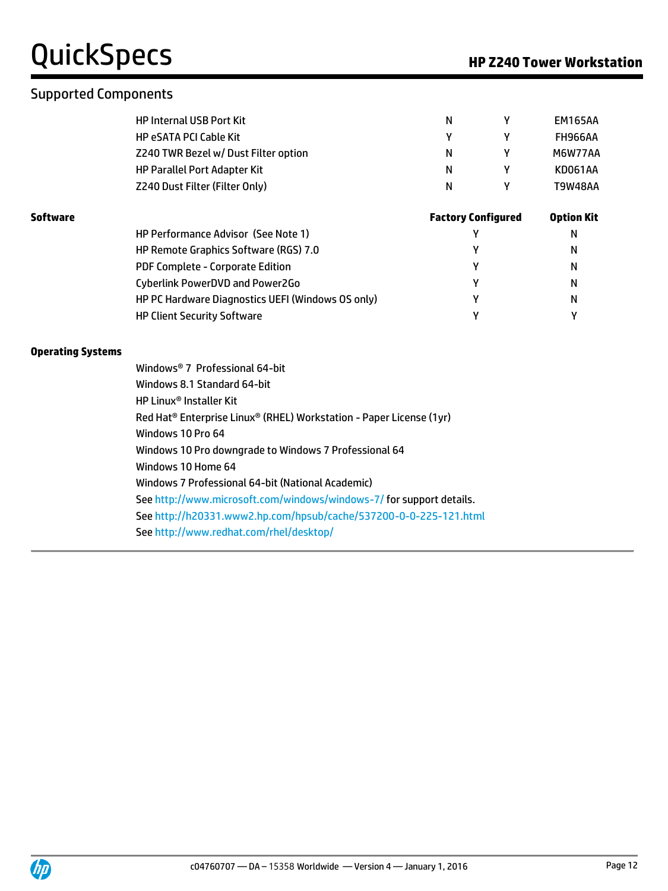## Supported Components

| | | | |
|---|---|---|---|
| HP Internal USB Port Kit | N | Y | EM165AA |
| HP eSATA PCI Cable Kit | Y | Y | FH966AA |
| Z240 TWR Bezel w/ Dust Filter option | N | Y | M6W77AA |
| HP Parallel Port Adapter Kit | N | Y | KD061AA |
| Z240 Dust Filter (Filter Only) | N | Y | T9W48AA |

**Software**

| | Factory Configured | Option Kit |
|---|---|---|
| HP Performance Advisor (See Note 1) | Y | N |
| HP Remote Graphics Software (RGS) 7.0 | Y | N |
| PDF Complete - Corporate Edition | Y | N |
| Cyberlink PowerDVD and Power2Go | Y | N |
| HP PC Hardware Diagnostics UEFI (Windows OS only) | Y | N |
| HP Client Security Software | Y | Y |

**Operating Systems**

Windows® 7 Professional 64-bit
Windows 8.1 Standard 64-bit
HP Linux® Installer Kit
Red Hat® Enterprise Linux® (RHEL) Workstation - Paper License (1yr)
Windows 10 Pro 64
Windows 10 Pro downgrade to Windows 7 Professional 64
Windows 10 Home 64
Windows 7 Professional 64-bit (National Academic)
See http://www.microsoft.com/windows/windows-7/ for support details.
See http://h20331.www2.hp.com/hpsub/cache/537200-0-0-225-121.html
See http://www.redhat.com/rhel/desktop/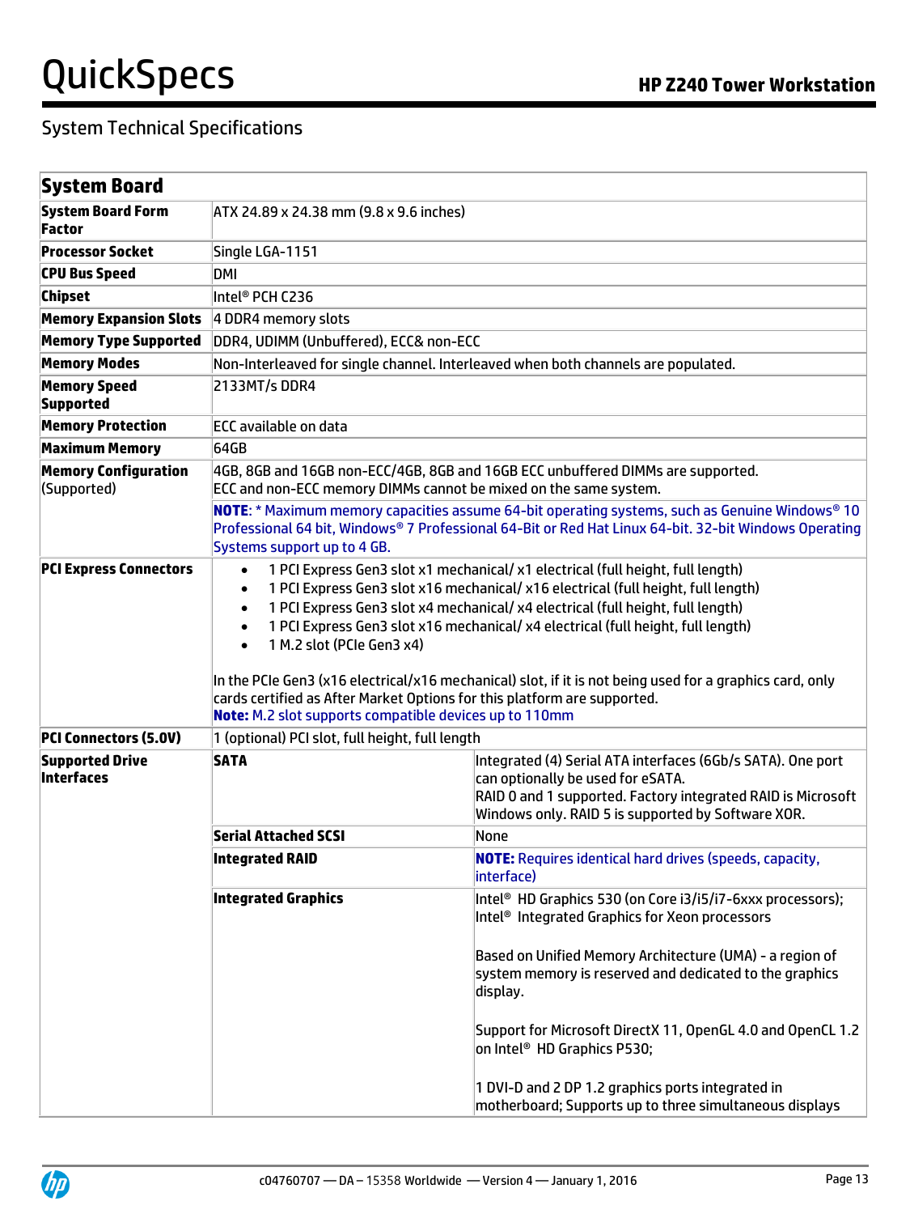## System Technical Specifications

| System Board | | |
|---|---|---|
| **System Board Form Factor** | ATX 24.89 x 24.38 mm (9.8 x 9.6 inches) | |
| **Processor Socket** | Single LGA-1151 | |
| **CPU Bus Speed** | DMI | |
| **Chipset** | Intel® PCH C236 | |
| **Memory Expansion Slots** | 4 DDR4 memory slots | |
| **Memory Type Supported** | DDR4, UDIMM (Unbuffered), ECC& non-ECC | |
| **Memory Modes** | Non-Interleaved for single channel. Interleaved when both channels are populated. | |
| **Memory Speed Supported** | 2133MT/s DDR4 | |
| **Memory Protection** | ECC available on data | |
| **Maximum Memory** | 64GB | |
| **Memory Configuration** (Supported) | 4GB, 8GB and 16GB non-ECC/4GB, 8GB and 16GB ECC unbuffered DIMMs are supported.<br>ECC and non-ECC memory DIMMs cannot be mixed on the same system.<br><br>**NOTE**: * Maximum memory capacities assume 64-bit operating systems, such as Genuine Windows® 10 Professional 64 bit, Windows® 7 Professional 64-Bit or Red Hat Linux 64-bit. 32-bit Windows Operating Systems support up to 4 GB. | |
| **PCI Express Connectors** | • 1 PCI Express Gen3 slot x1 mechanical/ x1 electrical (full height, full length)<br>• 1 PCI Express Gen3 slot x16 mechanical/ x16 electrical (full height, full length)<br>• 1 PCI Express Gen3 slot x4 mechanical/ x4 electrical (full height, full length)<br>• 1 PCI Express Gen3 slot x16 mechanical/ x4 electrical (full height, full length)<br>• 1 M.2 slot (PCIe Gen3 x4)<br><br>In the PCIe Gen3 (x16 electrical/x16 mechanical) slot, if it is not being used for a graphics card, only cards certified as After Market Options for this platform are supported.<br>**Note:** M.2 slot supports compatible devices up to 110mm | |
| **PCI Connectors (5.0V)** | 1 (optional) PCI slot, full height, full length | |
| **Supported Drive Interfaces** | **SATA** | Integrated (4) Serial ATA interfaces (6Gb/s SATA). One port can optionally be used for eSATA.<br>RAID 0 and 1 supported. Factory integrated RAID is Microsoft Windows only. RAID 5 is supported by Software XOR. |
| | **Serial Attached SCSI** | None |
| | **Integrated RAID** | **NOTE:** Requires identical hard drives (speeds, capacity, interface) |
| | **Integrated Graphics** | Intel® HD Graphics 530 (on Core i3/i5/i7-6xxx processors); Intel® Integrated Graphics for Xeon processors<br><br>Based on Unified Memory Architecture (UMA) - a region of system memory is reserved and dedicated to the graphics display.<br><br>Support for Microsoft DirectX 11, OpenGL 4.0 and OpenCL 1.2 on Intel® HD Graphics P530;<br><br>1 DVI-D and 2 DP 1.2 graphics ports integrated in motherboard; Supports up to three simultaneous displays |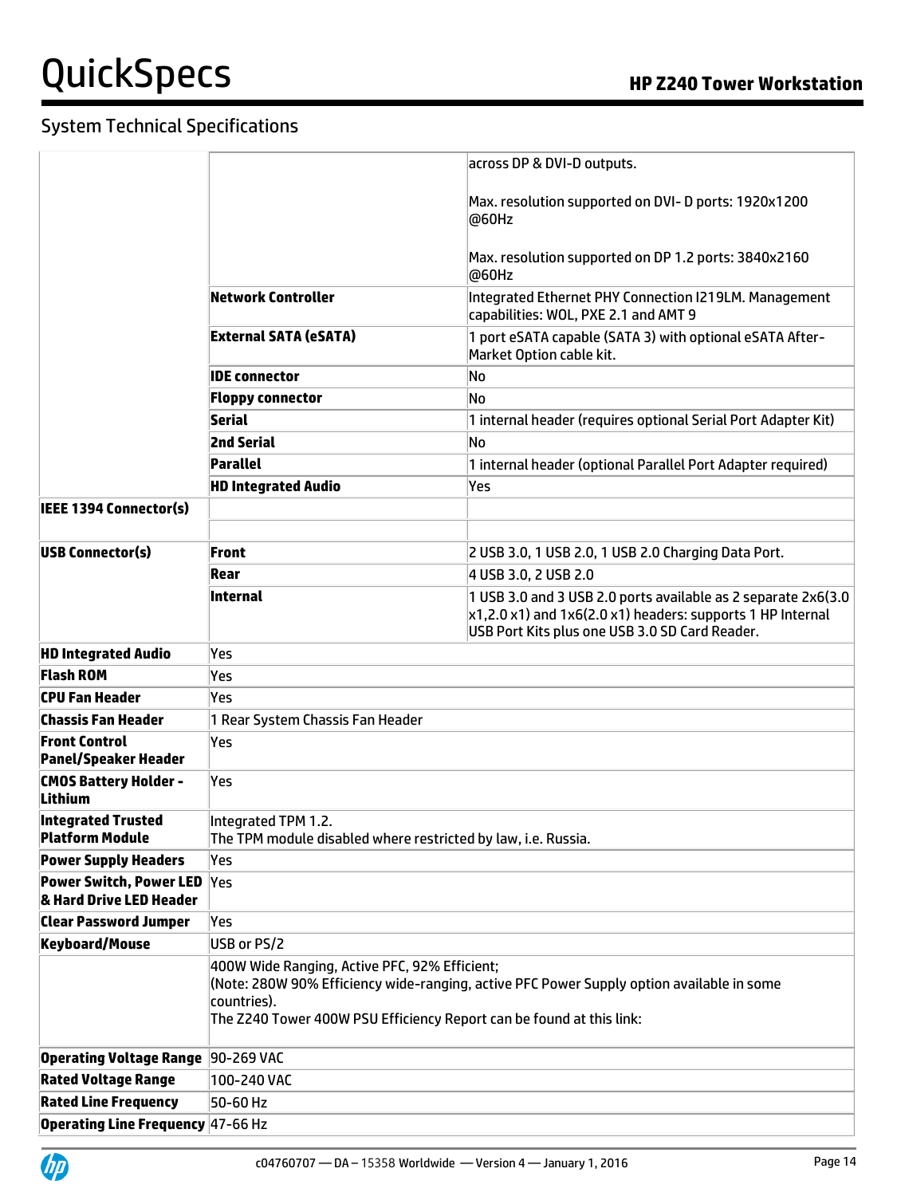## System Technical Specifications

| | | |
|---|---|---|
| | | across DP & DVI-D outputs.<br><br>Max. resolution supported on DVI- D ports: 1920x1200 @60Hz<br><br>Max. resolution supported on DP 1.2 ports: 3840x2160 @60Hz |
| | **Network Controller** | Integrated Ethernet PHY Connection I219LM. Management capabilities: WOL, PXE 2.1 and AMT 9 |
| | **External SATA (eSATA)** | 1 port eSATA capable (SATA 3) with optional eSATA After-Market Option cable kit. |
| | **IDE connector** | No |
| | **Floppy connector** | No |
| | **Serial** | 1 internal header (requires optional Serial Port Adapter Kit) |
| | **2nd Serial** | No |
| | **Parallel** | 1 internal header (optional Parallel Port Adapter required) |
| | **HD Integrated Audio** | Yes |
| **IEEE 1394 Connector(s)** | | |
| | | |
| **USB Connector(s)** | **Front** | 2 USB 3.0, 1 USB 2.0, 1 USB 2.0 Charging Data Port. |
| | **Rear** | 4 USB 3.0, 2 USB 2.0 |
| | **Internal** | 1 USB 3.0 and 3 USB 2.0 ports available as 2 separate 2x6(3.0 x1,2.0 x1) and 1x6(2.0 x1) headers: supports 1 HP Internal USB Port Kits plus one USB 3.0 SD Card Reader. |
| **HD Integrated Audio** | Yes | |
| **Flash ROM** | Yes | |
| **CPU Fan Header** | Yes | |
| **Chassis Fan Header** | 1 Rear System Chassis Fan Header | |
| **Front Control Panel/Speaker Header** | Yes | |
| **CMOS Battery Holder - Lithium** | Yes | |
| **Integrated Trusted Platform Module** | Integrated TPM 1.2.<br>The TPM module disabled where restricted by law, i.e. Russia. | |
| **Power Supply Headers** | Yes | |
| **Power Switch, Power LED & Hard Drive LED Header** | Yes | |
| **Clear Password Jumper** | Yes | |
| **Keyboard/Mouse** | USB or PS/2 | |
| | 400W Wide Ranging, Active PFC, 92% Efficient;<br>(Note: 280W 90% Efficiency wide-ranging, active PFC Power Supply option available in some countries).<br>The Z240 Tower 400W PSU Efficiency Report can be found at this link: | |
| **Operating Voltage Range** | 90-269 VAC | |
| **Rated Voltage Range** | 100-240 VAC | |
| **Rated Line Frequency** | 50-60 Hz | |
| **Operating Line Frequency** | 47-66 Hz | |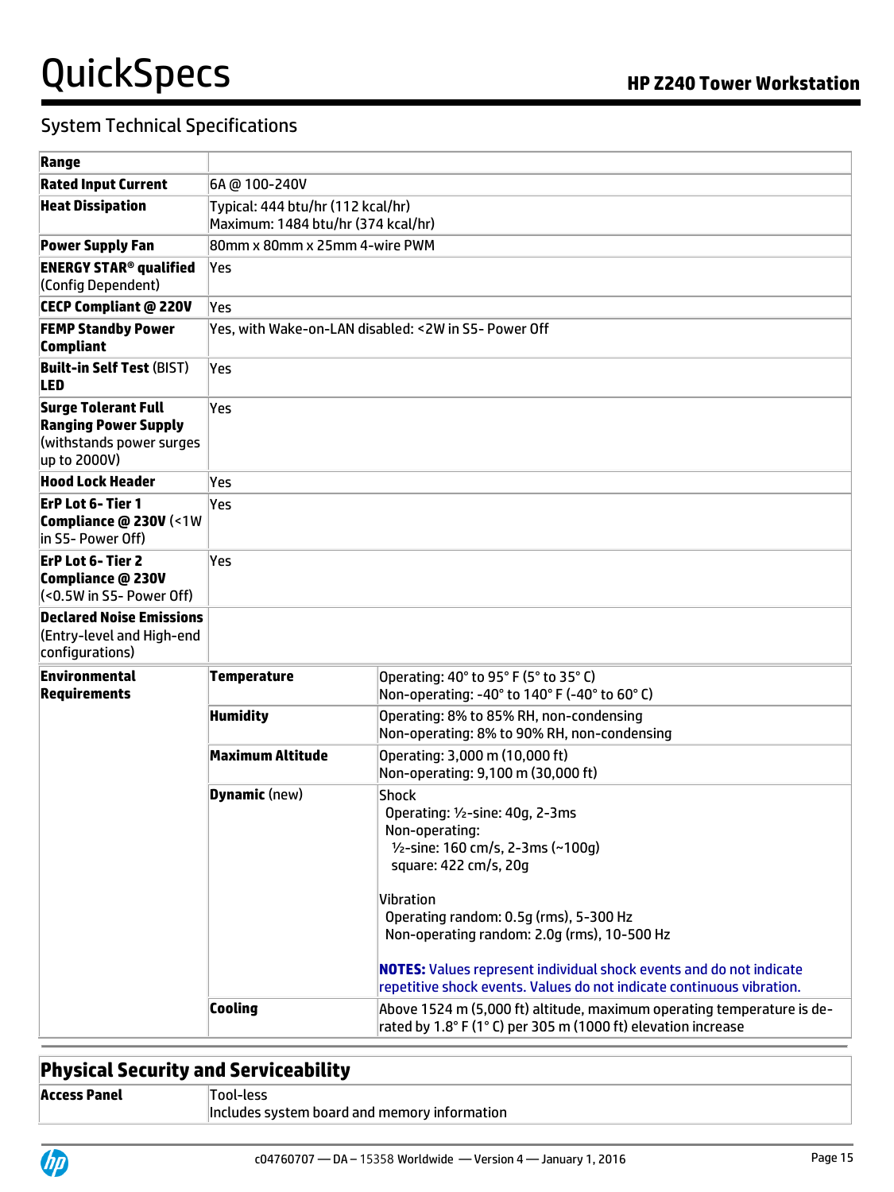## System Technical Specifications

| | | |
|---|---|---|
| **Range** | | |
| **Rated Input Current** | 6A @ 100-240V | |
| **Heat Dissipation** | Typical: 444 btu/hr (112 kcal/hr)<br>Maximum: 1484 btu/hr (374 kcal/hr) | |
| **Power Supply Fan** | 80mm x 80mm x 25mm 4-wire PWM | |
| **ENERGY STAR® qualified** (Config Dependent) | Yes | |
| **CECP Compliant @ 220V** | Yes | |
| **FEMP Standby Power Compliant** | Yes, with Wake-on-LAN disabled: <2W in S5- Power Off | |
| **Built-in Self Test** (BIST) **LED** | Yes | |
| **Surge Tolerant Full Ranging Power Supply** (withstands power surges up to 2000V) | Yes | |
| **Hood Lock Header** | Yes | |
| **ErP Lot 6- Tier 1 Compliance @ 230V** (<1W in S5- Power Off) | Yes | |
| **ErP Lot 6- Tier 2 Compliance @ 230V** (<0.5W in S5- Power Off) | Yes | |
| **Declared Noise Emissions** (Entry-level and High-end configurations) | | |
| **Environmental Requirements** | **Temperature** | Operating: 40° to 95° F (5° to 35° C)<br>Non-operating: -40° to 140° F (-40° to 60° C) |
| | **Humidity** | Operating: 8% to 85% RH, non-condensing<br>Non-operating: 8% to 90% RH, non-condensing |
| | **Maximum Altitude** | Operating: 3,000 m (10,000 ft)<br>Non-operating: 9,100 m (30,000 ft) |
| | **Dynamic** (new) | Shock<br>Operating: ½-sine: 40g, 2-3ms<br>Non-operating:<br>½-sine: 160 cm/s, 2-3ms (~100g)<br>square: 422 cm/s, 20g<br><br>Vibration<br>Operating random: 0.5g (rms), 5-300 Hz<br>Non-operating random: 2.0g (rms), 10-500 Hz<br><br>**NOTES:** Values represent individual shock events and do not indicate repetitive shock events. Values do not indicate continuous vibration. |
| | **Cooling** | Above 1524 m (5,000 ft) altitude, maximum operating temperature is de-rated by 1.8° F (1° C) per 305 m (1000 ft) elevation increase |

## Physical Security and Serviceability

| | |
|---|---|
| **Access Panel** | Tool-less<br>Includes system board and memory information |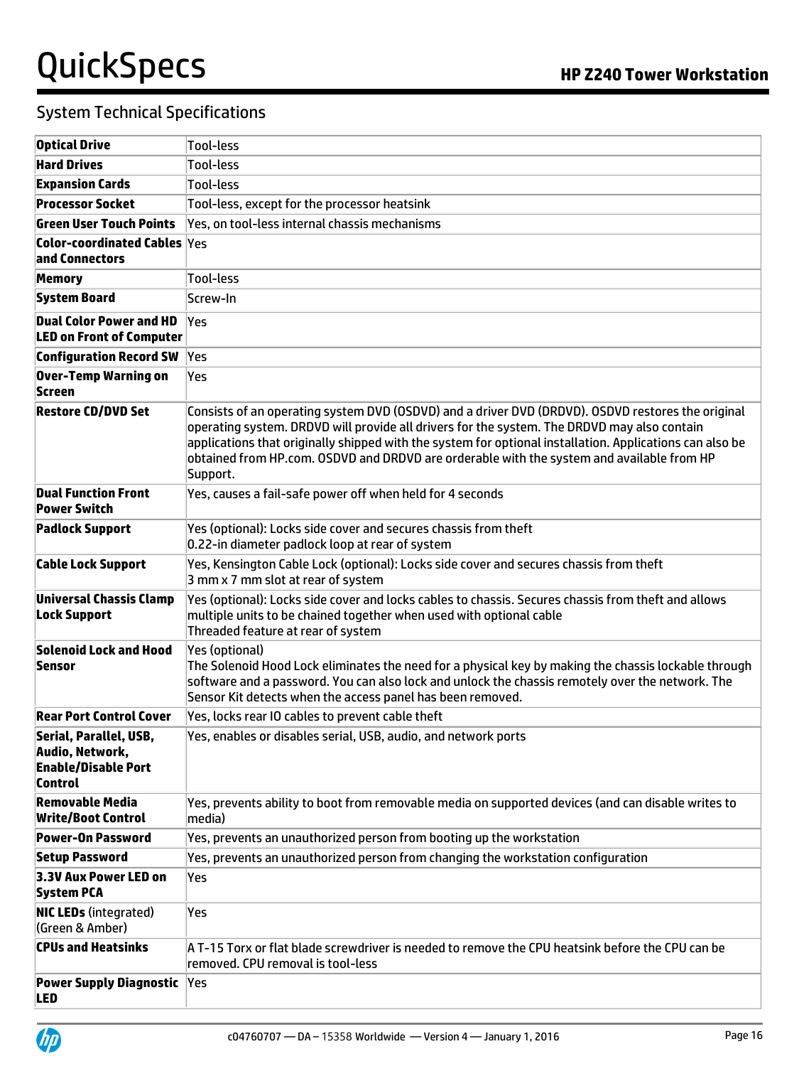## System Technical Specifications

| | |
|---|---|
| **Optical Drive** | Tool-less |
| **Hard Drives** | Tool-less |
| **Expansion Cards** | Tool-less |
| **Processor Socket** | Tool-less, except for the processor heatsink |
| **Green User Touch Points** | Yes, on tool-less internal chassis mechanisms |
| **Color-coordinated Cables and Connectors** | Yes |
| **Memory** | Tool-less |
| **System Board** | Screw-In |
| **Dual Color Power and HD LED on Front of Computer** | Yes |
| **Configuration Record SW** | Yes |
| **Over-Temp Warning on Screen** | Yes |
| **Restore CD/DVD Set** | Consists of an operating system DVD (OSDVD) and a driver DVD (DRDVD). OSDVD restores the original operating system. DRDVD will provide all drivers for the system. The DRDVD may also contain applications that originally shipped with the system for optional installation. Applications can also be obtained from HP.com. OSDVD and DRDVD are orderable with the system and available from HP Support. |
| **Dual Function Front Power Switch** | Yes, causes a fail-safe power off when held for 4 seconds |
| **Padlock Support** | Yes (optional): Locks side cover and secures chassis from theft<br>0.22-in diameter padlock loop at rear of system |
| **Cable Lock Support** | Yes, Kensington Cable Lock (optional): Locks side cover and secures chassis from theft<br>3 mm x 7 mm slot at rear of system |
| **Universal Chassis Clamp Lock Support** | Yes (optional): Locks side cover and locks cables to chassis. Secures chassis from theft and allows multiple units to be chained together when used with optional cable<br>Threaded feature at rear of system |
| **Solenoid Lock and Hood Sensor** | Yes (optional)<br>The Solenoid Hood Lock eliminates the need for a physical key by making the chassis lockable through software and a password. You can also lock and unlock the chassis remotely over the network. The Sensor Kit detects when the access panel has been removed. |
| **Rear Port Control Cover** | Yes, locks rear IO cables to prevent cable theft |
| **Serial, Parallel, USB, Audio, Network, Enable/Disable Port Control** | Yes, enables or disables serial, USB, audio, and network ports |
| **Removable Media Write/Boot Control** | Yes, prevents ability to boot from removable media on supported devices (and can disable writes to media) |
| **Power-On Password** | Yes, prevents an unauthorized person from booting up the workstation |
| **Setup Password** | Yes, prevents an unauthorized person from changing the workstation configuration |
| **3.3V Aux Power LED on System PCA** | Yes |
| **NIC LEDs** (integrated) (Green & Amber) | Yes |
| **CPUs and Heatsinks** | A T-15 Torx or flat blade screwdriver is needed to remove the CPU heatsink before the CPU can be removed. CPU removal is tool-less |
| **Power Supply Diagnostic LED** | Yes |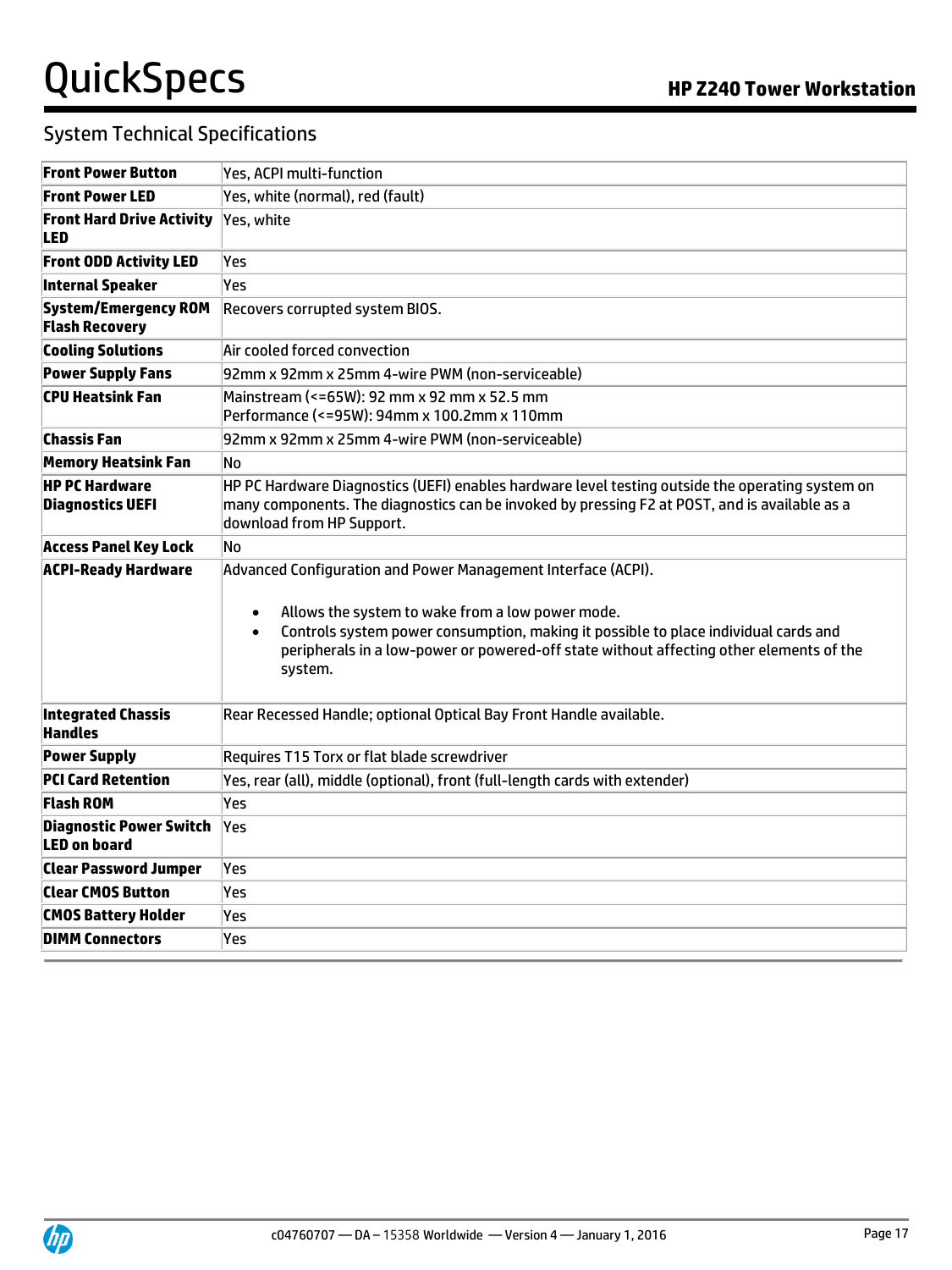## System Technical Specifications

| | |
|---|---|
| **Front Power Button** | Yes, ACPI multi-function |
| **Front Power LED** | Yes, white (normal), red (fault) |
| **Front Hard Drive Activity LED** | Yes, white |
| **Front ODD Activity LED** | Yes |
| **Internal Speaker** | Yes |
| **System/Emergency ROM Flash Recovery** | Recovers corrupted system BIOS. |
| **Cooling Solutions** | Air cooled forced convection |
| **Power Supply Fans** | 92mm x 92mm x 25mm 4-wire PWM (non-serviceable) |
| **CPU Heatsink Fan** | Mainstream (<=65W): 92 mm x 92 mm x 52.5 mm<br>Performance (<=95W): 94mm x 100.2mm x 110mm |
| **Chassis Fan** | 92mm x 92mm x 25mm 4-wire PWM (non-serviceable) |
| **Memory Heatsink Fan** | No |
| **HP PC Hardware Diagnostics UEFI** | HP PC Hardware Diagnostics (UEFI) enables hardware level testing outside the operating system on many components. The diagnostics can be invoked by pressing F2 at POST, and is available as a download from HP Support. |
| **Access Panel Key Lock** | No |
| **ACPI-Ready Hardware** | Advanced Configuration and Power Management Interface (ACPI).<br>• Allows the system to wake from a low power mode.<br>• Controls system power consumption, making it possible to place individual cards and peripherals in a low-power or powered-off state without affecting other elements of the system. |
| **Integrated Chassis Handles** | Rear Recessed Handle; optional Optical Bay Front Handle available. |
| **Power Supply** | Requires T15 Torx or flat blade screwdriver |
| **PCI Card Retention** | Yes, rear (all), middle (optional), front (full-length cards with extender) |
| **Flash ROM** | Yes |
| **Diagnostic Power Switch LED on board** | Yes |
| **Clear Password Jumper** | Yes |
| **Clear CMOS Button** | Yes |
| **CMOS Battery Holder** | Yes |
| **DIMM Connectors** | Yes |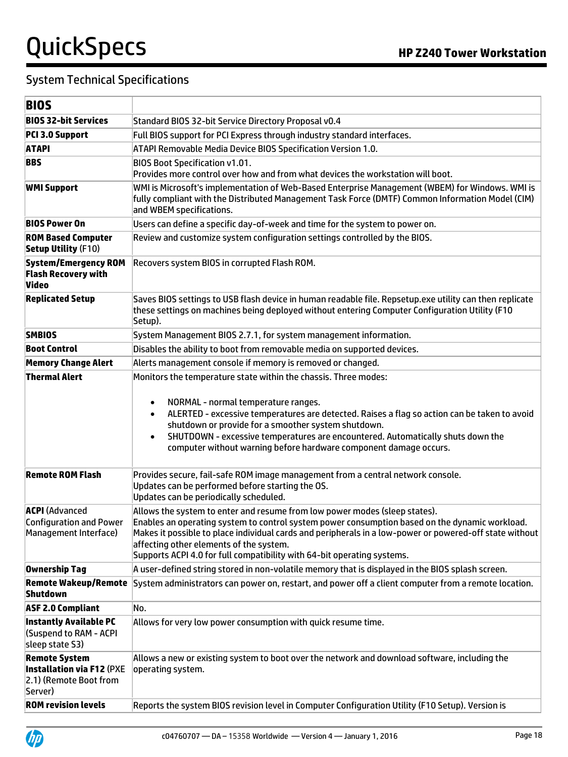## System Technical Specifications

| **BIOS** | |
|---|---|
| **BIOS 32-bit Services** | Standard BIOS 32-bit Service Directory Proposal v0.4 |
| **PCI 3.0 Support** | Full BIOS support for PCI Express through industry standard interfaces. |
| **ATAPI** | ATAPI Removable Media Device BIOS Specification Version 1.0. |
| **BBS** | BIOS Boot Specification v1.01.<br>Provides more control over how and from what devices the workstation will boot. |
| **WMI Support** | WMI is Microsoft's implementation of Web-Based Enterprise Management (WBEM) for Windows. WMI is fully compliant with the Distributed Management Task Force (DMTF) Common Information Model (CIM) and WBEM specifications. |
| **BIOS Power On** | Users can define a specific day-of-week and time for the system to power on. |
| **ROM Based Computer Setup Utility** (F10) | Review and customize system configuration settings controlled by the BIOS. |
| **System/Emergency ROM Flash Recovery with Video** | Recovers system BIOS in corrupted Flash ROM. |
| **Replicated Setup** | Saves BIOS settings to USB flash device in human readable file. Repsetup.exe utility can then replicate these settings on machines being deployed without entering Computer Configuration Utility (F10 Setup). |
| **SMBIOS** | System Management BIOS 2.7.1, for system management information. |
| **Boot Control** | Disables the ability to boot from removable media on supported devices. |
| **Memory Change Alert** | Alerts management console if memory is removed or changed. |
| **Thermal Alert** | Monitors the temperature state within the chassis. Three modes:<br>• NORMAL - normal temperature ranges.<br>• ALERTED - excessive temperatures are detected. Raises a flag so action can be taken to avoid shutdown or provide for a smoother system shutdown.<br>• SHUTDOWN - excessive temperatures are encountered. Automatically shuts down the computer without warning before hardware component damage occurs. |
| **Remote ROM Flash** | Provides secure, fail-safe ROM image management from a central network console.<br>Updates can be performed before starting the OS.<br>Updates can be periodically scheduled. |
| **ACPI** (Advanced Configuration and Power Management Interface) | Allows the system to enter and resume from low power modes (sleep states).<br>Enables an operating system to control system power consumption based on the dynamic workload.<br>Makes it possible to place individual cards and peripherals in a low-power or powered-off state without affecting other elements of the system.<br>Supports ACPI 4.0 for full compatibility with 64-bit operating systems. |
| **Ownership Tag** | A user-defined string stored in non-volatile memory that is displayed in the BIOS splash screen. |
| **Remote Wakeup/Remote Shutdown** | System administrators can power on, restart, and power off a client computer from a remote location. |
| **ASF 2.0 Compliant** | No. |
| **Instantly Available PC** (Suspend to RAM - ACPI sleep state S3) | Allows for very low power consumption with quick resume time. |
| **Remote System Installation via F12** (PXE 2.1) (Remote Boot from Server) | Allows a new or existing system to boot over the network and download software, including the operating system. |
| **ROM revision levels** | Reports the system BIOS revision level in Computer Configuration Utility (F10 Setup). Version is |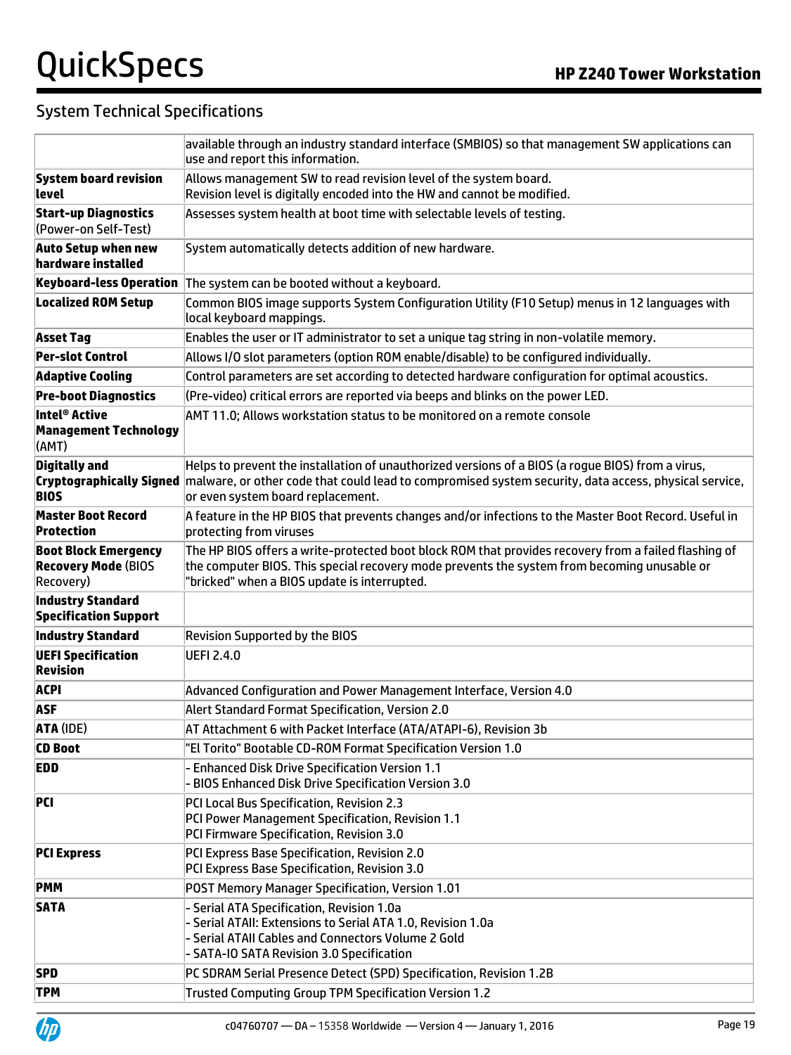## System Technical Specifications

| | |
|---|---|
| | available through an industry standard interface (SMBIOS) so that management SW applications can use and report this information. |
| **System board revision level** | Allows management SW to read revision level of the system board.<br>Revision level is digitally encoded into the HW and cannot be modified. |
| **Start-up Diagnostics** (Power-on Self-Test) | Assesses system health at boot time with selectable levels of testing. |
| **Auto Setup when new hardware installed** | System automatically detects addition of new hardware. |
| **Keyboard-less Operation** | The system can be booted without a keyboard. |
| **Localized ROM Setup** | Common BIOS image supports System Configuration Utility (F10 Setup) menus in 12 languages with local keyboard mappings. |
| **Asset Tag** | Enables the user or IT administrator to set a unique tag string in non-volatile memory. |
| **Per-slot Control** | Allows I/O slot parameters (option ROM enable/disable) to be configured individually. |
| **Adaptive Cooling** | Control parameters are set according to detected hardware configuration for optimal acoustics. |
| **Pre-boot Diagnostics** | (Pre-video) critical errors are reported via beeps and blinks on the power LED. |
| **Intel® Active Management Technology** (AMT) | AMT 11.0; Allows workstation status to be monitored on a remote console |
| **Digitally and Cryptographically Signed BIOS** | Helps to prevent the installation of unauthorized versions of a BIOS (a rogue BIOS) from a virus, malware, or other code that could lead to compromised system security, data access, physical service, or even system board replacement. |
| **Master Boot Record Protection** | A feature in the HP BIOS that prevents changes and/or infections to the Master Boot Record. Useful in protecting from viruses |
| **Boot Block Emergency Recovery Mode** (BIOS Recovery) | The HP BIOS offers a write-protected boot block ROM that provides recovery from a failed flashing of the computer BIOS. This special recovery mode prevents the system from becoming unusable or "bricked" when a BIOS update is interrupted. |
| **Industry Standard Specification Support** | |
| **Industry Standard** | Revision Supported by the BIOS |
| **UEFI Specification Revision** | UEFI 2.4.0 |
| **ACPI** | Advanced Configuration and Power Management Interface, Version 4.0 |
| **ASF** | Alert Standard Format Specification, Version 2.0 |
| **ATA** (IDE) | AT Attachment 6 with Packet Interface (ATA/ATAPI-6), Revision 3b |
| **CD Boot** | "El Torito" Bootable CD-ROM Format Specification Version 1.0 |
| **EDD** | - Enhanced Disk Drive Specification Version 1.1<br>- BIOS Enhanced Disk Drive Specification Version 3.0 |
| **PCI** | PCI Local Bus Specification, Revision 2.3<br>PCI Power Management Specification, Revision 1.1<br>PCI Firmware Specification, Revision 3.0 |
| **PCI Express** | PCI Express Base Specification, Revision 2.0<br>PCI Express Base Specification, Revision 3.0 |
| **PMM** | POST Memory Manager Specification, Version 1.01 |
| **SATA** | - Serial ATA Specification, Revision 1.0a<br>- Serial ATAII: Extensions to Serial ATA 1.0, Revision 1.0a<br>- Serial ATAII Cables and Connectors Volume 2 Gold<br>- SATA-IO SATA Revision 3.0 Specification |
| **SPD** | PC SDRAM Serial Presence Detect (SPD) Specification, Revision 1.2B |
| **TPM** | Trusted Computing Group TPM Specification Version 1.2 |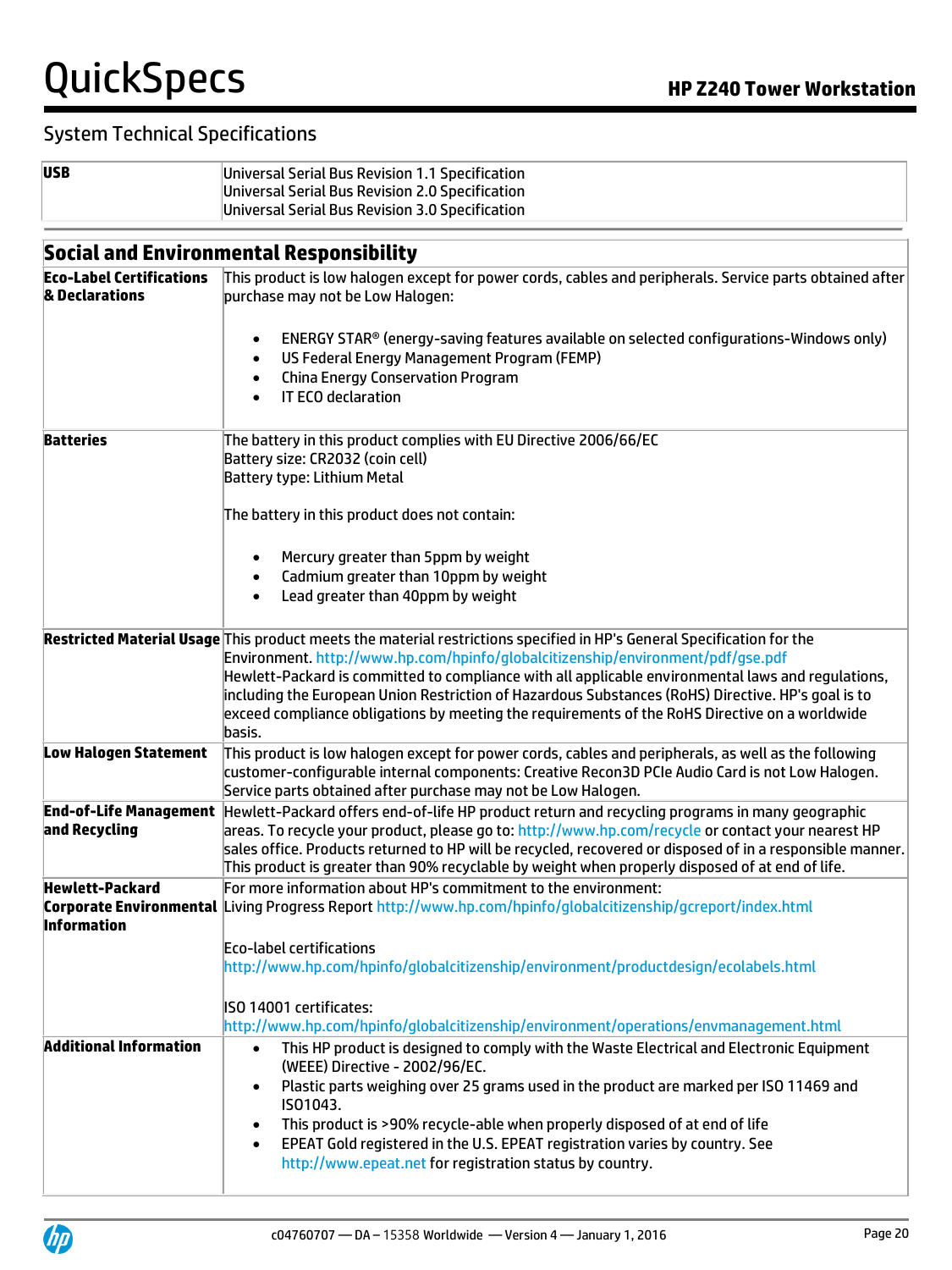## System Technical Specifications

| | |
|---|---|
| **USB** | Universal Serial Bus Revision 1.1 Specification<br>Universal Serial Bus Revision 2.0 Specification<br>Universal Serial Bus Revision 3.0 Specification |

## Social and Environmental Responsibility

| | |
|---|---|
| **Eco-Label Certifications & Declarations** | This product is low halogen except for power cords, cables and peripherals. Service parts obtained after purchase may not be Low Halogen:<br><br>• ENERGY STAR® (energy-saving features available on selected configurations-Windows only)<br>• US Federal Energy Management Program (FEMP)<br>• China Energy Conservation Program<br>• IT ECO declaration |
| **Batteries** | The battery in this product complies with EU Directive 2006/66/EC<br>Battery size: CR2032 (coin cell)<br>Battery type: Lithium Metal<br><br>The battery in this product does not contain:<br><br>• Mercury greater than 5ppm by weight<br>• Cadmium greater than 10ppm by weight<br>• Lead greater than 40ppm by weight |
| **Restricted Material Usage** | This product meets the material restrictions specified in HP's General Specification for the Environment. http://www.hp.com/hpinfo/globalcitizenship/environment/pdf/gse.pdf<br>Hewlett-Packard is committed to compliance with all applicable environmental laws and regulations, including the European Union Restriction of Hazardous Substances (RoHS) Directive. HP's goal is to exceed compliance obligations by meeting the requirements of the RoHS Directive on a worldwide basis. |
| **Low Halogen Statement** | This product is low halogen except for power cords, cables and peripherals, as well as the following customer-configurable internal components: Creative Recon3D PCIe Audio Card is not Low Halogen. Service parts obtained after purchase may not be Low Halogen. |
| **End-of-Life Management and Recycling** | Hewlett-Packard offers end-of-life HP product return and recycling programs in many geographic areas. To recycle your product, please go to: http://www.hp.com/recycle or contact your nearest HP sales office. Products returned to HP will be recycled, recovered or disposed of in a responsible manner. This product is greater than 90% recyclable by weight when properly disposed of at end of life. |
| **Hewlett-Packard Corporate Environmental Information** | For more information about HP's commitment to the environment:<br>Living Progress Report http://www.hp.com/hpinfo/globalcitizenship/gcreport/index.html<br><br>Eco-label certifications<br>http://www.hp.com/hpinfo/globalcitizenship/environment/productdesign/ecolabels.html<br><br>ISO 14001 certificates:<br>http://www.hp.com/hpinfo/globalcitizenship/environment/operations/envmanagement.html |
| **Additional Information** | • This HP product is designed to comply with the Waste Electrical and Electronic Equipment (WEEE) Directive - 2002/96/EC.<br>• Plastic parts weighing over 25 grams used in the product are marked per ISO 11469 and ISO1043.<br>• This product is >90% recycle-able when properly disposed of at end of life<br>• EPEAT Gold registered in the U.S. EPEAT registration varies by country. See http://www.epeat.net for registration status by country. |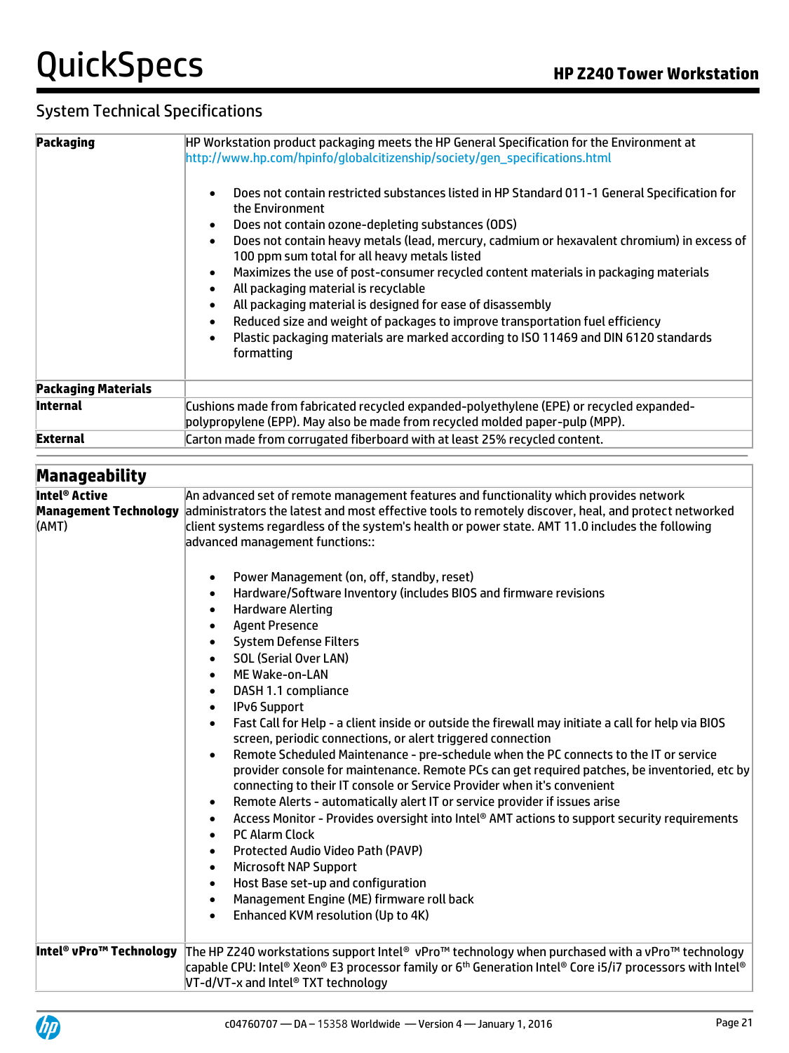## System Technical Specifications

| | |
|---|---|
| **Packaging** | HP Workstation product packaging meets the HP General Specification for the Environment at http://www.hp.com/hpinfo/globalcitizenship/society/gen_specifications.html<br><br>• Does not contain restricted substances listed in HP Standard 011-1 General Specification for the Environment<br>• Does not contain ozone-depleting substances (ODS)<br>• Does not contain heavy metals (lead, mercury, cadmium or hexavalent chromium) in excess of 100 ppm sum total for all heavy metals listed<br>• Maximizes the use of post-consumer recycled content materials in packaging materials<br>• All packaging material is recyclable<br>• All packaging material is designed for ease of disassembly<br>• Reduced size and weight of packages to improve transportation fuel efficiency<br>• Plastic packaging materials are marked according to ISO 11469 and DIN 6120 standards formatting |
| **Packaging Materials** | |
| **Internal** | Cushions made from fabricated recycled expanded-polyethylene (EPE) or recycled expanded-polypropylene (EPP). May also be made from recycled molded paper-pulp (MPP). |
| **External** | Carton made from corrugated fiberboard with at least 25% recycled content. |

## Manageability

| | |
|---|---|
| **Intel® Active Management Technology** (AMT) | An advanced set of remote management features and functionality which provides network administrators the latest and most effective tools to remotely discover, heal, and protect networked client systems regardless of the system's health or power state. AMT 11.0 includes the following advanced management functions::<br><br>• Power Management (on, off, standby, reset)<br>• Hardware/Software Inventory (includes BIOS and firmware revisions<br>• Hardware Alerting<br>• Agent Presence<br>• System Defense Filters<br>• SOL (Serial Over LAN)<br>• ME Wake-on-LAN<br>• DASH 1.1 compliance<br>• IPv6 Support<br>• Fast Call for Help - a client inside or outside the firewall may initiate a call for help via BIOS screen, periodic connections, or alert triggered connection<br>• Remote Scheduled Maintenance - pre-schedule when the PC connects to the IT or service provider console for maintenance. Remote PCs can get required patches, be inventoried, etc by connecting to their IT console or Service Provider when it's convenient<br>• Remote Alerts - automatically alert IT or service provider if issues arise<br>• Access Monitor - Provides oversight into Intel® AMT actions to support security requirements<br>• PC Alarm Clock<br>• Protected Audio Video Path (PAVP)<br>• Microsoft NAP Support<br>• Host Base set-up and configuration<br>• Management Engine (ME) firmware roll back<br>• Enhanced KVM resolution (Up to 4K) |
| **Intel® vPro™ Technology** | The HP Z240 workstations support Intel® vPro™ technology when purchased with a vPro™ technology capable CPU: Intel® Xeon® E3 processor family or 6th Generation Intel® Core i5/i7 processors with Intel® VT-d/VT-x and Intel® TXT technology |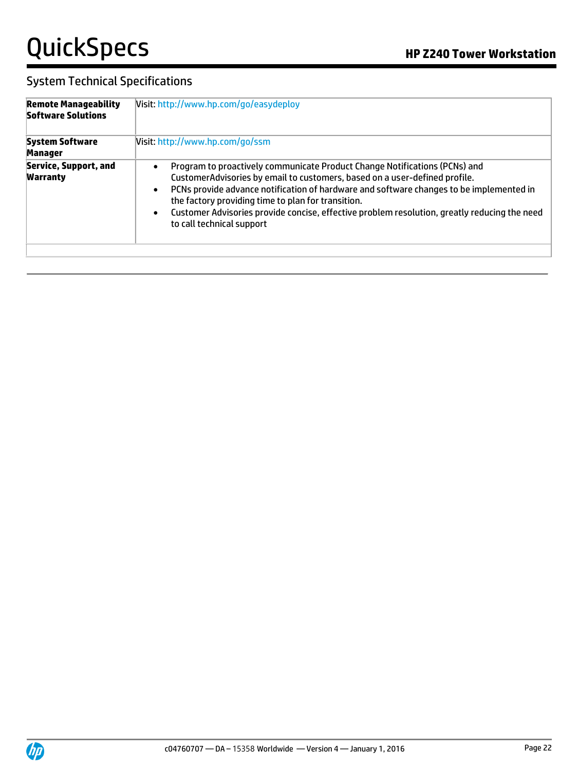## System Technical Specifications

| | |
|---|---|
| **Remote Manageability Software Solutions** | Visit: http://www.hp.com/go/easydeploy |
| **System Software Manager** | Visit: http://www.hp.com/go/ssm |
| **Service, Support, and Warranty** | • Program to proactively communicate Product Change Notifications (PCNs) and CustomerAdvisories by email to customers, based on a user-defined profile.<br>• PCNs provide advance notification of hardware and software changes to be implemented in the factory providing time to plan for transition.<br>• Customer Advisories provide concise, effective problem resolution, greatly reducing the need to call technical support |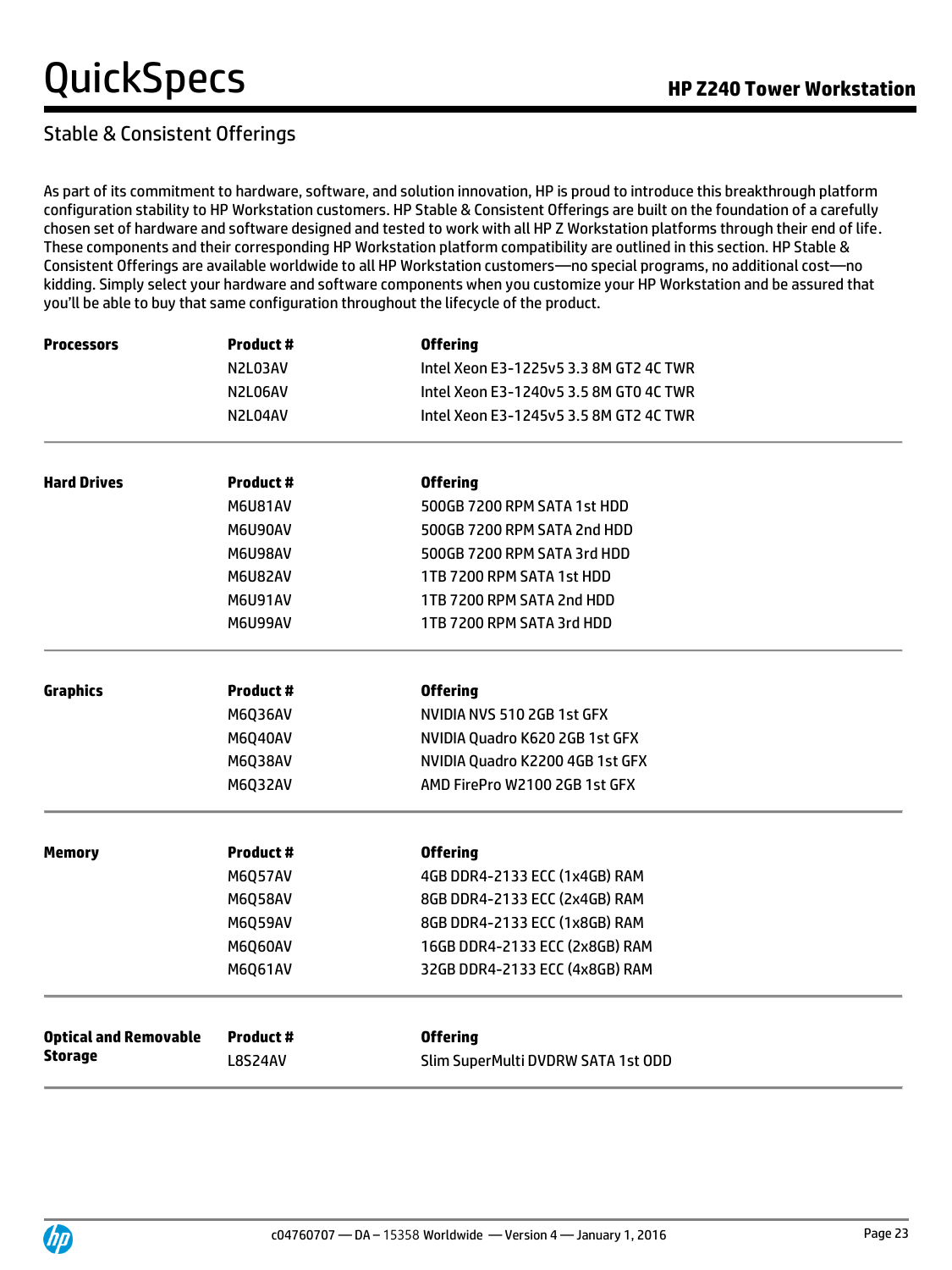## Stable & Consistent Offerings

As part of its commitment to hardware, software, and solution innovation, HP is proud to introduce this breakthrough platform configuration stability to HP Workstation customers. HP Stable & Consistent Offerings are built on the foundation of a carefully chosen set of hardware and software designed and tested to work with all HP Z Workstation platforms through their end of life. These components and their corresponding HP Workstation platform compatibility are outlined in this section. HP Stable & Consistent Offerings are available worldwide to all HP Workstation customers—no special programs, no additional cost—no kidding. Simply select your hardware and software components when you customize your HP Workstation and be assured that you'll be able to buy that same configuration throughout the lifecycle of the product.

| **Processors** | **Product #** | **Offering** |
|---|---|---|
| | N2L03AV | Intel Xeon E3-1225v5 3.3 8M GT2 4C TWR |
| | N2L06AV | Intel Xeon E3-1240v5 3.5 8M GT0 4C TWR |
| | N2L04AV | Intel Xeon E3-1245v5 3.5 8M GT2 4C TWR |

| **Hard Drives** | **Product #** | **Offering** |
|---|---|---|
| | M6U81AV | 500GB 7200 RPM SATA 1st HDD |
| | M6U90AV | 500GB 7200 RPM SATA 2nd HDD |
| | M6U98AV | 500GB 7200 RPM SATA 3rd HDD |
| | M6U82AV | 1TB 7200 RPM SATA 1st HDD |
| | M6U91AV | 1TB 7200 RPM SATA 2nd HDD |
| | M6U99AV | 1TB 7200 RPM SATA 3rd HDD |

| **Graphics** | **Product #** | **Offering** |
|---|---|---|
| | M6Q36AV | NVIDIA NVS 510 2GB 1st GFX |
| | M6Q40AV | NVIDIA Quadro K620 2GB 1st GFX |
| | M6Q38AV | NVIDIA Quadro K2200 4GB 1st GFX |
| | M6Q32AV | AMD FirePro W2100 2GB 1st GFX |

| **Memory** | **Product #** | **Offering** |
|---|---|---|
| | M6Q57AV | 4GB DDR4-2133 ECC (1x4GB) RAM |
| | M6Q58AV | 8GB DDR4-2133 ECC (2x4GB) RAM |
| | M6Q59AV | 8GB DDR4-2133 ECC (1x8GB) RAM |
| | M6Q60AV | 16GB DDR4-2133 ECC (2x8GB) RAM |
| | M6Q61AV | 32GB DDR4-2133 ECC (4x8GB) RAM |

| **Optical and Removable Storage** | **Product #** | **Offering** |
|---|---|---|
| | L8S24AV | Slim SuperMulti DVDRW SATA 1st ODD |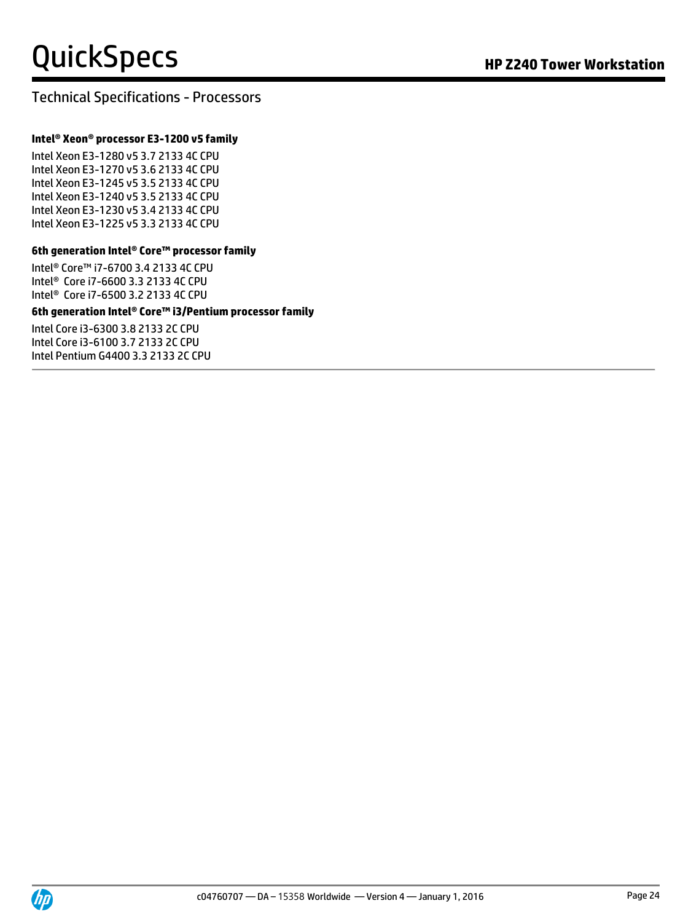## Technical Specifications - Processors

**Intel® Xeon® processor E3-1200 v5 family**

Intel Xeon E3-1280 v5 3.7 2133 4C CPU
Intel Xeon E3-1270 v5 3.6 2133 4C CPU
Intel Xeon E3-1245 v5 3.5 2133 4C CPU
Intel Xeon E3-1240 v5 3.5 2133 4C CPU
Intel Xeon E3-1230 v5 3.4 2133 4C CPU
Intel Xeon E3-1225 v5 3.3 2133 4C CPU

**6th generation Intel® Core™ processor family**

Intel® Core™ i7-6700 3.4 2133 4C CPU
Intel® Core i7-6600 3.3 2133 4C CPU
Intel® Core i7-6500 3.2 2133 4C CPU

**6th generation Intel® Core™ i3/Pentium processor family**

Intel Core i3-6300 3.8 2133 2C CPU
Intel Core i3-6100 3.7 2133 2C CPU
Intel Pentium G4400 3.3 2133 2C CPU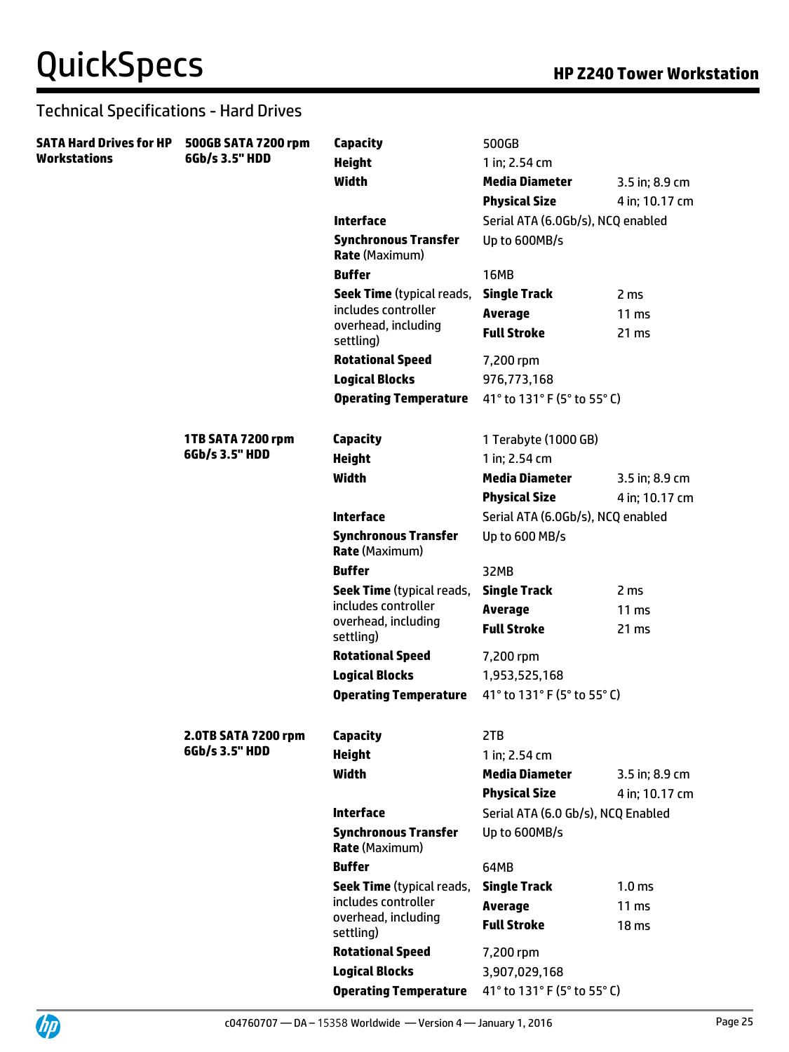## Technical Specifications - Hard Drives

| | | | | |
|---|---|---|---|---|
| **SATA Hard Drives for HP Workstations** | **500GB SATA 7200 rpm 6Gb/s 3.5" HDD** | **Capacity** | 500GB | |
| | | **Height** | 1 in; 2.54 cm | |
| | | **Width** | **Media Diameter** | 3.5 in; 8.9 cm |
| | | | **Physical Size** | 4 in; 10.17 cm |
| | | **Interface** | Serial ATA (6.0Gb/s), NCQ enabled | |
| | | **Synchronous Transfer Rate** (Maximum) | Up to 600MB/s | |
| | | **Buffer** | 16MB | |
| | | **Seek Time** (typical reads, includes controller overhead, including settling) | **Single Track** | 2 ms |
| | | | **Average** | 11 ms |
| | | | **Full Stroke** | 21 ms |
| | | **Rotational Speed** | 7,200 rpm | |
| | | **Logical Blocks** | 976,773,168 | |
| | | **Operating Temperature** | 41° to 131° F (5° to 55° C) | |
| | **1TB SATA 7200 rpm 6Gb/s 3.5" HDD** | **Capacity** | 1 Terabyte (1000 GB) | |
| | | **Height** | 1 in; 2.54 cm | |
| | | **Width** | **Media Diameter** | 3.5 in; 8.9 cm |
| | | | **Physical Size** | 4 in; 10.17 cm |
| | | **Interface** | Serial ATA (6.0Gb/s), NCQ enabled | |
| | | **Synchronous Transfer Rate** (Maximum) | Up to 600 MB/s | |
| | | **Buffer** | 32MB | |
| | | **Seek Time** (typical reads, includes controller overhead, including settling) | **Single Track** | 2 ms |
| | | | **Average** | 11 ms |
| | | | **Full Stroke** | 21 ms |
| | | **Rotational Speed** | 7,200 rpm | |
| | | **Logical Blocks** | 1,953,525,168 | |
| | | **Operating Temperature** | 41° to 131° F (5° to 55° C) | |
| | **2.0TB SATA 7200 rpm 6Gb/s 3.5" HDD** | **Capacity** | 2TB | |
| | | **Height** | 1 in; 2.54 cm | |
| | | **Width** | **Media Diameter** | 3.5 in; 8.9 cm |
| | | | **Physical Size** | 4 in; 10.17 cm |
| | | **Interface** | Serial ATA (6.0 Gb/s), NCQ Enabled | |
| | | **Synchronous Transfer Rate** (Maximum) | Up to 600MB/s | |
| | | **Buffer** | 64MB | |
| | | **Seek Time** (typical reads, includes controller overhead, including settling) | **Single Track** | 1.0 ms |
| | | | **Average** | 11 ms |
| | | | **Full Stroke** | 18 ms |
| | | **Rotational Speed** | 7,200 rpm | |
| | | **Logical Blocks** | 3,907,029,168 | |
| | | **Operating Temperature** | 41° to 131° F (5° to 55° C) | |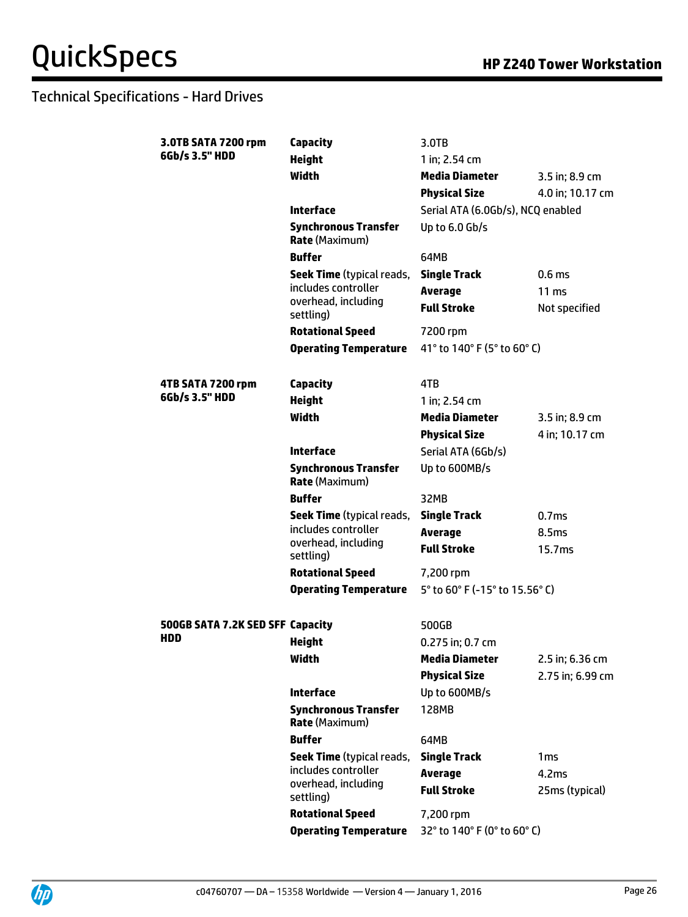## Technical Specifications - Hard Drives

| | | | |
|---|---|---|---|
| **3.0TB SATA 7200 rpm 6Gb/s 3.5" HDD** | **Capacity** | 3.0TB | |
| | **Height** | 1 in; 2.54 cm | |
| | **Width** | **Media Diameter** | 3.5 in; 8.9 cm |
| | | **Physical Size** | 4.0 in; 10.17 cm |
| | **Interface** | Serial ATA (6.0Gb/s), NCQ enabled | |
| | **Synchronous Transfer Rate** (Maximum) | Up to 6.0 Gb/s | |
| | **Buffer** | 64MB | |
| | **Seek Time** (typical reads, includes controller overhead, including settling) | **Single Track** | 0.6 ms |
| | | **Average** | 11 ms |
| | | **Full Stroke** | Not specified |
| | **Rotational Speed** | 7200 rpm | |
| | **Operating Temperature** | 41° to 140° F (5° to 60° C) | |
| **4TB SATA 7200 rpm 6Gb/s 3.5" HDD** | **Capacity** | 4TB | |
| | **Height** | 1 in; 2.54 cm | |
| | **Width** | **Media Diameter** | 3.5 in; 8.9 cm |
| | | **Physical Size** | 4 in; 10.17 cm |
| | **Interface** | Serial ATA (6Gb/s) | |
| | **Synchronous Transfer Rate** (Maximum) | Up to 600MB/s | |
| | **Buffer** | 32MB | |
| | **Seek Time** (typical reads, includes controller overhead, including settling) | **Single Track** | 0.7ms |
| | | **Average** | 8.5ms |
| | | **Full Stroke** | 15.7ms |
| | **Rotational Speed** | 7,200 rpm | |
| | **Operating Temperature** | 5° to 60° F (-15° to 15.56° C) | |
| **500GB SATA 7.2K SED SFF HDD** | **Capacity** | 500GB | |
| | **Height** | 0.275 in; 0.7 cm | |
| | **Width** | **Media Diameter** | 2.5 in; 6.36 cm |
| | | **Physical Size** | 2.75 in; 6.99 cm |
| | **Interface** | Up to 600MB/s | |
| | **Synchronous Transfer Rate** (Maximum) | 128MB | |
| | **Buffer** | 64MB | |
| | **Seek Time** (typical reads, includes controller overhead, including settling) | **Single Track** | 1ms |
| | | **Average** | 4.2ms |
| | | **Full Stroke** | 25ms (typical) |
| | **Rotational Speed** | 7,200 rpm | |
| | **Operating Temperature** | 32° to 140° F (0° to 60° C) | |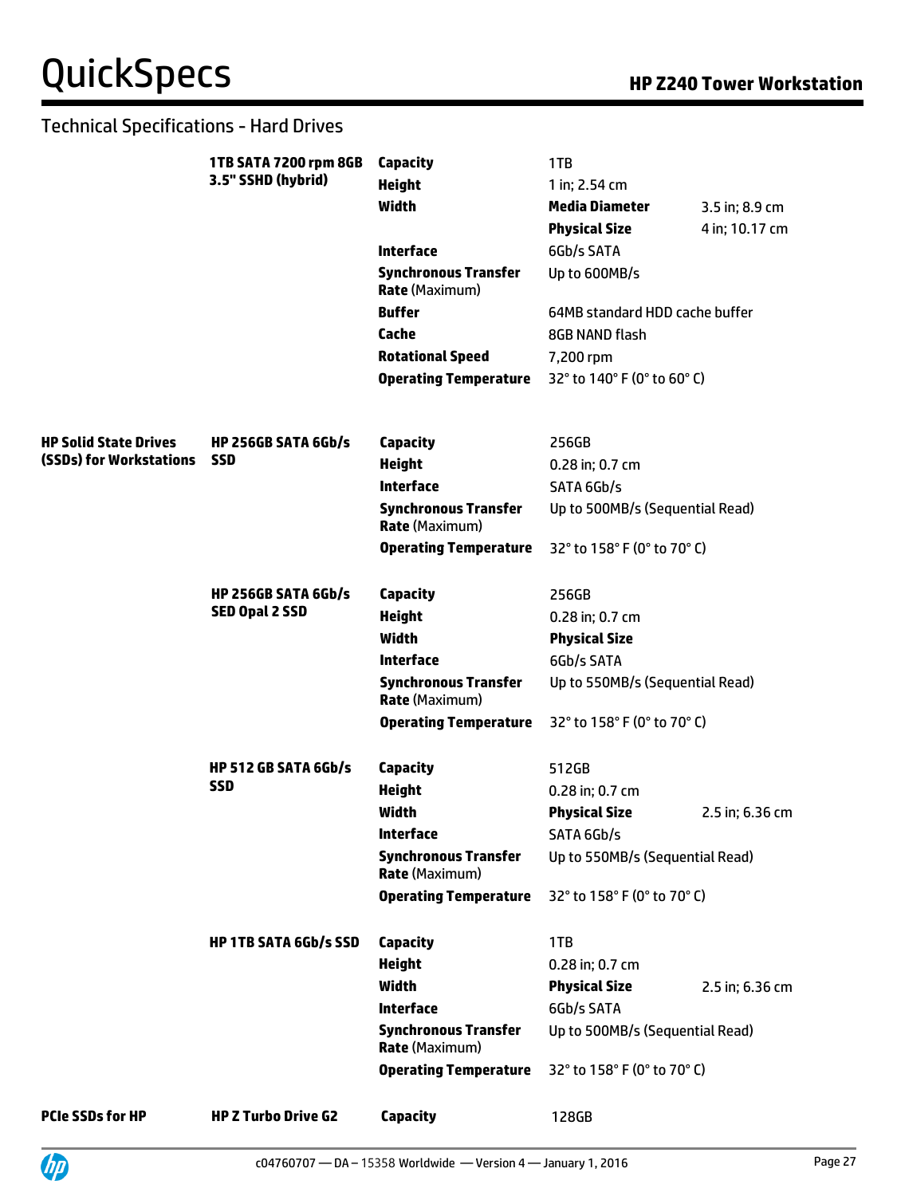## Technical Specifications - Hard Drives

| | | | | |
|---|---|---|---|---|
| | **1TB SATA 7200 rpm 8GB 3.5" SSHD (hybrid)** | **Capacity** | 1TB | |
| | | **Height** | 1 in; 2.54 cm | |
| | | **Width** | **Media Diameter** | 3.5 in; 8.9 cm |
| | | | **Physical Size** | 4 in; 10.17 cm |
| | | **Interface** | 6Gb/s SATA | |
| | | **Synchronous Transfer Rate** (Maximum) | Up to 600MB/s | |
| | | **Buffer** | 64MB standard HDD cache buffer | |
| | | **Cache** | 8GB NAND flash | |
| | | **Rotational Speed** | 7,200 rpm | |
| | | **Operating Temperature** | 32° to 140° F (0° to 60° C) | |
| **HP Solid State Drives (SSDs) for Workstations** | **HP 256GB SATA 6Gb/s SSD** | **Capacity** | 256GB | |
| | | **Height** | 0.28 in; 0.7 cm | |
| | | **Interface** | SATA 6Gb/s | |
| | | **Synchronous Transfer Rate** (Maximum) | Up to 500MB/s (Sequential Read) | |
| | | **Operating Temperature** | 32° to 158° F (0° to 70° C) | |
| | **HP 256GB SATA 6Gb/s SED Opal 2 SSD** | **Capacity** | 256GB | |
| | | **Height** | 0.28 in; 0.7 cm | |
| | | **Width** | **Physical Size** | |
| | | **Interface** | 6Gb/s SATA | |
| | | **Synchronous Transfer Rate** (Maximum) | Up to 550MB/s (Sequential Read) | |
| | | **Operating Temperature** | 32° to 158° F (0° to 70° C) | |
| | **HP 512 GB SATA 6Gb/s SSD** | **Capacity** | 512GB | |
| | | **Height** | 0.28 in; 0.7 cm | |
| | | **Width** | **Physical Size** | 2.5 in; 6.36 cm |
| | | **Interface** | SATA 6Gb/s | |
| | | **Synchronous Transfer Rate** (Maximum) | Up to 550MB/s (Sequential Read) | |
| | | **Operating Temperature** | 32° to 158° F (0° to 70° C) | |
| | **HP 1TB SATA 6Gb/s SSD** | **Capacity** | 1TB | |
| | | **Height** | 0.28 in; 0.7 cm | |
| | | **Width** | **Physical Size** | 2.5 in; 6.36 cm |
| | | **Interface** | 6Gb/s SATA | |
| | | **Synchronous Transfer Rate** (Maximum) | Up to 500MB/s (Sequential Read) | |
| | | **Operating Temperature** | 32° to 158° F (0° to 70° C) | |
| **PCIe SSDs for HP** | **HP Z Turbo Drive G2** | **Capacity** | 128GB | |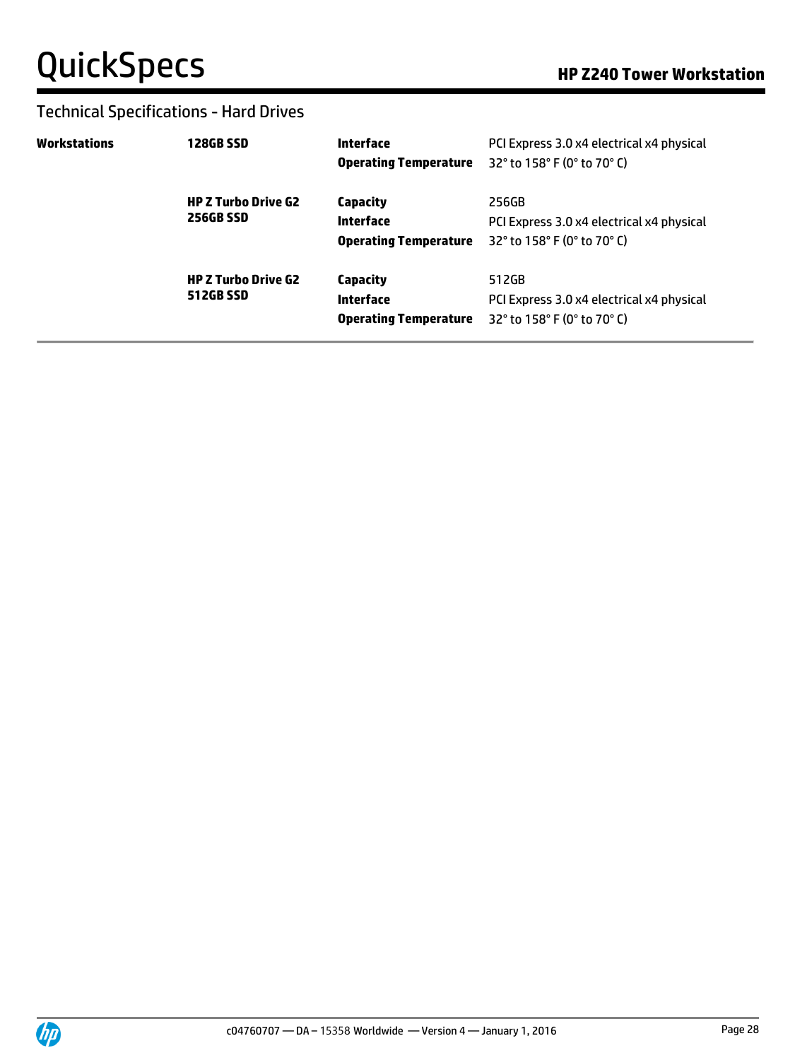## Technical Specifications - Hard Drives

| | | | |
|---|---|---|---|
| **Workstations** | **128GB SSD** | **Interface** | PCI Express 3.0 x4 electrical x4 physical |
| | | **Operating Temperature** | 32° to 158° F (0° to 70° C) |
| | **HP Z Turbo Drive G2 256GB SSD** | **Capacity** | 256GB |
| | | **Interface** | PCI Express 3.0 x4 electrical x4 physical |
| | | **Operating Temperature** | 32° to 158° F (0° to 70° C) |
| | **HP Z Turbo Drive G2 512GB SSD** | **Capacity** | 512GB |
| | | **Interface** | PCI Express 3.0 x4 electrical x4 physical |
| | | **Operating Temperature** | 32° to 158° F (0° to 70° C) |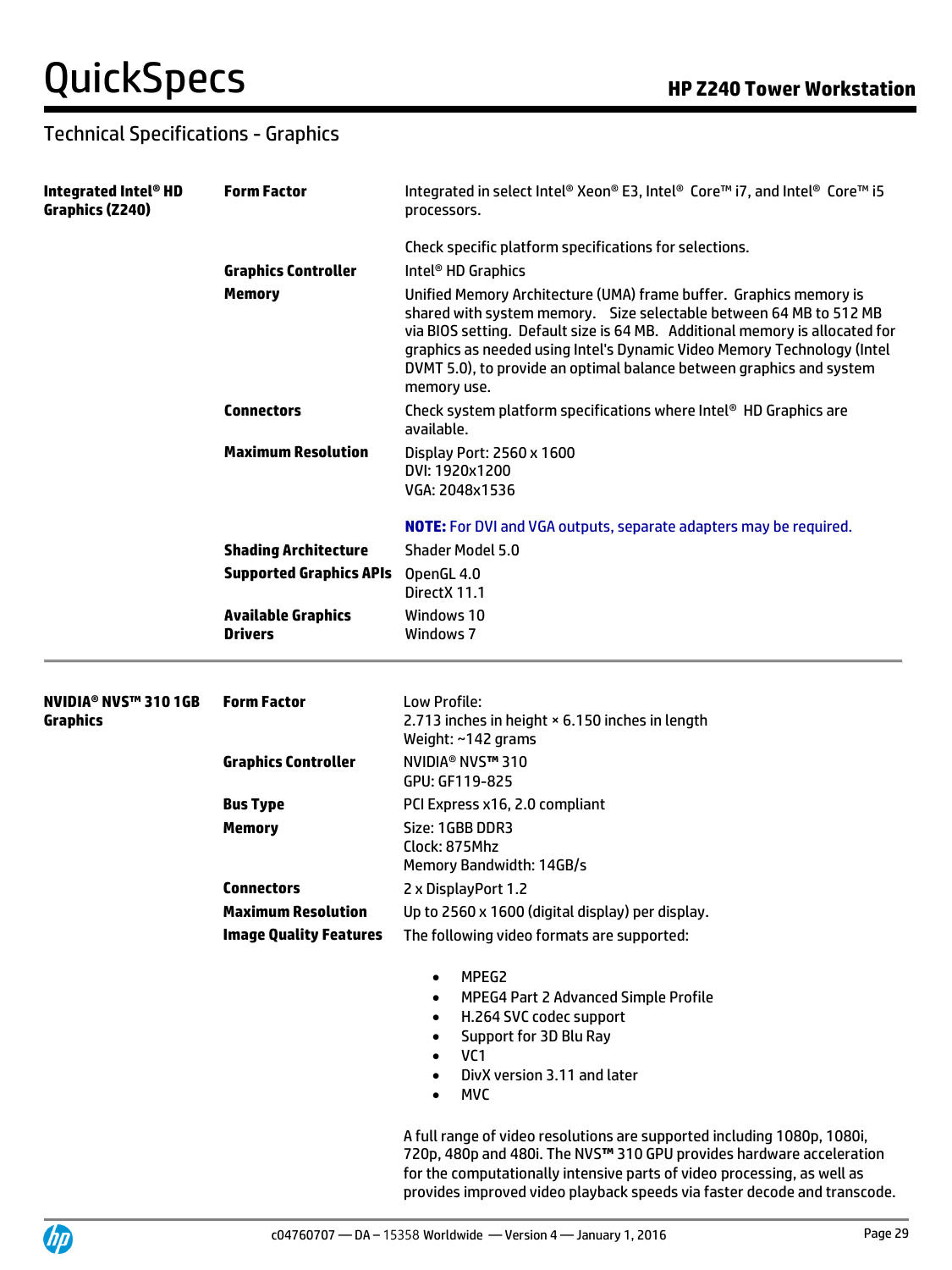## Technical Specifications - Graphics

| | | |
|---|---|---|
| **Integrated Intel® HD Graphics (Z240)** | **Form Factor** | Integrated in select Intel® Xeon® E3, Intel® Core™ i7, and Intel® Core™ i5 processors.<br><br>Check specific platform specifications for selections. |
| | **Graphics Controller** | Intel® HD Graphics |
| | **Memory** | Unified Memory Architecture (UMA) frame buffer. Graphics memory is shared with system memory. Size selectable between 64 MB to 512 MB via BIOS setting. Default size is 64 MB. Additional memory is allocated for graphics as needed using Intel's Dynamic Video Memory Technology (Intel DVMT 5.0), to provide an optimal balance between graphics and system memory use. |
| | **Connectors** | Check system platform specifications where Intel® HD Graphics are available. |
| | **Maximum Resolution** | Display Port: 2560 x 1600<br>DVI: 1920x1200<br>VGA: 2048x1536<br><br>**NOTE:** For DVI and VGA outputs, separate adapters may be required. |
| | **Shading Architecture** | Shader Model 5.0 |
| | **Supported Graphics APIs** | OpenGL 4.0<br>DirectX 11.1 |
| | **Available Graphics Drivers** | Windows 10<br>Windows 7 |

| | | |
|---|---|---|
| **NVIDIA® NVS™ 310 1GB Graphics** | **Form Factor** | Low Profile:<br>2.713 inches in height × 6.150 inches in length<br>Weight: ~142 grams |
| | **Graphics Controller** | NVIDIA® NVS™ 310<br>GPU: GF119-825 |
| | **Bus Type** | PCI Express x16, 2.0 compliant |
| | **Memory** | Size: 1GBB DDR3<br>Clock: 875Mhz<br>Memory Bandwidth: 14GB/s |
| | **Connectors** | 2 x DisplayPort 1.2 |
| | **Maximum Resolution** | Up to 2560 x 1600 (digital display) per display. |
| | **Image Quality Features** | The following video formats are supported:<br><br>• MPEG2<br>• MPEG4 Part 2 Advanced Simple Profile<br>• H.264 SVC codec support<br>• Support for 3D Blu Ray<br>• VC1<br>• DivX version 3.11 and later<br>• MVC<br><br>A full range of video resolutions are supported including 1080p, 1080i, 720p, 480p and 480i. The NVS™ 310 GPU provides hardware acceleration for the computationally intensive parts of video processing, as well as provides improved video playback speeds via faster decode and transcode. |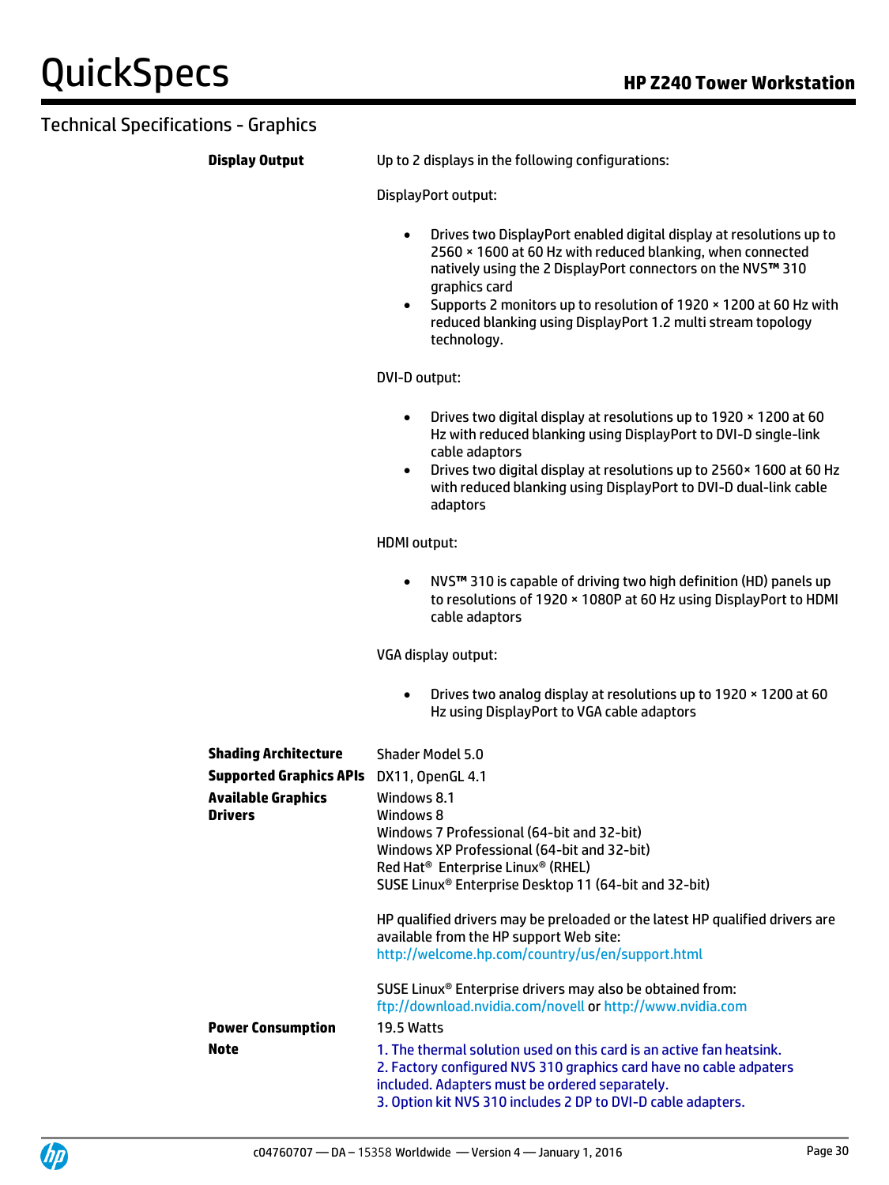## Technical Specifications - Graphics

| | |
|---|---|
| **Display Output** | Up to 2 displays in the following configurations:<br><br>DisplayPort output:<br>• Drives two DisplayPort enabled digital display at resolutions up to 2560 × 1600 at 60 Hz with reduced blanking, when connected natively using the 2 DisplayPort connectors on the NVS™ 310 graphics card<br>• Supports 2 monitors up to resolution of 1920 × 1200 at 60 Hz with reduced blanking using DisplayPort 1.2 multi stream topology technology.<br><br>DVI-D output:<br>• Drives two digital display at resolutions up to 1920 × 1200 at 60 Hz with reduced blanking using DisplayPort to DVI-D single-link cable adaptors<br>• Drives two digital display at resolutions up to 2560× 1600 at 60 Hz with reduced blanking using DisplayPort to DVI-D dual-link cable adaptors<br><br>HDMI output:<br>• NVS™ 310 is capable of driving two high definition (HD) panels up to resolutions of 1920 × 1080P at 60 Hz using DisplayPort to HDMI cable adaptors<br><br>VGA display output:<br>• Drives two analog display at resolutions up to 1920 × 1200 at 60 Hz using DisplayPort to VGA cable adaptors |
| **Shading Architecture** | Shader Model 5.0 |
| **Supported Graphics APIs** | DX11, OpenGL 4.1 |
| **Available Graphics Drivers** | Windows 8.1<br>Windows 8<br>Windows 7 Professional (64-bit and 32-bit)<br>Windows XP Professional (64-bit and 32-bit)<br>Red Hat® Enterprise Linux® (RHEL)<br>SUSE Linux® Enterprise Desktop 11 (64-bit and 32-bit)<br><br>HP qualified drivers may be preloaded or the latest HP qualified drivers are available from the HP support Web site:<br>http://welcome.hp.com/country/us/en/support.html<br><br>SUSE Linux® Enterprise drivers may also be obtained from:<br>ftp://download.nvidia.com/novell or http://www.nvidia.com |
| **Power Consumption** | 19.5 Watts |
| **Note** | 1. The thermal solution used on this card is an active fan heatsink.<br>2. Factory configured NVS 310 graphics card have no cable adpaters included. Adapters must be ordered separately.<br>3. Option kit NVS 310 includes 2 DP to DVI-D cable adapters. |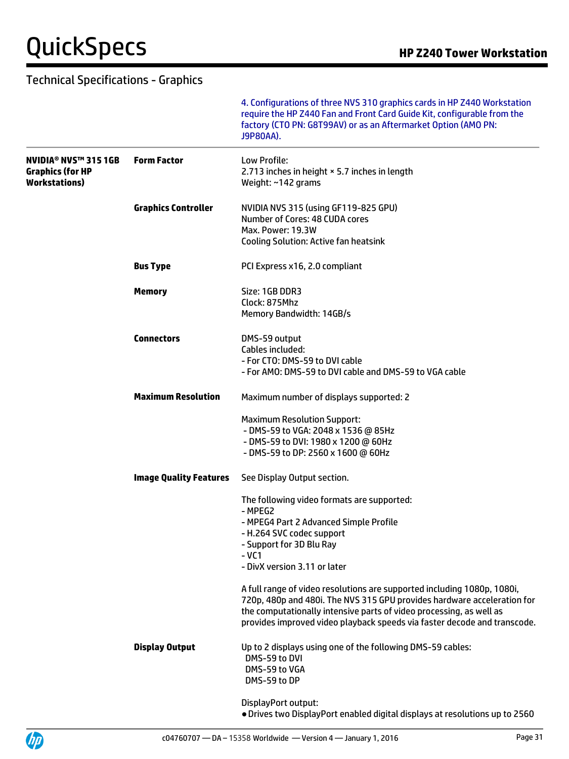## Technical Specifications - Graphics

4. Configurations of three NVS 310 graphics cards in HP Z440 Workstation require the HP Z440 Fan and Front Card Guide Kit, configurable from the factory (CTO PN: G8T99AV) or as an Aftermarket Option (AMO PN: J9P80AA).

| | | |
|---|---|---|
| **NVIDIA® NVS™ 315 1GB Graphics (for HP Workstations)** | **Form Factor** | Low Profile:<br>2.713 inches in height × 5.7 inches in length<br>Weight: ~142 grams |
| | **Graphics Controller** | NVIDIA NVS 315 (using GF119-825 GPU)<br>Number of Cores: 48 CUDA cores<br>Max. Power: 19.3W<br>Cooling Solution: Active fan heatsink |
| | **Bus Type** | PCI Express x16, 2.0 compliant |
| | **Memory** | Size: 1GB DDR3<br>Clock: 875Mhz<br>Memory Bandwidth: 14GB/s |
| | **Connectors** | DMS-59 output<br>Cables included:<br>- For CTO: DMS-59 to DVI cable<br>- For AMO: DMS-59 to DVI cable and DMS-59 to VGA cable |
| | **Maximum Resolution** | Maximum number of displays supported: 2<br><br>Maximum Resolution Support:<br>- DMS-59 to VGA: 2048 x 1536 @ 85Hz<br>- DMS-59 to DVI: 1980 x 1200 @ 60Hz<br>- DMS-59 to DP: 2560 x 1600 @ 60Hz |
| | **Image Quality Features** | See Display Output section.<br><br>The following video formats are supported:<br>- MPEG2<br>- MPEG4 Part 2 Advanced Simple Profile<br>- H.264 SVC codec support<br>- Support for 3D Blu Ray<br>- VC1<br>- DivX version 3.11 or later<br><br>A full range of video resolutions are supported including 1080p, 1080i, 720p, 480p and 480i. The NVS 315 GPU provides hardware acceleration for the computationally intensive parts of video processing, as well as provides improved video playback speeds via faster decode and transcode. |
| | **Display Output** | Up to 2 displays using one of the following DMS-59 cables:<br>DMS-59 to DVI<br>DMS-59 to VGA<br>DMS-59 to DP<br><br>DisplayPort output:<br>● Drives two DisplayPort enabled digital displays at resolutions up to 2560 |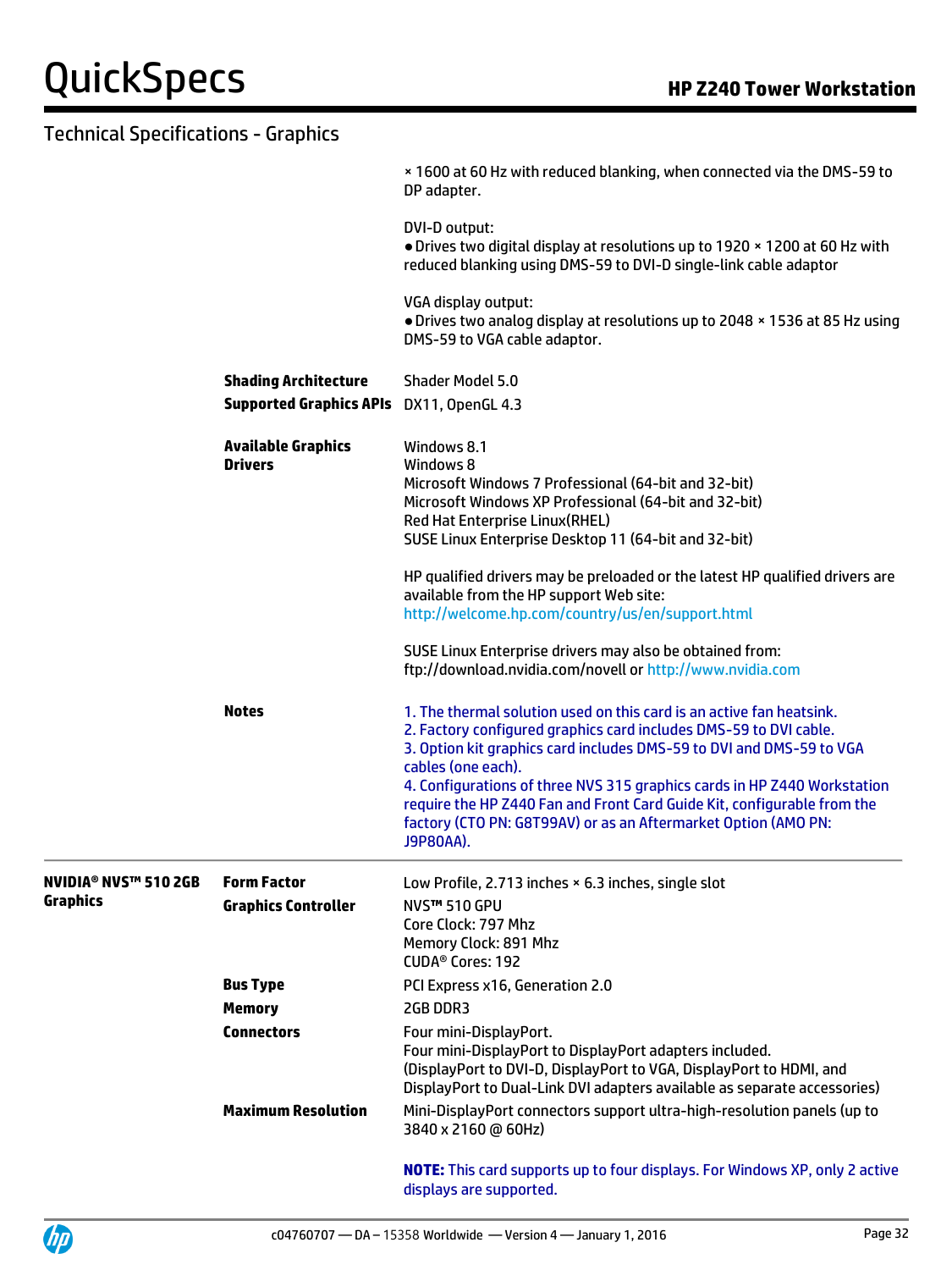## Technical Specifications - Graphics

| | | |
|---|---|---|
| | | × 1600 at 60 Hz with reduced blanking, when connected via the DMS-59 to DP adapter.<br><br>DVI-D output:<br>● Drives two digital display at resolutions up to 1920 × 1200 at 60 Hz with reduced blanking using DMS-59 to DVI-D single-link cable adaptor<br><br>VGA display output:<br>● Drives two analog display at resolutions up to 2048 × 1536 at 85 Hz using DMS-59 to VGA cable adaptor. |
| | **Shading Architecture** | Shader Model 5.0 |
| | **Supported Graphics APIs** | DX11, OpenGL 4.3 |
| | **Available Graphics Drivers** | Windows 8.1<br>Windows 8<br>Microsoft Windows 7 Professional (64-bit and 32-bit)<br>Microsoft Windows XP Professional (64-bit and 32-bit)<br>Red Hat Enterprise Linux(RHEL)<br>SUSE Linux Enterprise Desktop 11 (64-bit and 32-bit)<br><br>HP qualified drivers may be preloaded or the latest HP qualified drivers are available from the HP support Web site: http://welcome.hp.com/country/us/en/support.html<br><br>SUSE Linux Enterprise drivers may also be obtained from: ftp://download.nvidia.com/novell or http://www.nvidia.com |
| | **Notes** | 1. The thermal solution used on this card is an active fan heatsink.<br>2. Factory configured graphics card includes DMS-59 to DVI cable.<br>3. Option kit graphics card includes DMS-59 to DVI and DMS-59 to VGA cables (one each).<br>4. Configurations of three NVS 315 graphics cards in HP Z440 Workstation require the HP Z440 Fan and Front Card Guide Kit, configurable from the factory (CTO PN: G8T99AV) or as an Aftermarket Option (AMO PN: J9P80AA). |
| **NVIDIA® NVS™ 510 2GB Graphics** | **Form Factor** | Low Profile, 2.713 inches × 6.3 inches, single slot |
| | **Graphics Controller** | NVS™ 510 GPU<br>Core Clock: 797 Mhz<br>Memory Clock: 891 Mhz<br>CUDA® Cores: 192 |
| | **Bus Type** | PCI Express x16, Generation 2.0 |
| | **Memory** | 2GB DDR3 |
| | **Connectors** | Four mini-DisplayPort.<br>Four mini-DisplayPort to DisplayPort adapters included.<br>(DisplayPort to DVI-D, DisplayPort to VGA, DisplayPort to HDMI, and DisplayPort to Dual-Link DVI adapters available as separate accessories) |
| | **Maximum Resolution** | Mini-DisplayPort connectors support ultra-high-resolution panels (up to 3840 x 2160 @ 60Hz)<br><br>**NOTE:** This card supports up to four displays. For Windows XP, only 2 active displays are supported. |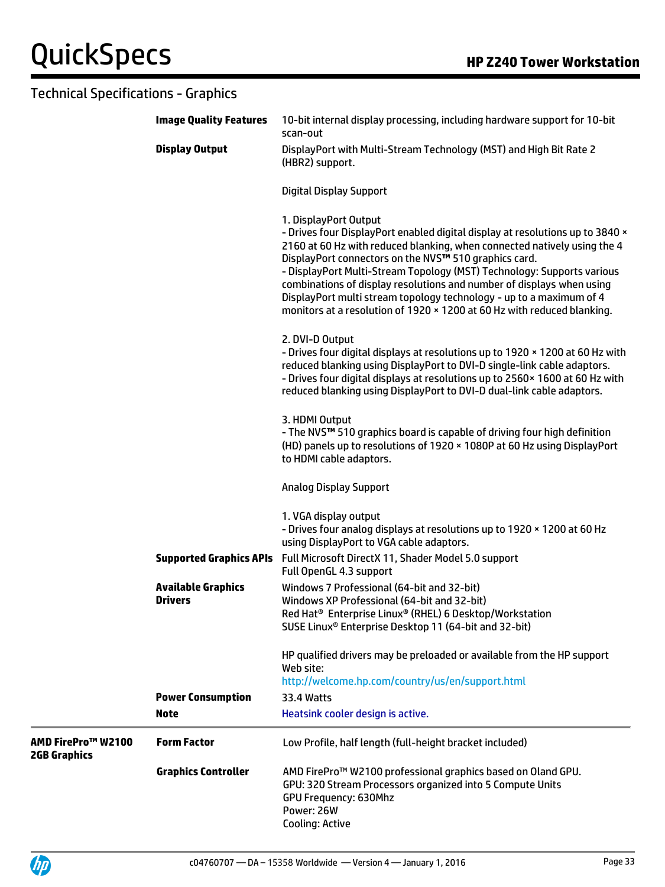## Technical Specifications - Graphics

| | | |
|---|---|---|
| | **Image Quality Features** | 10-bit internal display processing, including hardware support for 10-bit scan-out |
| | **Display Output** | DisplayPort with Multi-Stream Technology (MST) and High Bit Rate 2 (HBR2) support.<br><br>Digital Display Support<br><br>1. DisplayPort Output<br>- Drives four DisplayPort enabled digital display at resolutions up to 3840 × 2160 at 60 Hz with reduced blanking, when connected natively using the 4 DisplayPort connectors on the NVS™ 510 graphics card.<br>- DisplayPort Multi-Stream Topology (MST) Technology: Supports various combinations of display resolutions and number of displays when using DisplayPort multi stream topology technology - up to a maximum of 4 monitors at a resolution of 1920 × 1200 at 60 Hz with reduced blanking.<br><br>2. DVI-D Output<br>- Drives four digital displays at resolutions up to 1920 × 1200 at 60 Hz with reduced blanking using DisplayPort to DVI-D single-link cable adaptors.<br>- Drives four digital displays at resolutions up to 2560× 1600 at 60 Hz with reduced blanking using DisplayPort to DVI-D dual-link cable adaptors.<br><br>3. HDMI Output<br>- The NVS™ 510 graphics board is capable of driving four high definition (HD) panels up to resolutions of 1920 × 1080P at 60 Hz using DisplayPort to HDMI cable adaptors.<br><br>Analog Display Support<br><br>1. VGA display output<br>- Drives four analog displays at resolutions up to 1920 × 1200 at 60 Hz using DisplayPort to VGA cable adaptors. |
| | **Supported Graphics APIs** | Full Microsoft DirectX 11, Shader Model 5.0 support<br>Full OpenGL 4.3 support |
| | **Available Graphics Drivers** | Windows 7 Professional (64-bit and 32-bit)<br>Windows XP Professional (64-bit and 32-bit)<br>Red Hat® Enterprise Linux® (RHEL) 6 Desktop/Workstation<br>SUSE Linux® Enterprise Desktop 11 (64-bit and 32-bit)<br><br>HP qualified drivers may be preloaded or available from the HP support Web site:<br>http://welcome.hp.com/country/us/en/support.html |
| | **Power Consumption** | 33.4 Watts |
| | **Note** | Heatsink cooler design is active. |
| **AMD FirePro™ W2100 2GB Graphics** | **Form Factor** | Low Profile, half length (full-height bracket included) |
| | **Graphics Controller** | AMD FirePro™ W2100 professional graphics based on Oland GPU.<br>GPU: 320 Stream Processors organized into 5 Compute Units<br>GPU Frequency: 630Mhz<br>Power: 26W<br>Cooling: Active |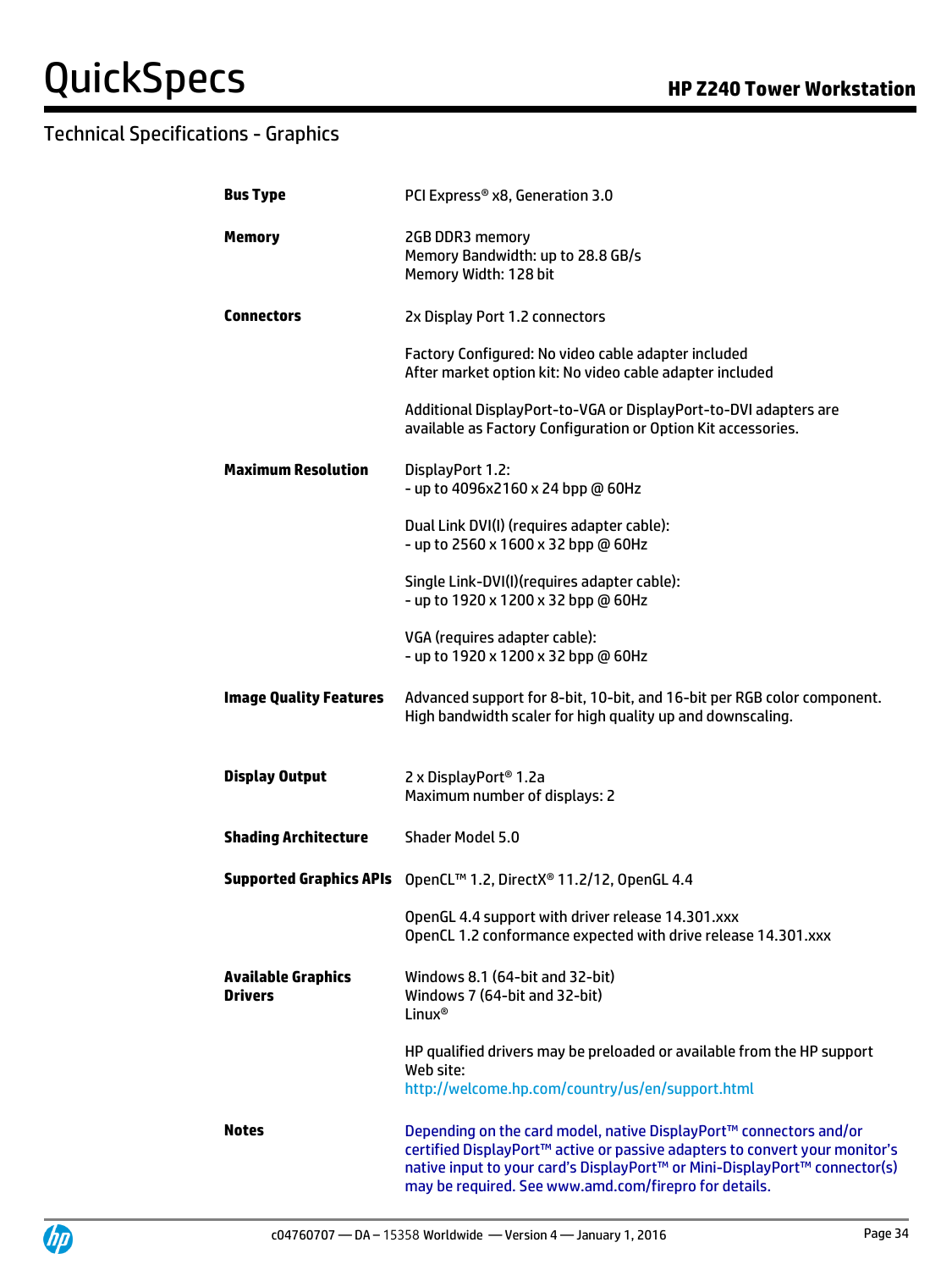## Technical Specifications - Graphics

| | |
|---|---|
| **Bus Type** | PCI Express® x8, Generation 3.0 |
| **Memory** | 2GB DDR3 memory<br>Memory Bandwidth: up to 28.8 GB/s<br>Memory Width: 128 bit |
| **Connectors** | 2x Display Port 1.2 connectors<br><br>Factory Configured: No video cable adapter included<br>After market option kit: No video cable adapter included<br><br>Additional DisplayPort-to-VGA or DisplayPort-to-DVI adapters are available as Factory Configuration or Option Kit accessories. |
| **Maximum Resolution** | DisplayPort 1.2:<br>- up to 4096x2160 x 24 bpp @ 60Hz<br><br>Dual Link DVI(I) (requires adapter cable):<br>- up to 2560 x 1600 x 32 bpp @ 60Hz<br><br>Single Link-DVI(I)(requires adapter cable):<br>- up to 1920 x 1200 x 32 bpp @ 60Hz<br><br>VGA (requires adapter cable):<br>- up to 1920 x 1200 x 32 bpp @ 60Hz |
| **Image Quality Features** | Advanced support for 8-bit, 10-bit, and 16-bit per RGB color component.<br>High bandwidth scaler for high quality up and downscaling. |
| **Display Output** | 2 x DisplayPort® 1.2a<br>Maximum number of displays: 2 |
| **Shading Architecture** | Shader Model 5.0 |
| **Supported Graphics APIs** | OpenCL™ 1.2, DirectX® 11.2/12, OpenGL 4.4<br><br>OpenGL 4.4 support with driver release 14.301.xxx<br>OpenCL 1.2 conformance expected with drive release 14.301.xxx |
| **Available Graphics Drivers** | Windows 8.1 (64-bit and 32-bit)<br>Windows 7 (64-bit and 32-bit)<br>Linux®<br><br>HP qualified drivers may be preloaded or available from the HP support Web site:<br>http://welcome.hp.com/country/us/en/support.html |
| **Notes** | Depending on the card model, native DisplayPort™ connectors and/or certified DisplayPort™ active or passive adapters to convert your monitor's native input to your card's DisplayPort™ or Mini-DisplayPort™ connector(s) may be required. See www.amd.com/firepro for details. |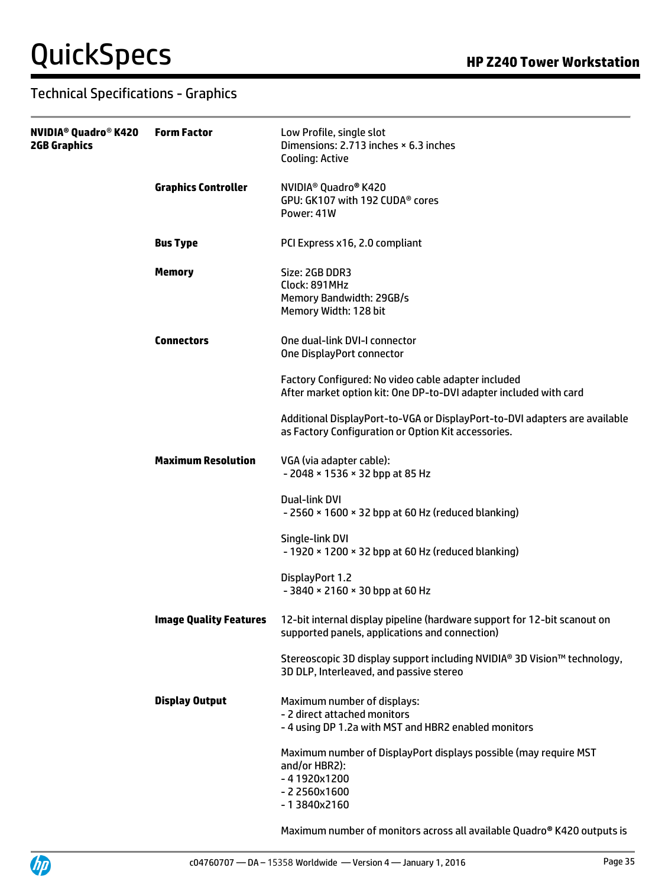## Technical Specifications - Graphics

| | | |
|---|---|---|
| **NVIDIA® Quadro® K420 2GB Graphics** | **Form Factor** | Low Profile, single slot<br>Dimensions: 2.713 inches × 6.3 inches<br>Cooling: Active |
| | **Graphics Controller** | NVIDIA® Quadro® K420<br>GPU: GK107 with 192 CUDA® cores<br>Power: 41W |
| | **Bus Type** | PCI Express x16, 2.0 compliant |
| | **Memory** | Size: 2GB DDR3<br>Clock: 891MHz<br>Memory Bandwidth: 29GB/s<br>Memory Width: 128 bit |
| | **Connectors** | One dual-link DVI-I connector<br>One DisplayPort connector<br><br>Factory Configured: No video cable adapter included<br>After market option kit: One DP-to-DVI adapter included with card<br><br>Additional DisplayPort-to-VGA or DisplayPort-to-DVI adapters are available as Factory Configuration or Option Kit accessories. |
| | **Maximum Resolution** | VGA (via adapter cable):<br>- 2048 × 1536 × 32 bpp at 85 Hz<br><br>Dual-link DVI<br>- 2560 × 1600 × 32 bpp at 60 Hz (reduced blanking)<br><br>Single-link DVI<br>- 1920 × 1200 × 32 bpp at 60 Hz (reduced blanking)<br><br>DisplayPort 1.2<br>- 3840 × 2160 × 30 bpp at 60 Hz |
| | **Image Quality Features** | 12-bit internal display pipeline (hardware support for 12-bit scanout on supported panels, applications and connection)<br><br>Stereoscopic 3D display support including NVIDIA® 3D Vision™ technology, 3D DLP, Interleaved, and passive stereo |
| | **Display Output** | Maximum number of displays:<br>- 2 direct attached monitors<br>- 4 using DP 1.2a with MST and HBR2 enabled monitors<br><br>Maximum number of DisplayPort displays possible (may require MST and/or HBR2):<br>- 4 1920x1200<br>- 2 2560x1600<br>- 1 3840x2160<br><br>Maximum number of monitors across all available Quadro® K420 outputs is |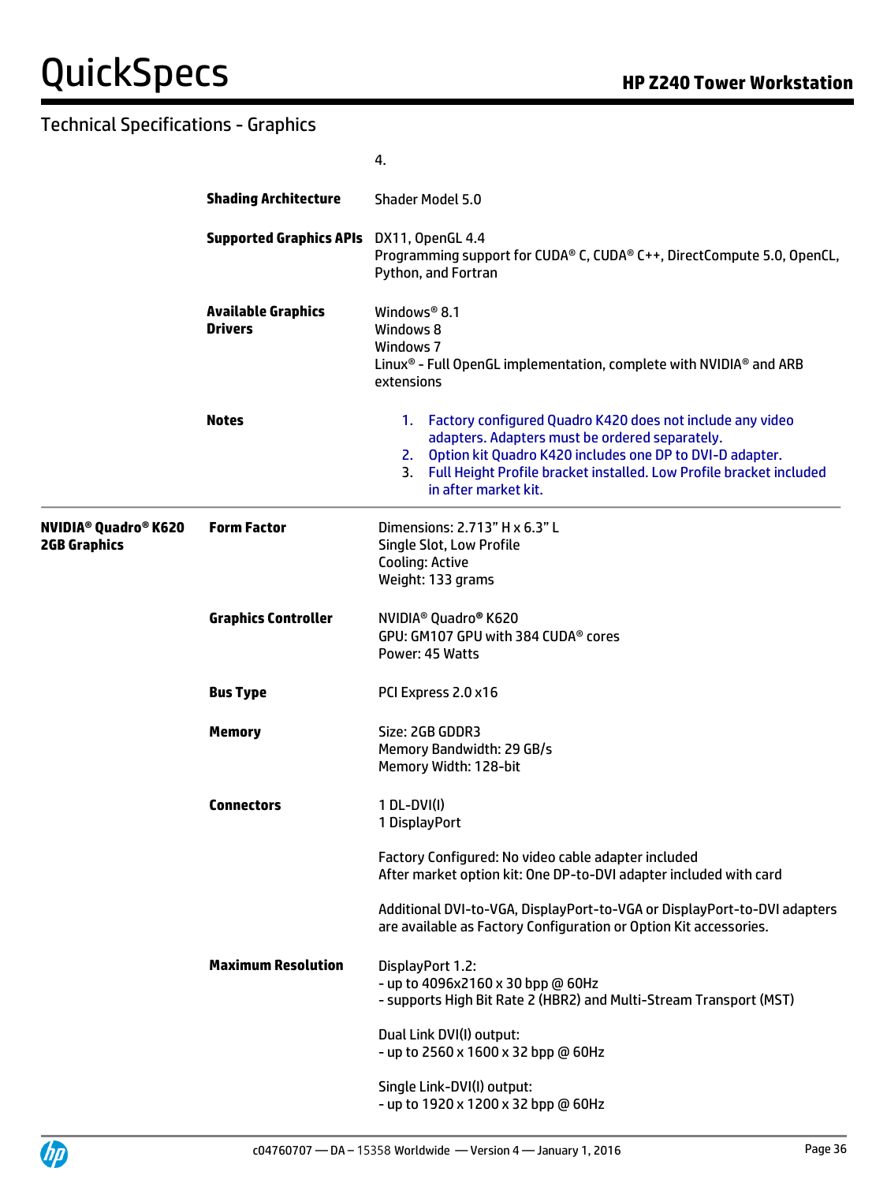## Technical Specifications - Graphics

| | | |
|---|---|---|
| | | 4. |
| | **Shading Architecture** | Shader Model 5.0 |
| | **Supported Graphics APIs** | DX11, OpenGL 4.4<br>Programming support for CUDA® C, CUDA® C++, DirectCompute 5.0, OpenCL, Python, and Fortran |
| | **Available Graphics Drivers** | Windows® 8.1<br>Windows 8<br>Windows 7<br>Linux® - Full OpenGL implementation, complete with NVIDIA® and ARB extensions |
| | **Notes** | 1. Factory configured Quadro K420 does not include any video adapters. Adapters must be ordered separately.<br>2. Option kit Quadro K420 includes one DP to DVI-D adapter.<br>3. Full Height Profile bracket installed. Low Profile bracket included in after market kit. |
| **NVIDIA® Quadro® K620 2GB Graphics** | **Form Factor** | Dimensions: 2.713" H x 6.3" L<br>Single Slot, Low Profile<br>Cooling: Active<br>Weight: 133 grams |
| | **Graphics Controller** | NVIDIA® Quadro® K620<br>GPU: GM107 GPU with 384 CUDA® cores<br>Power: 45 Watts |
| | **Bus Type** | PCI Express 2.0 x16 |
| | **Memory** | Size: 2GB GDDR3<br>Memory Bandwidth: 29 GB/s<br>Memory Width: 128-bit |
| | **Connectors** | 1 DL-DVI(I)<br>1 DisplayPort<br><br>Factory Configured: No video cable adapter included<br>After market option kit: One DP-to-DVI adapter included with card<br><br>Additional DVI-to-VGA, DisplayPort-to-VGA or DisplayPort-to-DVI adapters are available as Factory Configuration or Option Kit accessories. |
| | **Maximum Resolution** | DisplayPort 1.2:<br>- up to 4096x2160 x 30 bpp @ 60Hz<br>- supports High Bit Rate 2 (HBR2) and Multi-Stream Transport (MST)<br><br>Dual Link DVI(I) output:<br>- up to 2560 x 1600 x 32 bpp @ 60Hz<br><br>Single Link-DVI(I) output:<br>- up to 1920 x 1200 x 32 bpp @ 60Hz |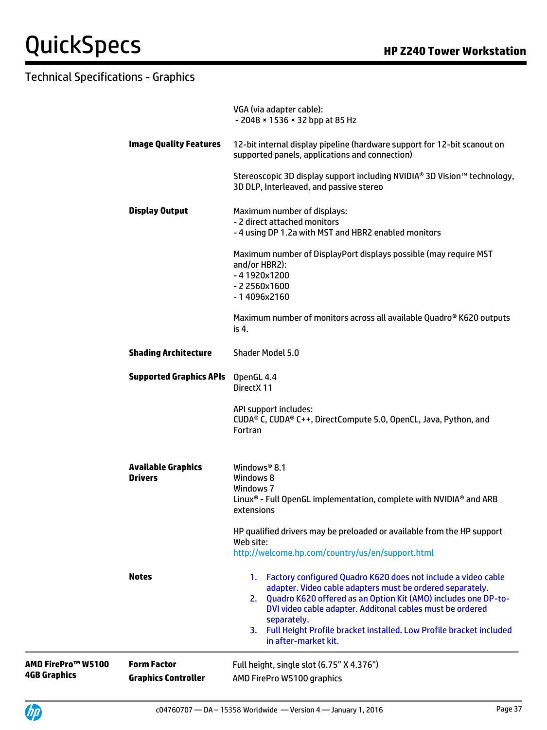## Technical Specifications - Graphics

| | | |
|---|---|---|
| | | VGA (via adapter cable):<br>- 2048 × 1536 × 32 bpp at 85 Hz |
| | **Image Quality Features** | 12-bit internal display pipeline (hardware support for 12-bit scanout on supported panels, applications and connection)<br><br>Stereoscopic 3D display support including NVIDIA® 3D Vision™ technology, 3D DLP, Interleaved, and passive stereo |
| | **Display Output** | Maximum number of displays:<br>- 2 direct attached monitors<br>- 4 using DP 1.2a with MST and HBR2 enabled monitors<br><br>Maximum number of DisplayPort displays possible (may require MST and/or HBR2):<br>- 4 1920x1200<br>- 2 2560x1600<br>- 1 4096x2160<br><br>Maximum number of monitors across all available Quadro® K620 outputs is 4. |
| | **Shading Architecture** | Shader Model 5.0 |
| | **Supported Graphics APIs** | OpenGL 4.4<br>DirectX 11<br><br>API support includes:<br>CUDA® C, CUDA® C++, DirectCompute 5.0, OpenCL, Java, Python, and Fortran |
| | **Available Graphics Drivers** | Windows® 8.1<br>Windows 8<br>Windows 7<br>Linux® - Full OpenGL implementation, complete with NVIDIA® and ARB extensions<br><br>HP qualified drivers may be preloaded or available from the HP support Web site:<br>http://welcome.hp.com/country/us/en/support.html |
| | **Notes** | 1. Factory configured Quadro K620 does not include a video cable adapter. Video cable adapters must be ordered separately.<br>2. Quadro K620 offered as an Option Kit (AMO) includes one DP-to-DVI video cable adapter. Additonal cables must be ordered separately.<br>3. Full Height Profile bracket installed. Low Profile bracket included in after-market kit. |
| **AMD FirePro™ W5100 4GB Graphics** | **Form Factor** | Full height, single slot (6.75" X 4.376") |
| | **Graphics Controller** | AMD FirePro W5100 graphics |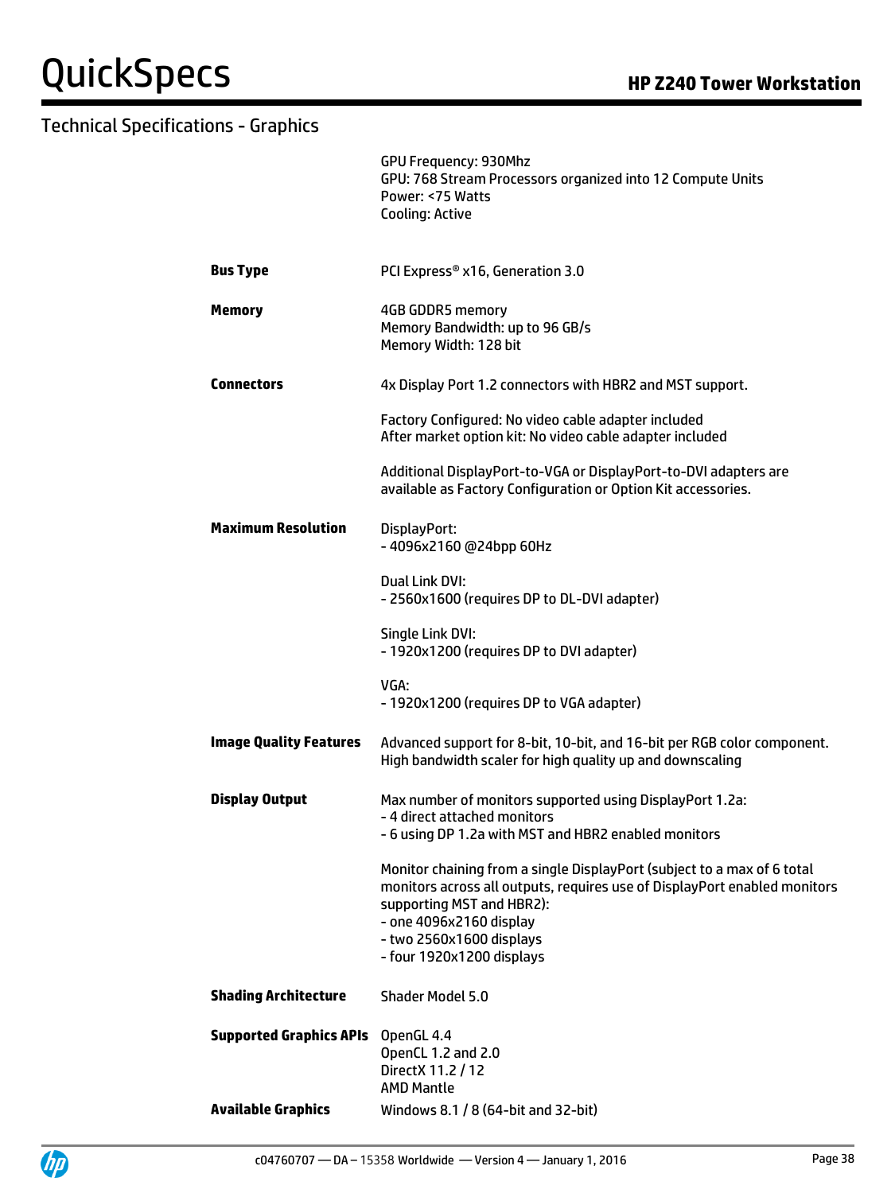## Technical Specifications - Graphics

|  |  |
|---|---|
|  | GPU Frequency: 930Mhz<br>GPU: 768 Stream Processors organized into 12 Compute Units<br>Power: <75 Watts<br>Cooling: Active |
| **Bus Type** | PCI Express® x16, Generation 3.0 |
| **Memory** | 4GB GDDR5 memory<br>Memory Bandwidth: up to 96 GB/s<br>Memory Width: 128 bit |
| **Connectors** | 4x Display Port 1.2 connectors with HBR2 and MST support.<br><br>Factory Configured: No video cable adapter included<br>After market option kit: No video cable adapter included<br><br>Additional DisplayPort-to-VGA or DisplayPort-to-DVI adapters are available as Factory Configuration or Option Kit accessories. |
| **Maximum Resolution** | DisplayPort:<br>- 4096x2160 @24bpp 60Hz<br><br>Dual Link DVI:<br>- 2560x1600 (requires DP to DL-DVI adapter)<br><br>Single Link DVI:<br>- 1920x1200 (requires DP to DVI adapter)<br><br>VGA:<br>- 1920x1200 (requires DP to VGA adapter) |
| **Image Quality Features** | Advanced support for 8-bit, 10-bit, and 16-bit per RGB color component.<br>High bandwidth scaler for high quality up and downscaling |
| **Display Output** | Max number of monitors supported using DisplayPort 1.2a:<br>- 4 direct attached monitors<br>- 6 using DP 1.2a with MST and HBR2 enabled monitors<br><br>Monitor chaining from a single DisplayPort (subject to a max of 6 total monitors across all outputs, requires use of DisplayPort enabled monitors supporting MST and HBR2):<br>- one 4096x2160 display<br>- two 2560x1600 displays<br>- four 1920x1200 displays |
| **Shading Architecture** | Shader Model 5.0 |
| **Supported Graphics APIs** | OpenGL 4.4<br>OpenCL 1.2 and 2.0<br>DirectX 11.2 / 12<br>AMD Mantle |
| **Available Graphics** | Windows 8.1 / 8 (64-bit and 32-bit) |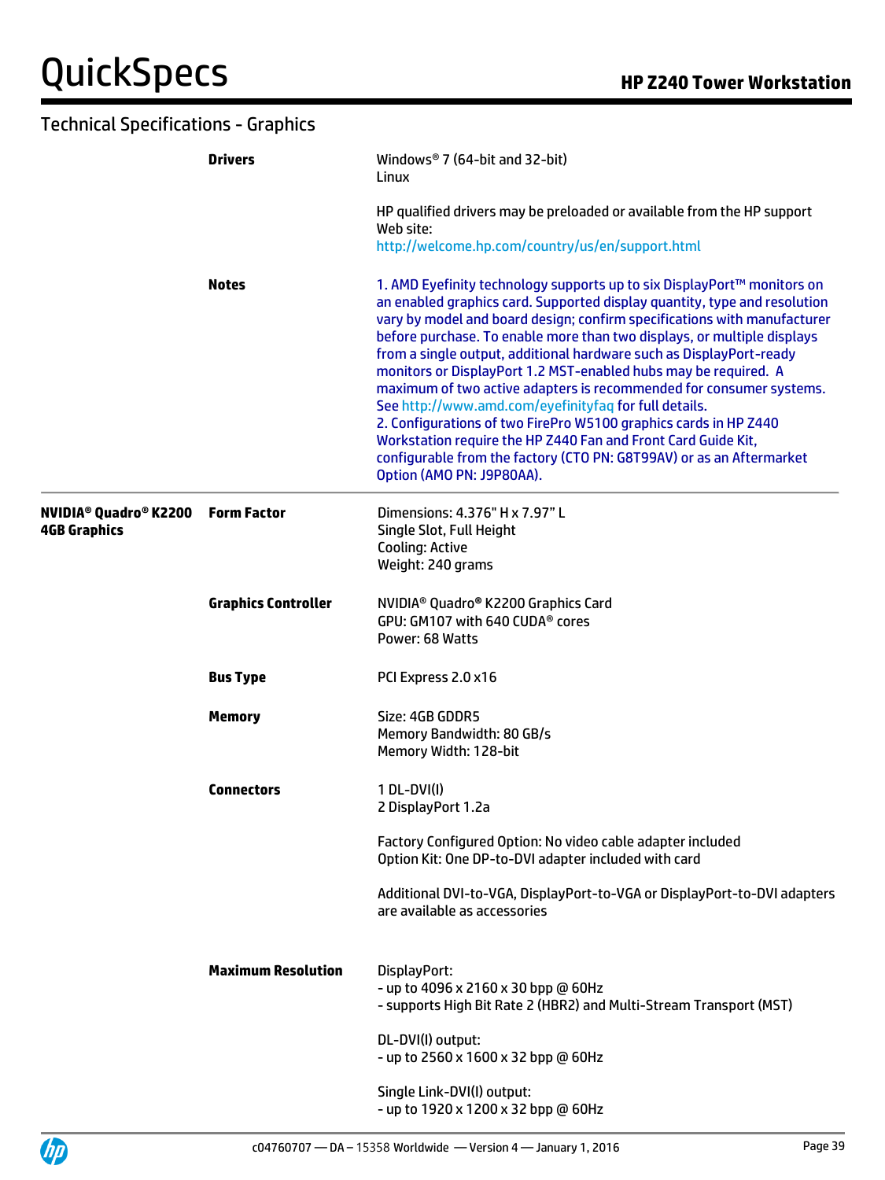## Technical Specifications - Graphics

| | | |
|---|---|---|
| | **Drivers** | Windows® 7 (64-bit and 32-bit)<br>Linux<br><br>HP qualified drivers may be preloaded or available from the HP support Web site:<br>http://welcome.hp.com/country/us/en/support.html |
| | **Notes** | 1. AMD Eyefinity technology supports up to six DisplayPort™ monitors on an enabled graphics card. Supported display quantity, type and resolution vary by model and board design; confirm specifications with manufacturer before purchase. To enable more than two displays, or multiple displays from a single output, additional hardware such as DisplayPort-ready monitors or DisplayPort 1.2 MST-enabled hubs may be required. A maximum of two active adapters is recommended for consumer systems. See http://www.amd.com/eyefinityfaq for full details.<br>2. Configurations of two FirePro W5100 graphics cards in HP Z440 Workstation require the HP Z440 Fan and Front Card Guide Kit, configurable from the factory (CTO PN: G8T99AV) or as an Aftermarket Option (AMO PN: J9P80AA). |
| **NVIDIA® Quadro® K2200 4GB Graphics** | **Form Factor** | Dimensions: 4.376" H x 7.97" L<br>Single Slot, Full Height<br>Cooling: Active<br>Weight: 240 grams |
| | **Graphics Controller** | NVIDIA® Quadro® K2200 Graphics Card<br>GPU: GM107 with 640 CUDA® cores<br>Power: 68 Watts |
| | **Bus Type** | PCI Express 2.0 x16 |
| | **Memory** | Size: 4GB GDDR5<br>Memory Bandwidth: 80 GB/s<br>Memory Width: 128-bit |
| | **Connectors** | 1 DL-DVI(I)<br>2 DisplayPort 1.2a<br><br>Factory Configured Option: No video cable adapter included<br>Option Kit: One DP-to-DVI adapter included with card<br><br>Additional DVI-to-VGA, DisplayPort-to-VGA or DisplayPort-to-DVI adapters are available as accessories |
| | **Maximum Resolution** | DisplayPort:<br>- up to 4096 x 2160 x 30 bpp @ 60Hz<br>- supports High Bit Rate 2 (HBR2) and Multi-Stream Transport (MST)<br><br>DL-DVI(I) output:<br>- up to 2560 x 1600 x 32 bpp @ 60Hz<br><br>Single Link-DVI(I) output:<br>- up to 1920 x 1200 x 32 bpp @ 60Hz |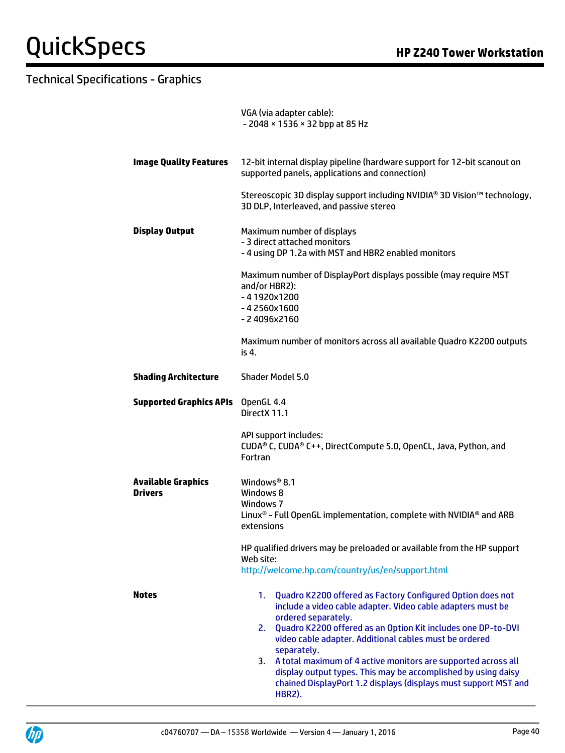## Technical Specifications - Graphics

| | |
|---|---|
| | VGA (via adapter cable):<br>- 2048 × 1536 × 32 bpp at 85 Hz |
| **Image Quality Features** | 12-bit internal display pipeline (hardware support for 12-bit scanout on supported panels, applications and connection)<br><br>Stereoscopic 3D display support including NVIDIA® 3D Vision™ technology, 3D DLP, Interleaved, and passive stereo |
| **Display Output** | Maximum number of displays<br>- 3 direct attached monitors<br>- 4 using DP 1.2a with MST and HBR2 enabled monitors<br><br>Maximum number of DisplayPort displays possible (may require MST and/or HBR2):<br>- 4 1920x1200<br>- 4 2560x1600<br>- 2 4096x2160<br><br>Maximum number of monitors across all available Quadro K2200 outputs is 4. |
| **Shading Architecture** | Shader Model 5.0 |
| **Supported Graphics APIs** | OpenGL 4.4<br>DirectX 11.1<br><br>API support includes:<br>CUDA® C, CUDA® C++, DirectCompute 5.0, OpenCL, Java, Python, and Fortran |
| **Available Graphics Drivers** | Windows® 8.1<br>Windows 8<br>Windows 7<br>Linux® - Full OpenGL implementation, complete with NVIDIA® and ARB extensions<br><br>HP qualified drivers may be preloaded or available from the HP support Web site:<br>http://welcome.hp.com/country/us/en/support.html |
| **Notes** | 1. Quadro K2200 offered as Factory Configured Option does not include a video cable adapter. Video cable adapters must be ordered separately.<br>2. Quadro K2200 offered as an Option Kit includes one DP-to-DVI video cable adapter. Additional cables must be ordered separately.<br>3. A total maximum of 4 active monitors are supported across all display output types. This may be accomplished by using daisy chained DisplayPort 1.2 displays (displays must support MST and HBR2). |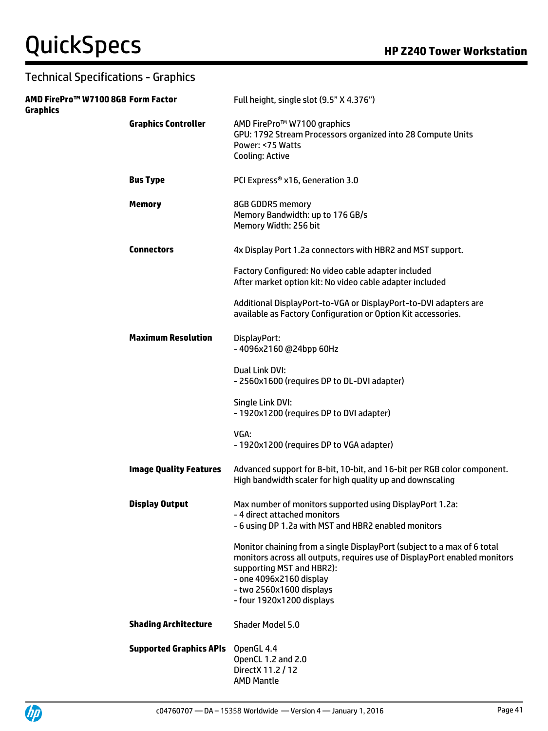## Technical Specifications - Graphics

| AMD FirePro™ W7100 8GB Graphics | | |
|---|---|---|
| | **Form Factor** | Full height, single slot (9.5" X 4.376") |
| | **Graphics Controller** | AMD FirePro™ W7100 graphics<br>GPU: 1792 Stream Processors organized into 28 Compute Units<br>Power: <75 Watts<br>Cooling: Active |
| | **Bus Type** | PCI Express® x16, Generation 3.0 |
| | **Memory** | 8GB GDDR5 memory<br>Memory Bandwidth: up to 176 GB/s<br>Memory Width: 256 bit |
| | **Connectors** | 4x Display Port 1.2a connectors with HBR2 and MST support.<br><br>Factory Configured: No video cable adapter included<br>After market option kit: No video cable adapter included<br><br>Additional DisplayPort-to-VGA or DisplayPort-to-DVI adapters are available as Factory Configuration or Option Kit accessories. |
| | **Maximum Resolution** | DisplayPort:<br>- 4096x2160 @24bpp 60Hz<br><br>Dual Link DVI:<br>- 2560x1600 (requires DP to DL-DVI adapter)<br><br>Single Link DVI:<br>- 1920x1200 (requires DP to DVI adapter)<br><br>VGA:<br>- 1920x1200 (requires DP to VGA adapter) |
| | **Image Quality Features** | Advanced support for 8-bit, 10-bit, and 16-bit per RGB color component.<br>High bandwidth scaler for high quality up and downscaling |
| | **Display Output** | Max number of monitors supported using DisplayPort 1.2a:<br>- 4 direct attached monitors<br>- 6 using DP 1.2a with MST and HBR2 enabled monitors<br><br>Monitor chaining from a single DisplayPort (subject to a max of 6 total monitors across all outputs, requires use of DisplayPort enabled monitors supporting MST and HBR2):<br>- one 4096x2160 display<br>- two 2560x1600 displays<br>- four 1920x1200 displays |
| | **Shading Architecture** | Shader Model 5.0 |
| | **Supported Graphics APIs** | OpenGL 4.4<br>OpenCL 1.2 and 2.0<br>DirectX 11.2 / 12<br>AMD Mantle |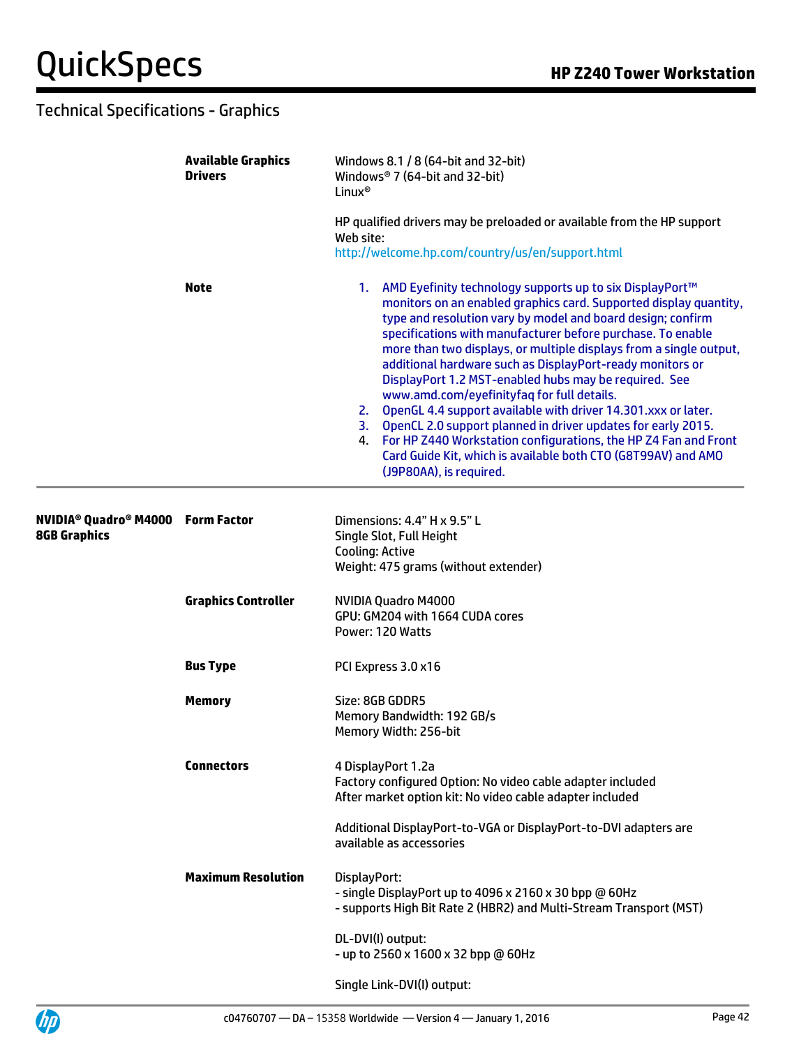## Technical Specifications - Graphics

| | | |
|---|---|---|
| | **Available Graphics Drivers** | Windows 8.1 / 8 (64-bit and 32-bit)<br>Windows® 7 (64-bit and 32-bit)<br>Linux®<br><br>HP qualified drivers may be preloaded or available from the HP support Web site:<br>http://welcome.hp.com/country/us/en/support.html |
| | **Note** | 1. AMD Eyefinity technology supports up to six DisplayPort™ monitors on an enabled graphics card. Supported display quantity, type and resolution vary by model and board design; confirm specifications with manufacturer before purchase. To enable more than two displays, or multiple displays from a single output, additional hardware such as DisplayPort-ready monitors or DisplayPort 1.2 MST-enabled hubs may be required. See www.amd.com/eyefinityfaq for full details.<br>2. OpenGL 4.4 support available with driver 14.301.xxx or later.<br>3. OpenCL 2.0 support planned in driver updates for early 2015.<br>4. For HP Z440 Workstation configurations, the HP Z4 Fan and Front Card Guide Kit, which is available both CTO (G8T99AV) and AMO (J9P80AA), is required. |
| **NVIDIA® Quadro® M4000 8GB Graphics** | **Form Factor** | Dimensions: 4.4" H x 9.5" L<br>Single Slot, Full Height<br>Cooling: Active<br>Weight: 475 grams (without extender) |
| | **Graphics Controller** | NVIDIA Quadro M4000<br>GPU: GM204 with 1664 CUDA cores<br>Power: 120 Watts |
| | **Bus Type** | PCI Express 3.0 x16 |
| | **Memory** | Size: 8GB GDDR5<br>Memory Bandwidth: 192 GB/s<br>Memory Width: 256-bit |
| | **Connectors** | 4 DisplayPort 1.2a<br>Factory configured Option: No video cable adapter included<br>After market option kit: No video cable adapter included<br><br>Additional DisplayPort-to-VGA or DisplayPort-to-DVI adapters are available as accessories |
| | **Maximum Resolution** | DisplayPort:<br>- single DisplayPort up to 4096 x 2160 x 30 bpp @ 60Hz<br>- supports High Bit Rate 2 (HBR2) and Multi-Stream Transport (MST)<br><br>DL-DVI(I) output:<br>- up to 2560 x 1600 x 32 bpp @ 60Hz<br><br>Single Link-DVI(I) output: |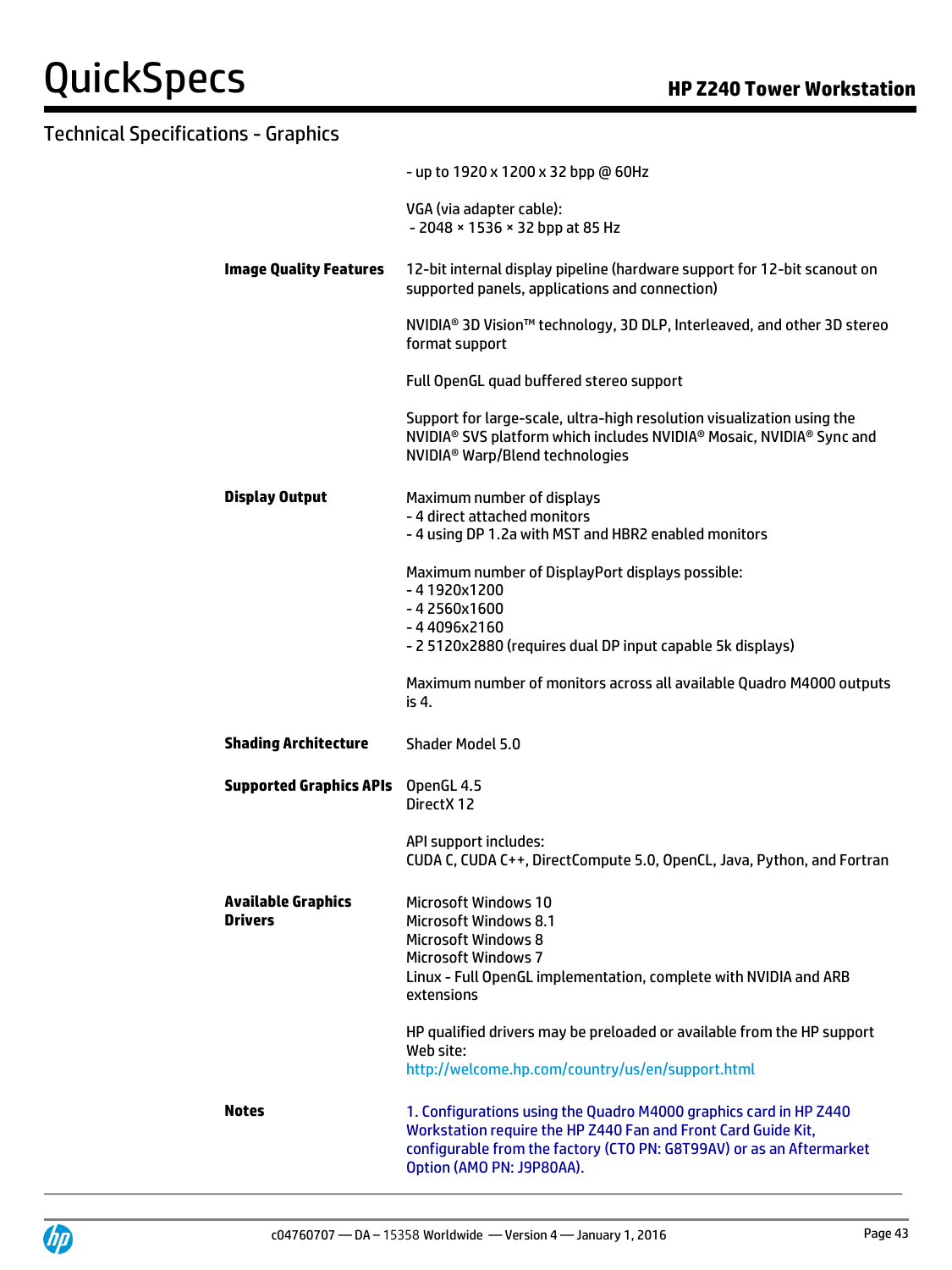## Technical Specifications - Graphics

| | |
|---|---|
| | - up to 1920 x 1200 x 32 bpp @ 60Hz<br><br>VGA (via adapter cable):<br>- 2048 × 1536 × 32 bpp at 85 Hz |
| **Image Quality Features** | 12-bit internal display pipeline (hardware support for 12-bit scanout on supported panels, applications and connection)<br><br>NVIDIA® 3D Vision™ technology, 3D DLP, Interleaved, and other 3D stereo format support<br><br>Full OpenGL quad buffered stereo support<br><br>Support for large-scale, ultra-high resolution visualization using the NVIDIA® SVS platform which includes NVIDIA® Mosaic, NVIDIA® Sync and NVIDIA® Warp/Blend technologies |
| **Display Output** | Maximum number of displays<br>- 4 direct attached monitors<br>- 4 using DP 1.2a with MST and HBR2 enabled monitors<br><br>Maximum number of DisplayPort displays possible:<br>- 4 1920x1200<br>- 4 2560x1600<br>- 4 4096x2160<br>- 2 5120x2880 (requires dual DP input capable 5k displays)<br><br>Maximum number of monitors across all available Quadro M4000 outputs is 4. |
| **Shading Architecture** | Shader Model 5.0 |
| **Supported Graphics APIs** | OpenGL 4.5<br>DirectX 12<br><br>API support includes:<br>CUDA C, CUDA C++, DirectCompute 5.0, OpenCL, Java, Python, and Fortran |
| **Available Graphics Drivers** | Microsoft Windows 10<br>Microsoft Windows 8.1<br>Microsoft Windows 8<br>Microsoft Windows 7<br>Linux - Full OpenGL implementation, complete with NVIDIA and ARB extensions<br><br>HP qualified drivers may be preloaded or available from the HP support Web site:<br>http://welcome.hp.com/country/us/en/support.html |
| **Notes** | 1. Configurations using the Quadro M4000 graphics card in HP Z440 Workstation require the HP Z440 Fan and Front Card Guide Kit, configurable from the factory (CTO PN: G8T99AV) or as an Aftermarket Option (AMO PN: J9P80AA). |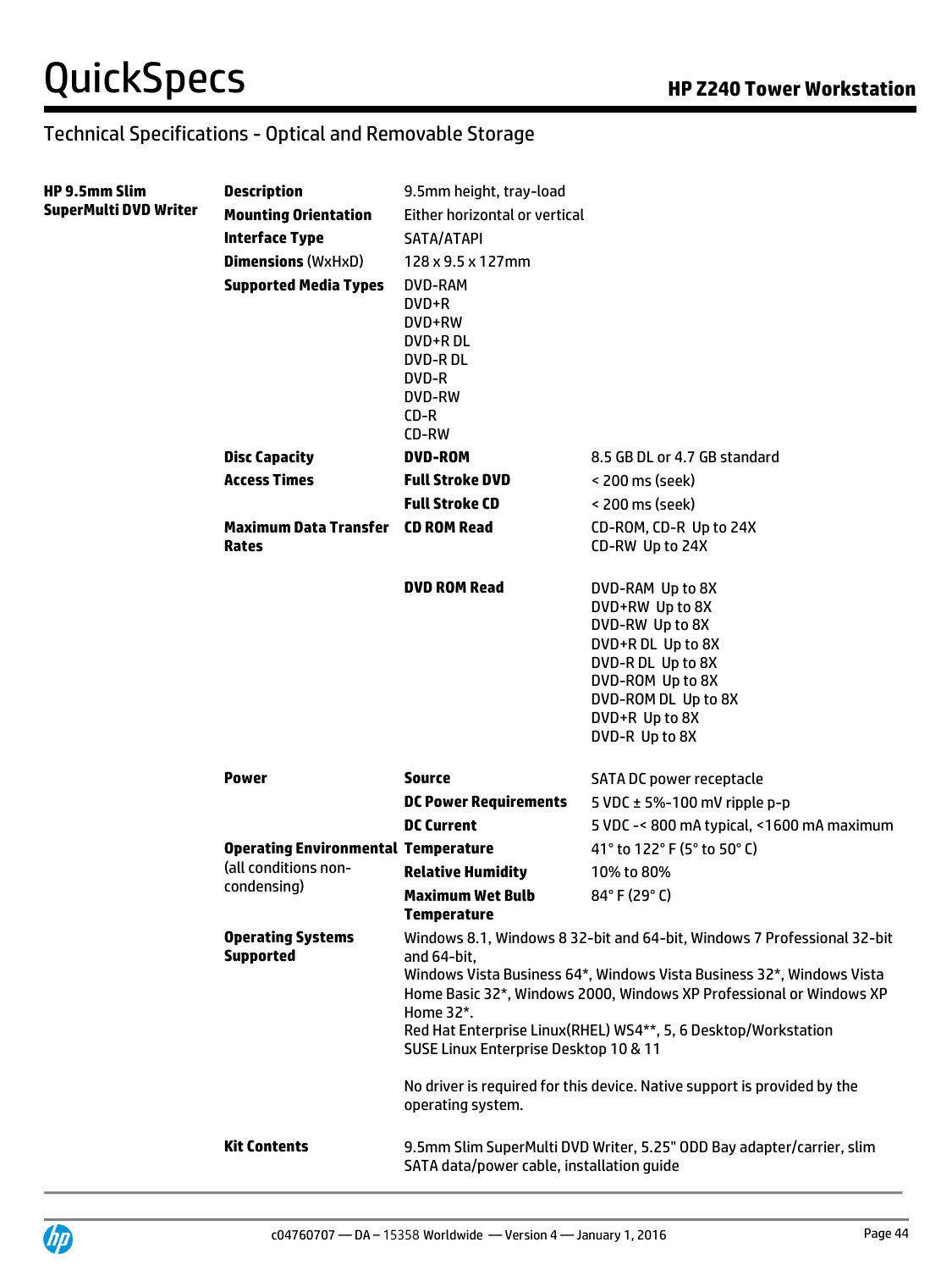## Technical Specifications - Optical and Removable Storage

| HP 9.5mm Slim SuperMulti DVD Writer | | | |
|---|---|---|---|
| | **Description** | 9.5mm height, tray-load | |
| | **Mounting Orientation** | Either horizontal or vertical | |
| | **Interface Type** | SATA/ATAPI | |
| | **Dimensions** (WxHxD) | 128 x 9.5 x 127mm | |
| | **Supported Media Types** | DVD-RAM<br>DVD+R<br>DVD+RW<br>DVD+R DL<br>DVD-R DL<br>DVD-R<br>DVD-RW<br>CD-R<br>CD-RW | |
| | **Disc Capacity** | **DVD-ROM** | 8.5 GB DL or 4.7 GB standard |
| | **Access Times** | **Full Stroke DVD** | < 200 ms (seek) |
| | | **Full Stroke CD** | < 200 ms (seek) |
| | **Maximum Data Transfer Rates** | **CD ROM Read** | CD-ROM, CD-R Up to 24X<br>CD-RW Up to 24X |
| | | **DVD ROM Read** | DVD-RAM Up to 8X<br>DVD+RW Up to 8X<br>DVD-RW Up to 8X<br>DVD+R DL Up to 8X<br>DVD-R DL Up to 8X<br>DVD-ROM Up to 8X<br>DVD-ROM DL Up to 8X<br>DVD+R Up to 8X<br>DVD-R Up to 8X |
| | **Power** | **Source** | SATA DC power receptacle |
| | | **DC Power Requirements** | 5 VDC ± 5%-100 mV ripple p-p |
| | | **DC Current** | 5 VDC -< 800 mA typical, <1600 mA maximum |
| | **Operating Environmental** (all conditions non-condensing) | **Temperature** | 41° to 122° F (5° to 50° C) |
| | | **Relative Humidity** | 10% to 80% |
| | | **Maximum Wet Bulb Temperature** | 84° F (29° C) |
| | **Operating Systems Supported** | Windows 8.1, Windows 8 32-bit and 64-bit, Windows 7 Professional 32-bit and 64-bit,<br>Windows Vista Business 64*, Windows Vista Business 32*, Windows Vista Home Basic 32*, Windows 2000, Windows XP Professional or Windows XP Home 32*.<br>Red Hat Enterprise Linux(RHEL) WS4**, 5, 6 Desktop/Workstation<br>SUSE Linux Enterprise Desktop 10 & 11<br><br>No driver is required for this device. Native support is provided by the operating system. | |
| | **Kit Contents** | 9.5mm Slim SuperMulti DVD Writer, 5.25" ODD Bay adapter/carrier, slim SATA data/power cable, installation guide | |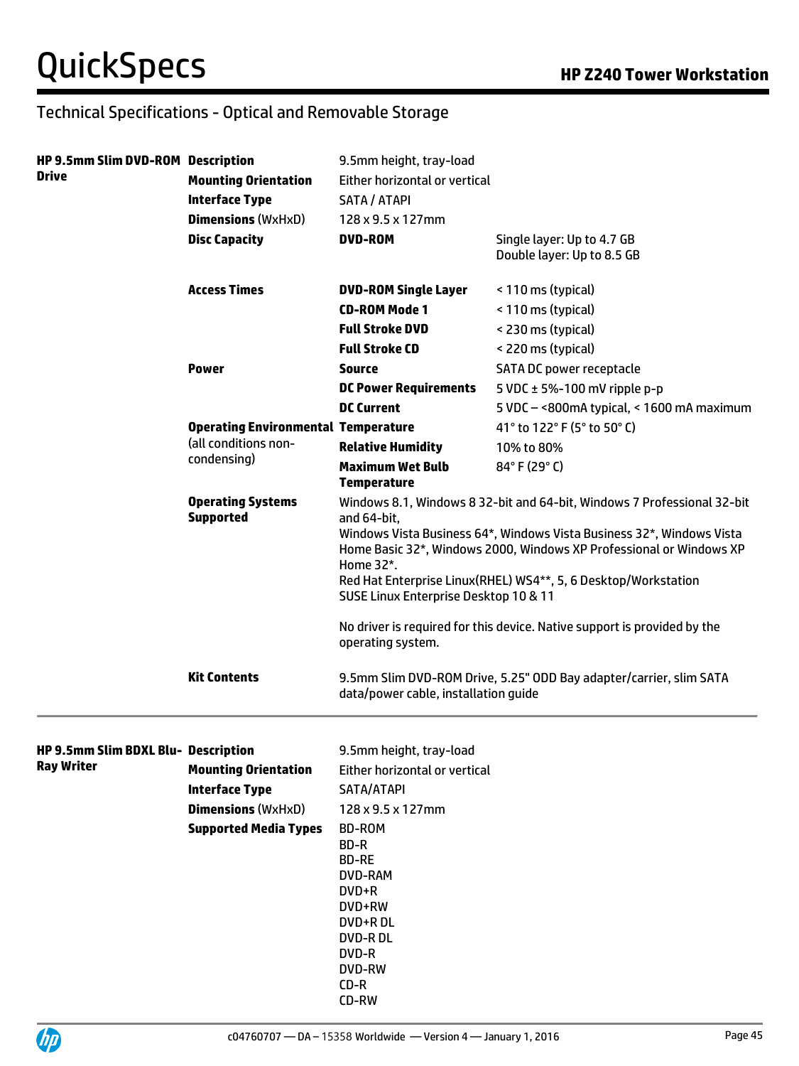## Technical Specifications - Optical and Removable Storage

| | | | |
|---|---|---|---|
| **HP 9.5mm Slim DVD-ROM Drive** | **Description** | 9.5mm height, tray-load | |
| | **Mounting Orientation** | Either horizontal or vertical | |
| | **Interface Type** | SATA / ATAPI | |
| | **Dimensions** (WxHxD) | 128 x 9.5 x 127mm | |
| | **Disc Capacity** | **DVD-ROM** | Single layer: Up to 4.7 GB<br>Double layer: Up to 8.5 GB |
| | **Access Times** | **DVD-ROM Single Layer** | < 110 ms (typical) |
| | | **CD-ROM Mode 1** | < 110 ms (typical) |
| | | **Full Stroke DVD** | < 230 ms (typical) |
| | | **Full Stroke CD** | < 220 ms (typical) |
| | **Power** | **Source** | SATA DC power receptacle |
| | | **DC Power Requirements** | 5 VDC ± 5%-100 mV ripple p-p |
| | | **DC Current** | 5 VDC – <800mA typical, < 1600 mA maximum |
| | **Operating Environmental** (all conditions non-condensing) | **Temperature** | 41° to 122° F (5° to 50° C) |
| | | **Relative Humidity** | 10% to 80% |
| | | **Maximum Wet Bulb Temperature** | 84° F (29° C) |
| | **Operating Systems Supported** | Windows 8.1, Windows 8 32-bit and 64-bit, Windows 7 Professional 32-bit and 64-bit,<br>Windows Vista Business 64*, Windows Vista Business 32*, Windows Vista Home Basic 32*, Windows 2000, Windows XP Professional or Windows XP Home 32*.<br>Red Hat Enterprise Linux(RHEL) WS4**, 5, 6 Desktop/Workstation<br>SUSE Linux Enterprise Desktop 10 & 11<br><br>No driver is required for this device. Native support is provided by the operating system. | |
| | **Kit Contents** | 9.5mm Slim DVD-ROM Drive, 5.25" ODD Bay adapter/carrier, slim SATA data/power cable, installation guide | |

| | | |
|---|---|---|
| **HP 9.5mm Slim BDXL Blu-Ray Writer** | **Description** | 9.5mm height, tray-load |
| | **Mounting Orientation** | Either horizontal or vertical |
| | **Interface Type** | SATA/ATAPI |
| | **Dimensions** (WxHxD) | 128 x 9.5 x 127mm |
| | **Supported Media Types** | BD-ROM<br>BD-R<br>BD-RE<br>DVD-RAM<br>DVD+R<br>DVD+RW<br>DVD+R DL<br>DVD-R DL<br>DVD-R<br>DVD-RW<br>CD-R<br>CD-RW |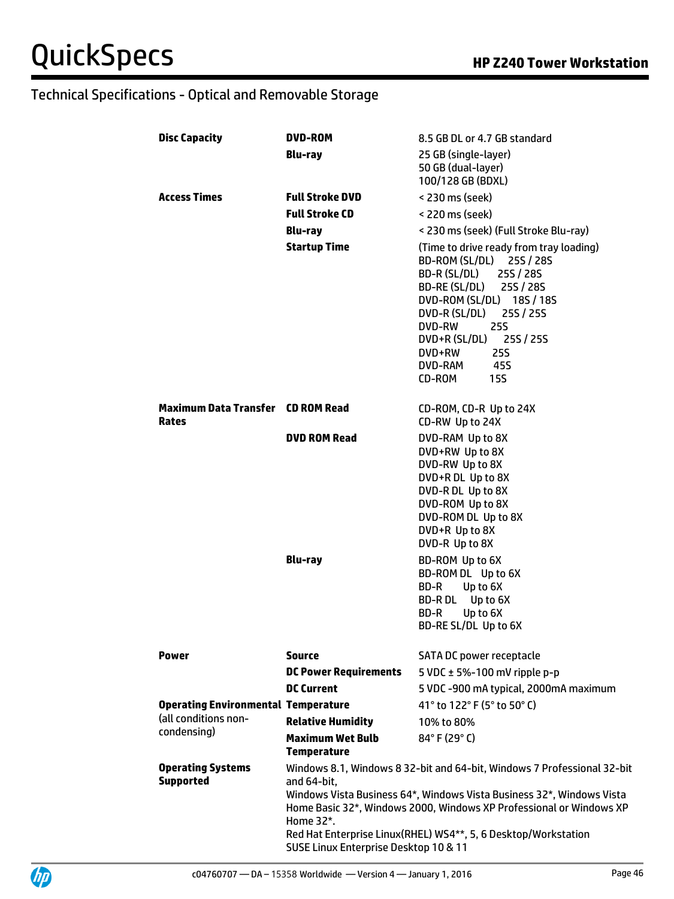## Technical Specifications - Optical and Removable Storage

| | | |
|---|---|---|
| **Disc Capacity** | **DVD-ROM** | 8.5 GB DL or 4.7 GB standard |
| | **Blu-ray** | 25 GB (single-layer)<br>50 GB (dual-layer)<br>100/128 GB (BDXL) |
| **Access Times** | **Full Stroke DVD** | < 230 ms (seek) |
| | **Full Stroke CD** | < 220 ms (seek) |
| | **Blu-ray** | < 230 ms (seek) (Full Stroke Blu-ray) |
| | **Startup Time** | (Time to drive ready from tray loading)<br>BD-ROM (SL/DL) 25S / 28S<br>BD-R (SL/DL) 25S / 28S<br>BD-RE (SL/DL) 25S / 28S<br>DVD-ROM (SL/DL) 18S / 18S<br>DVD-R (SL/DL) 25S / 25S<br>DVD-RW 25S<br>DVD+R (SL/DL) 25S / 25S<br>DVD+RW 25S<br>DVD-RAM 45S<br>CD-ROM 15S |
| **Maximum Data Transfer Rates** | **CD ROM Read** | CD-ROM, CD-R Up to 24X<br>CD-RW Up to 24X |
| | **DVD ROM Read** | DVD-RAM Up to 8X<br>DVD+RW Up to 8X<br>DVD-RW Up to 8X<br>DVD+R DL Up to 8X<br>DVD-R DL Up to 8X<br>DVD-ROM Up to 8X<br>DVD-ROM DL Up to 8X<br>DVD+R Up to 8X<br>DVD-R Up to 8X |
| | **Blu-ray** | BD-ROM Up to 6X<br>BD-ROM DL Up to 6X<br>BD-R Up to 6X<br>BD-R DL Up to 6X<br>BD-R Up to 6X<br>BD-RE SL/DL Up to 6X |
| **Power** | **Source** | SATA DC power receptacle |
| | **DC Power Requirements** | 5 VDC ± 5%-100 mV ripple p-p |
| | **DC Current** | 5 VDC -900 mA typical, 2000mA maximum |
| **Operating Environmental** (all conditions non-condensing) | **Temperature** | 41° to 122° F (5° to 50° C) |
| | **Relative Humidity** | 10% to 80% |
| | **Maximum Wet Bulb Temperature** | 84° F (29° C) |
| **Operating Systems Supported** | Windows 8.1, Windows 8 32-bit and 64-bit, Windows 7 Professional 32-bit and 64-bit,<br>Windows Vista Business 64*, Windows Vista Business 32*, Windows Vista Home Basic 32*, Windows 2000, Windows XP Professional or Windows XP Home 32*.<br>Red Hat Enterprise Linux(RHEL) WS4**, 5, 6 Desktop/Workstation<br>SUSE Linux Enterprise Desktop 10 & 11 | |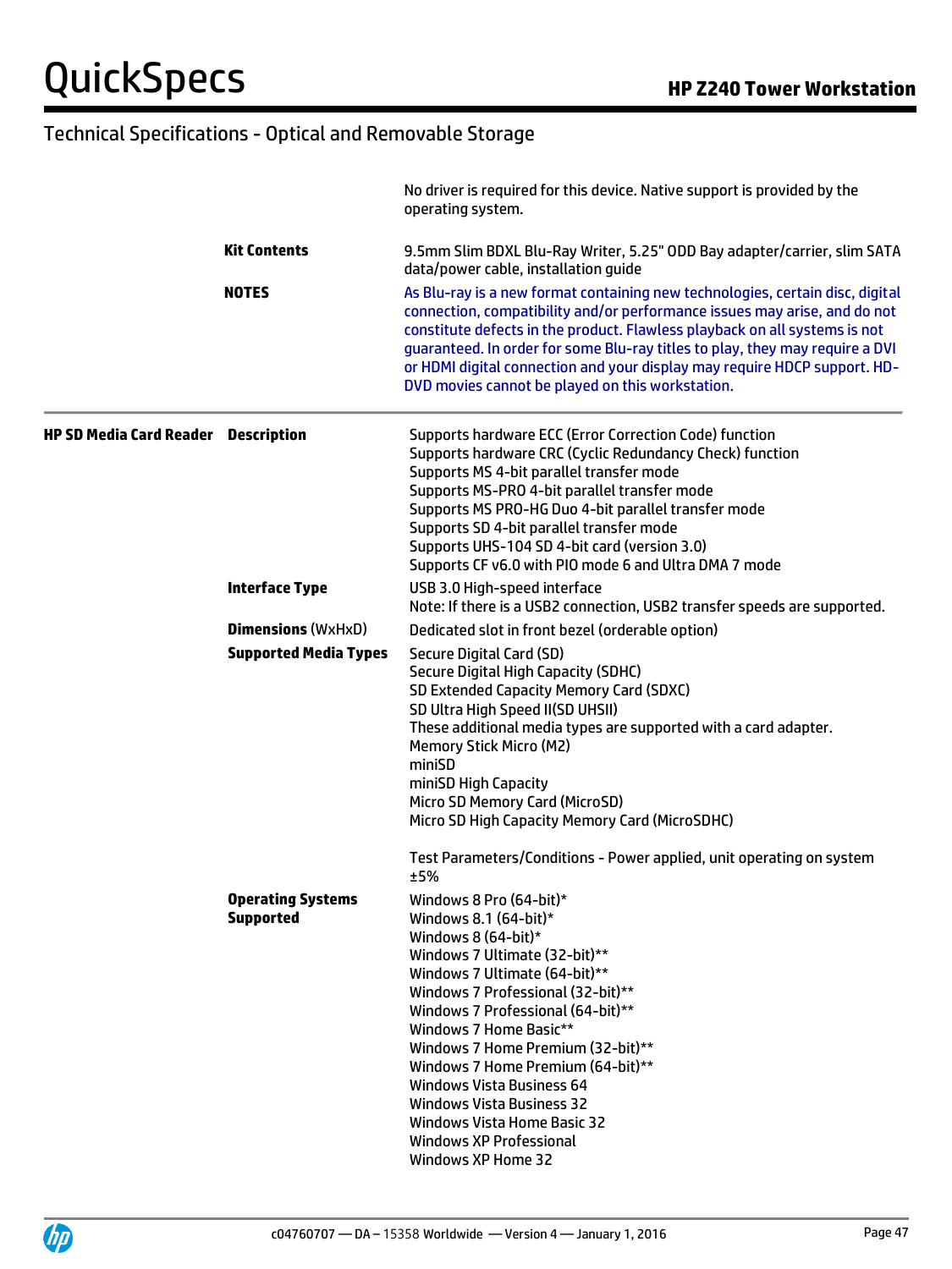## Technical Specifications - Optical and Removable Storage

| | | |
|---|---|---|
| | | No driver is required for this device. Native support is provided by the operating system. |
| | **Kit Contents** | 9.5mm Slim BDXL Blu-Ray Writer, 5.25" ODD Bay adapter/carrier, slim SATA data/power cable, installation guide |
| | **NOTES** | As Blu-ray is a new format containing new technologies, certain disc, digital connection, compatibility and/or performance issues may arise, and do not constitute defects in the product. Flawless playback on all systems is not guaranteed. In order for some Blu-ray titles to play, they may require a DVI or HDMI digital connection and your display may require HDCP support. HD-DVD movies cannot be played on this workstation. |
| **HP SD Media Card Reader** | **Description** | Supports hardware ECC (Error Correction Code) function<br>Supports hardware CRC (Cyclic Redundancy Check) function<br>Supports MS 4-bit parallel transfer mode<br>Supports MS-PRO 4-bit parallel transfer mode<br>Supports MS PRO-HG Duo 4-bit parallel transfer mode<br>Supports SD 4-bit parallel transfer mode<br>Supports UHS-104 SD 4-bit card (version 3.0)<br>Supports CF v6.0 with PIO mode 6 and Ultra DMA 7 mode |
| | **Interface Type** | USB 3.0 High-speed interface<br>Note: If there is a USB2 connection, USB2 transfer speeds are supported. |
| | **Dimensions** (WxHxD) | Dedicated slot in front bezel (orderable option) |
| | **Supported Media Types** | Secure Digital Card (SD)<br>Secure Digital High Capacity (SDHC)<br>SD Extended Capacity Memory Card (SDXC)<br>SD Ultra High Speed II(SD UHSII)<br>These additional media types are supported with a card adapter.<br>Memory Stick Micro (M2)<br>miniSD<br>miniSD High Capacity<br>Micro SD Memory Card (MicroSD)<br>Micro SD High Capacity Memory Card (MicroSDHC)<br><br>Test Parameters/Conditions - Power applied, unit operating on system ±5% |
| | **Operating Systems Supported** | Windows 8 Pro (64-bit)*<br>Windows 8.1 (64-bit)*<br>Windows 8 (64-bit)*<br>Windows 7 Ultimate (32-bit)**<br>Windows 7 Ultimate (64-bit)**<br>Windows 7 Professional (32-bit)**<br>Windows 7 Professional (64-bit)**<br>Windows 7 Home Basic**<br>Windows 7 Home Premium (32-bit)**<br>Windows 7 Home Premium (64-bit)**<br>Windows Vista Business 64<br>Windows Vista Business 32<br>Windows Vista Home Basic 32<br>Windows XP Professional<br>Windows XP Home 32 |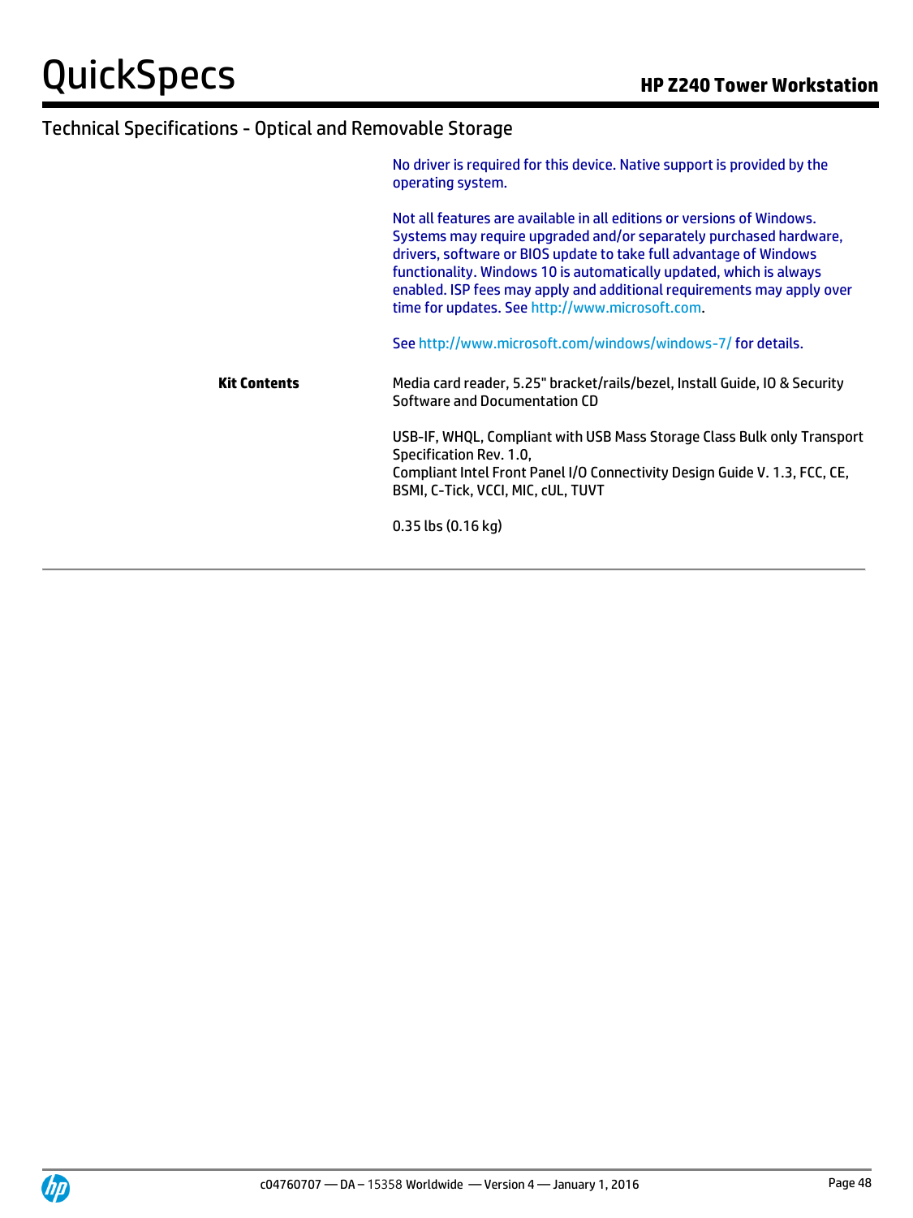## Technical Specifications - Optical and Removable Storage

|  |  |
|---|---|
|  | No driver is required for this device. Native support is provided by the operating system.<br><br>Not all features are available in all editions or versions of Windows. Systems may require upgraded and/or separately purchased hardware, drivers, software or BIOS update to take full advantage of Windows functionality. Windows 10 is automatically updated, which is always enabled. ISP fees may apply and additional requirements may apply over time for updates. See http://www.microsoft.com.<br><br>See http://www.microsoft.com/windows/windows-7/ for details. |
| **Kit Contents** | Media card reader, 5.25" bracket/rails/bezel, Install Guide, IO & Security Software and Documentation CD<br><br>USB-IF, WHQL, Compliant with USB Mass Storage Class Bulk only Transport Specification Rev. 1.0,<br>Compliant Intel Front Panel I/O Connectivity Design Guide V. 1.3, FCC, CE, BSMI, C-Tick, VCCI, MIC, cUL, TUVT<br><br>0.35 lbs (0.16 kg) |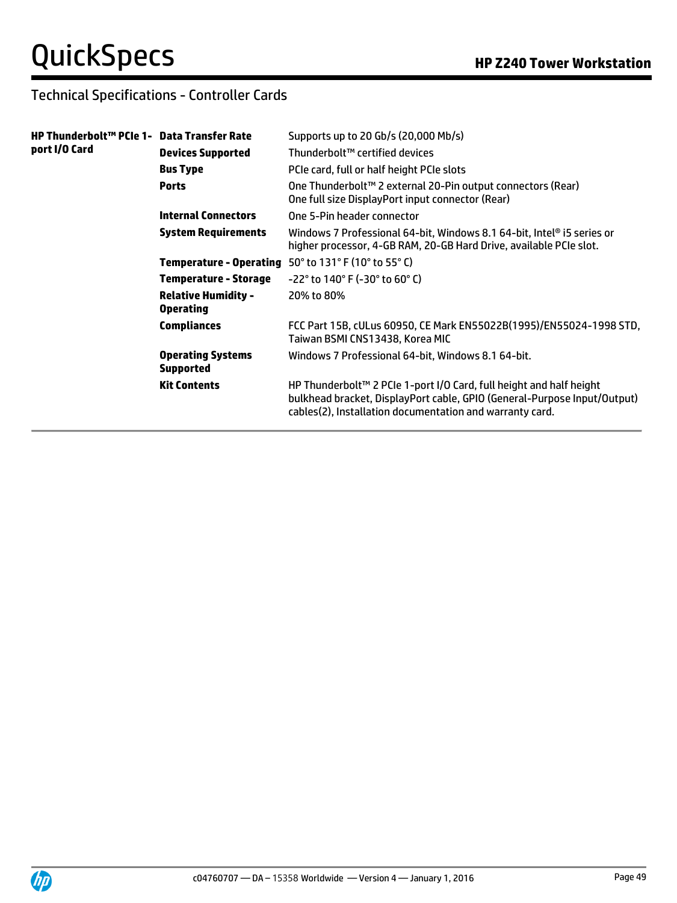## Technical Specifications - Controller Cards

| | | |
|---|---|---|
| **HP Thunderbolt™ PCIe 1-port I/O Card** | **Data Transfer Rate** | Supports up to 20 Gb/s (20,000 Mb/s) |
| | **Devices Supported** | Thunderbolt™ certified devices |
| | **Bus Type** | PCIe card, full or half height PCIe slots |
| | **Ports** | One Thunderbolt™ 2 external 20-Pin output connectors (Rear)<br>One full size DisplayPort input connector (Rear) |
| | **Internal Connectors** | One 5-Pin header connector |
| | **System Requirements** | Windows 7 Professional 64-bit, Windows 8.1 64-bit, Intel® i5 series or higher processor, 4-GB RAM, 20-GB Hard Drive, available PCIe slot. |
| | **Temperature - Operating** | 50° to 131° F (10° to 55° C) |
| | **Temperature - Storage** | -22° to 140° F (-30° to 60° C) |
| | **Relative Humidity - Operating** | 20% to 80% |
| | **Compliances** | FCC Part 15B, cULus 60950, CE Mark EN55022B(1995)/EN55024-1998 STD, Taiwan BSMI CNS13438, Korea MIC |
| | **Operating Systems Supported** | Windows 7 Professional 64-bit, Windows 8.1 64-bit. |
| | **Kit Contents** | HP Thunderbolt™ 2 PCIe 1-port I/O Card, full height and half height bulkhead bracket, DisplayPort cable, GPIO (General-Purpose Input/Output) cables(2), Installation documentation and warranty card. |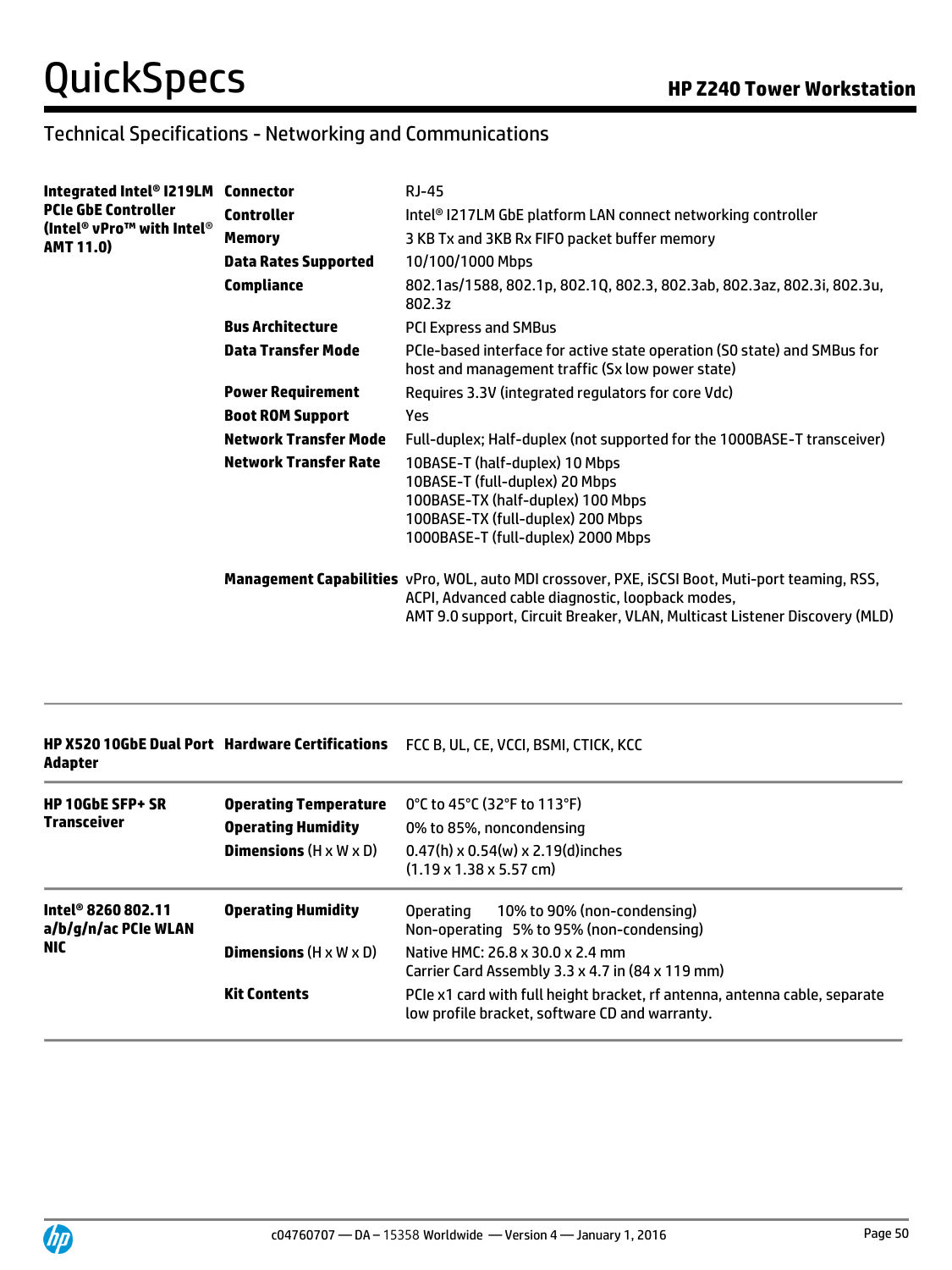## Technical Specifications - Networking and Communications

| | | |
|---|---|---|
| **Integrated Intel® I219LM PCIe GbE Controller (Intel® vPro™ with Intel® AMT 11.0)** | **Connector** | RJ-45 |
| | **Controller** | Intel® I217LM GbE platform LAN connect networking controller |
| | **Memory** | 3 KB Tx and 3KB Rx FIFO packet buffer memory |
| | **Data Rates Supported** | 10/100/1000 Mbps |
| | **Compliance** | 802.1as/1588, 802.1p, 802.1Q, 802.3, 802.3ab, 802.3az, 802.3i, 802.3u, 802.3z |
| | **Bus Architecture** | PCI Express and SMBus |
| | **Data Transfer Mode** | PCIe-based interface for active state operation (S0 state) and SMBus for host and management traffic (Sx low power state) |
| | **Power Requirement** | Requires 3.3V (integrated regulators for core Vdc) |
| | **Boot ROM Support** | Yes |
| | **Network Transfer Mode** | Full-duplex; Half-duplex (not supported for the 1000BASE-T transceiver) |
| | **Network Transfer Rate** | 10BASE-T (half-duplex) 10 Mbps<br>10BASE-T (full-duplex) 20 Mbps<br>100BASE-TX (half-duplex) 100 Mbps<br>100BASE-TX (full-duplex) 200 Mbps<br>1000BASE-T (full-duplex) 2000 Mbps |
| | **Management Capabilities** | vPro, WOL, auto MDI crossover, PXE, iSCSI Boot, Muti-port teaming, RSS, ACPI, Advanced cable diagnostic, loopback modes,<br>AMT 9.0 support, Circuit Breaker, VLAN, Multicast Listener Discovery (MLD) |

| | | |
|---|---|---|
| **HP X520 10GbE Dual Port Adapter** | **Hardware Certifications** | FCC B, UL, CE, VCCI, BSMI, CTICK, KCC |
| **HP 10GbE SFP+ SR Transceiver** | **Operating Temperature** | 0°C to 45°C (32°F to 113°F) |
| | **Operating Humidity** | 0% to 85%, noncondensing |
| | **Dimensions** (H x W x D) | 0.47(h) x 0.54(w) x 2.19(d)inches<br>(1.19 x 1.38 x 5.57 cm) |
| **Intel® 8260 802.11 a/b/g/n/ac PCIe WLAN NIC** | **Operating Humidity** | Operating 10% to 90% (non-condensing)<br>Non-operating 5% to 95% (non-condensing) |
| | **Dimensions** (H x W x D) | Native HMC: 26.8 x 30.0 x 2.4 mm<br>Carrier Card Assembly 3.3 x 4.7 in (84 x 119 mm) |
| | **Kit Contents** | PCIe x1 card with full height bracket, rf antenna, antenna cable, separate low profile bracket, software CD and warranty. |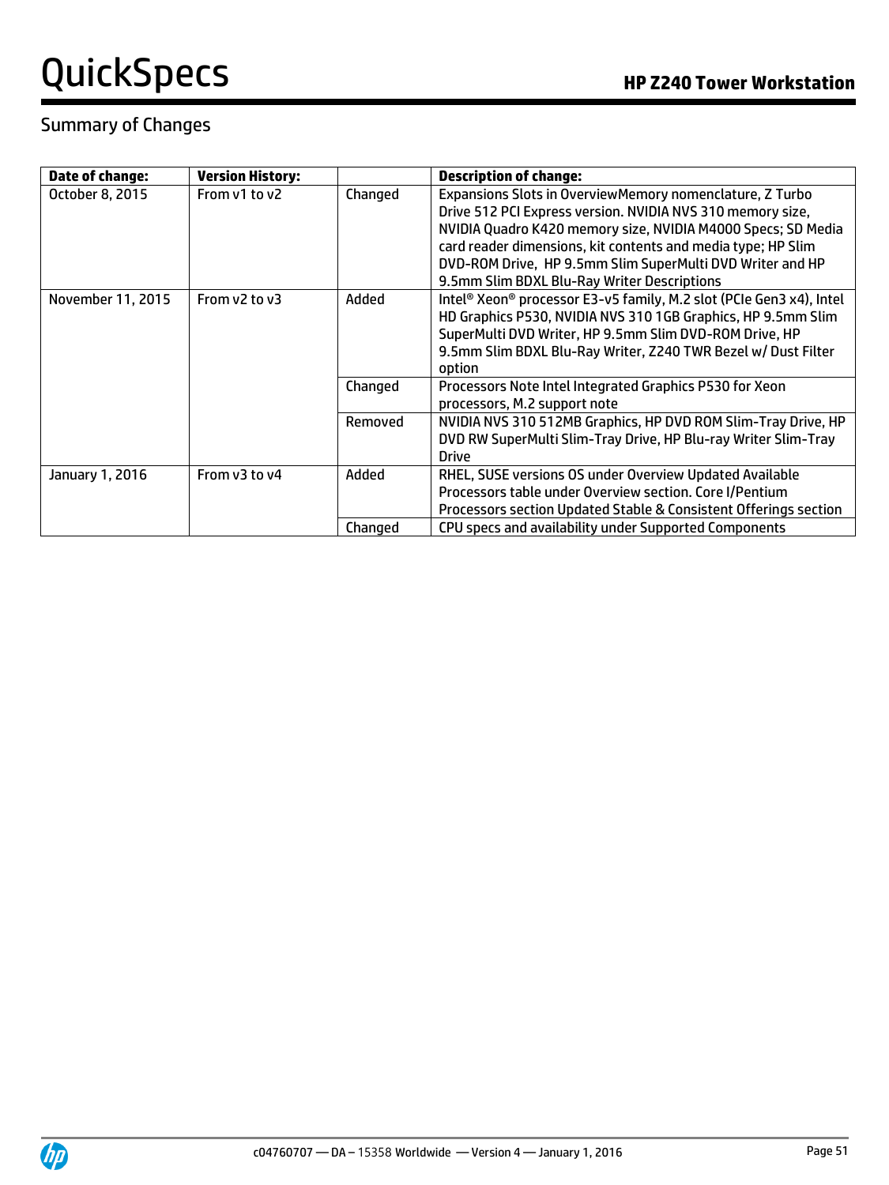## Summary of Changes

| Date of change: | Version History: | | Description of change: |
|---|---|---|---|
| October 8, 2015 | From v1 to v2 | Changed | Expansions Slots in OverviewMemory nomenclature, Z Turbo Drive 512 PCI Express version. NVIDIA NVS 310 memory size, NVIDIA Quadro K420 memory size, NVIDIA M4000 Specs; SD Media card reader dimensions, kit contents and media type; HP Slim DVD-ROM Drive, HP 9.5mm Slim SuperMulti DVD Writer and HP 9.5mm Slim BDXL Blu-Ray Writer Descriptions |
| November 11, 2015 | From v2 to v3 | Added | Intel® Xeon® processor E3-v5 family, M.2 slot (PCIe Gen3 x4), Intel HD Graphics P530, NVIDIA NVS 310 1GB Graphics, HP 9.5mm Slim SuperMulti DVD Writer, HP 9.5mm Slim DVD-ROM Drive, HP 9.5mm Slim BDXL Blu-Ray Writer, Z240 TWR Bezel w/ Dust Filter option |
| | | Changed | Processors Note Intel Integrated Graphics P530 for Xeon processors, M.2 support note |
| | | Removed | NVIDIA NVS 310 512MB Graphics, HP DVD ROM Slim-Tray Drive, HP DVD RW SuperMulti Slim-Tray Drive, HP Blu-ray Writer Slim-Tray Drive |
| January 1, 2016 | From v3 to v4 | Added | RHEL, SUSE versions OS under Overview Updated Available Processors table under Overview section. Core I/Pentium Processors section Updated Stable & Consistent Offerings section |
| | | Changed | CPU specs and availability under Supported Components |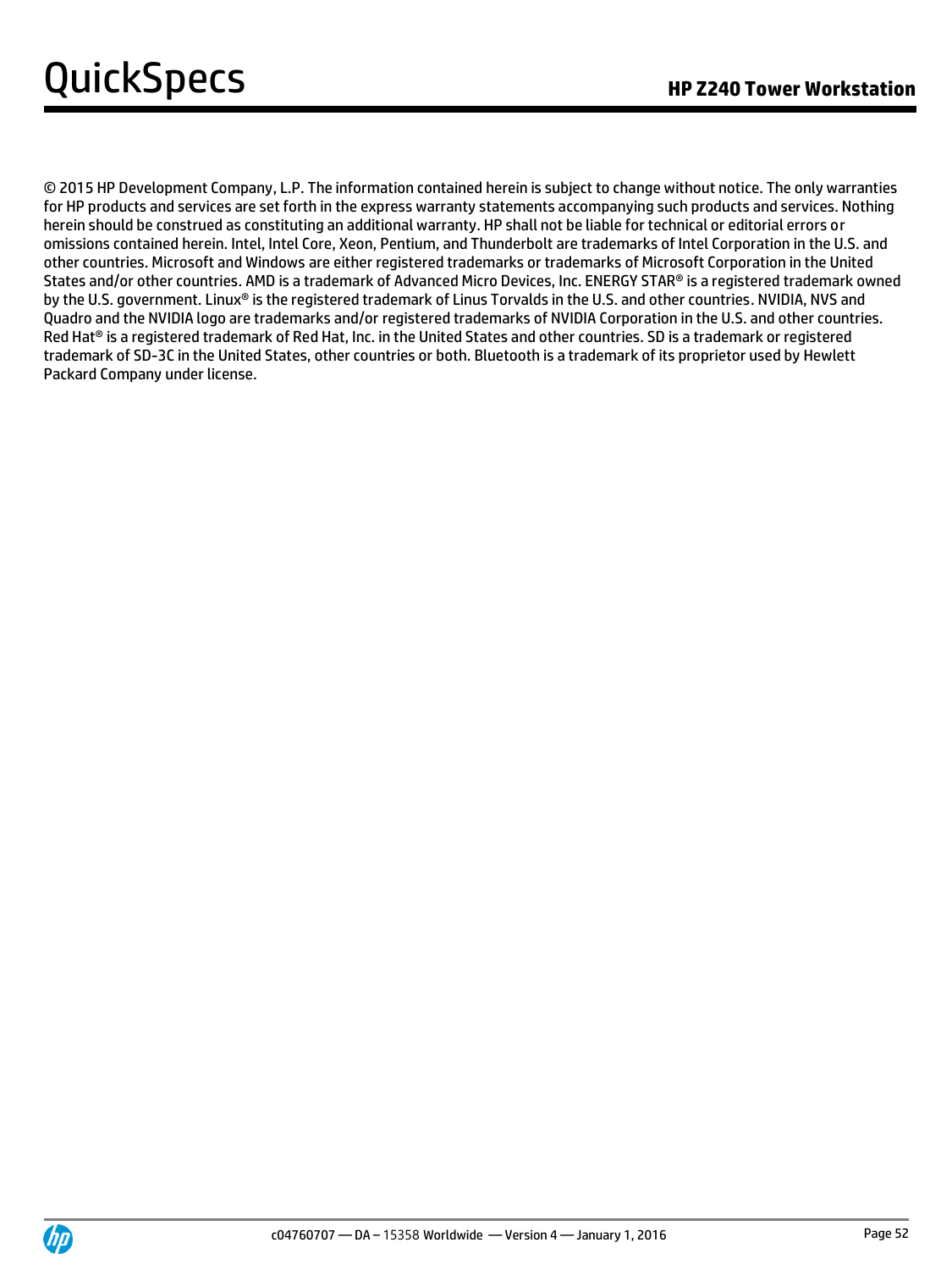© 2015 HP Development Company, L.P. The information contained herein is subject to change without notice. The only warranties for HP products and services are set forth in the express warranty statements accompanying such products and services. Nothing herein should be construed as constituting an additional warranty. HP shall not be liable for technical or editorial errors or omissions contained herein. Intel, Intel Core, Xeon, Pentium, and Thunderbolt are trademarks of Intel Corporation in the U.S. and other countries. Microsoft and Windows are either registered trademarks or trademarks of Microsoft Corporation in the United States and/or other countries. AMD is a trademark of Advanced Micro Devices, Inc. ENERGY STAR® is a registered trademark owned by the U.S. government. Linux® is the registered trademark of Linus Torvalds in the U.S. and other countries. NVIDIA, NVS and Quadro and the NVIDIA logo are trademarks and/or registered trademarks of NVIDIA Corporation in the U.S. and other countries. Red Hat® is a registered trademark of Red Hat, Inc. in the United States and other countries. SD is a trademark or registered trademark of SD-3C in the United States, other countries or both. Bluetooth is a trademark of its proprietor used by Hewlett Packard Company under license.